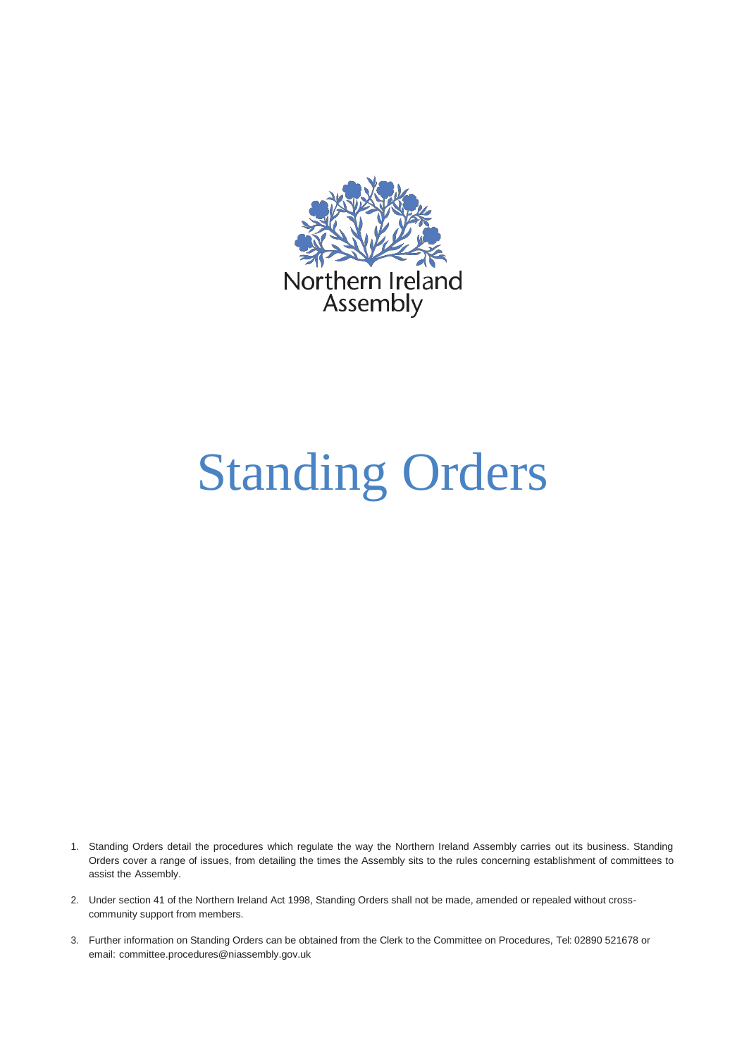Northern Ireland Assembly

# Standing Orders

1. Standing Orders detail the procedures which regulate the way the Northern Ireland Assembly carries out its business. Standing Orders cover a range of issues, from detailing the times the Assembly sits to the rules concerning establishment of committees to assist the Assembly.
2. Under section 41 of the Northern Ireland Act 1998, Standing Orders shall not be made, amended or repealed without cross-community support from members.
3. Further information on Standing Orders can be obtained from the Clerk to the Committee on Procedures, Tel: 02890 521678 or email: committee.procedures@niassembly.gov.uk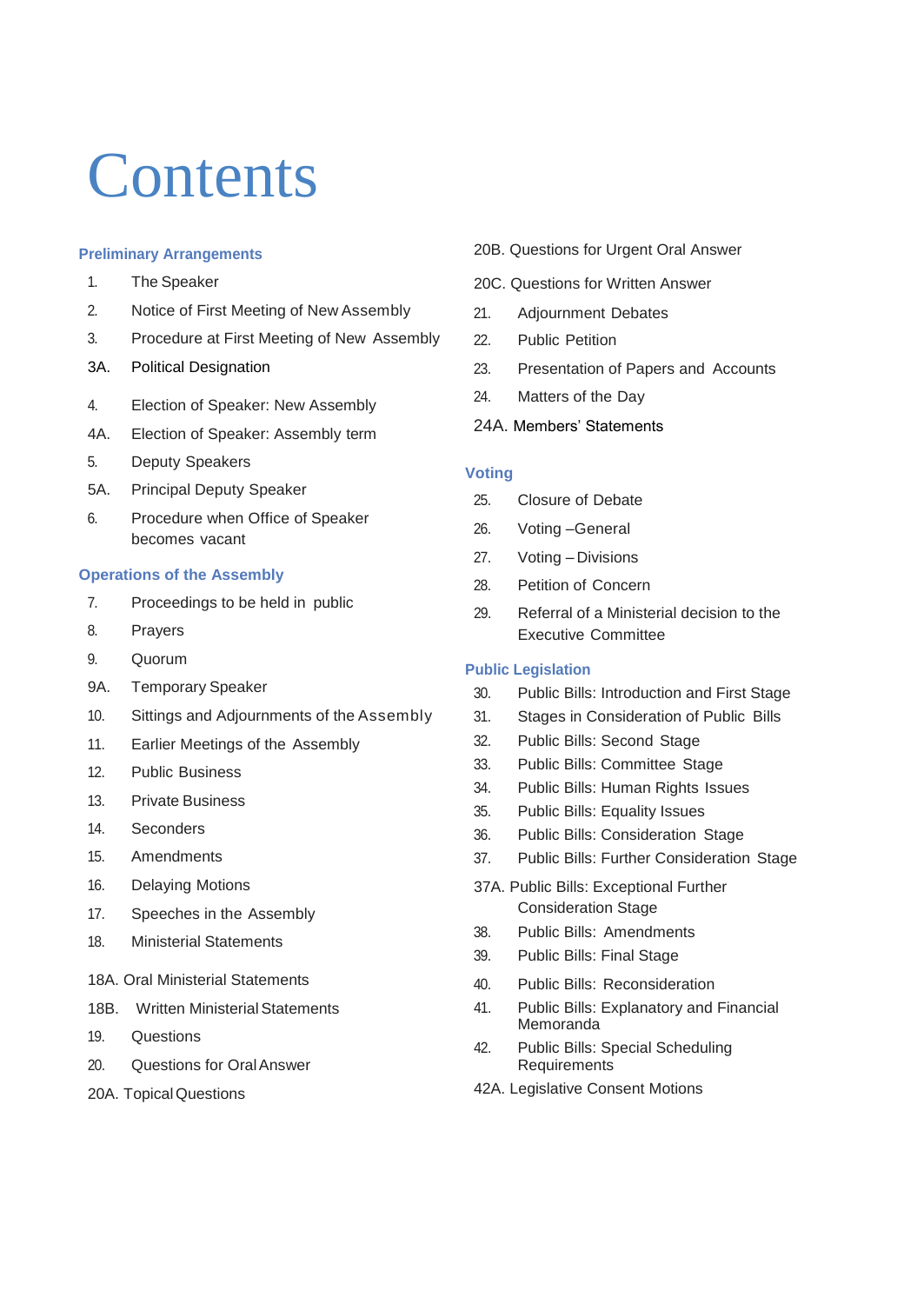# Contents

### Preliminary Arrangements

1. The Speaker
2. Notice of First Meeting of New Assembly
3. Procedure at First Meeting of New Assembly

3A. Political Designation

4. Election of Speaker: New Assembly

4A. Election of Speaker: Assembly term

5. Deputy Speakers

5A. Principal Deputy Speaker

6. Procedure when Office of Speaker becomes vacant

### Operations of the Assembly

7. Proceedings to be held in public
8. Prayers
9. Quorum

9A. Temporary Speaker

10. Sittings and Adjournments of the Assembly
11. Earlier Meetings of the Assembly
12. Public Business
13. Private Business
14. Seconders
15. Amendments
16. Delaying Motions
17. Speeches in the Assembly
18. Ministerial Statements

18A. Oral Ministerial Statements

18B. Written Ministerial Statements

19. Questions
20. Questions for Oral Answer

20A. Topical Questions

20B. Questions for Urgent Oral Answer

20C. Questions for Written Answer

21. Adjournment Debates
22. Public Petition
23. Presentation of Papers and Accounts
24. Matters of the Day

24A. Members' Statements

### Voting

25. Closure of Debate
26. Voting –General
27. Voting – Divisions
28. Petition of Concern
29. Referral of a Ministerial decision to the Executive Committee

### Public Legislation

30. Public Bills: Introduction and First Stage
31. Stages in Consideration of Public Bills
32. Public Bills: Second Stage
33. Public Bills: Committee Stage
34. Public Bills: Human Rights Issues
35. Public Bills: Equality Issues
36. Public Bills: Consideration Stage
37. Public Bills: Further Consideration Stage

37A. Public Bills: Exceptional Further Consideration Stage

38. Public Bills: Amendments
39. Public Bills: Final Stage
40. Public Bills: Reconsideration
41. Public Bills: Explanatory and Financial Memoranda
42. Public Bills: Special Scheduling Requirements

42A. Legislative Consent Motions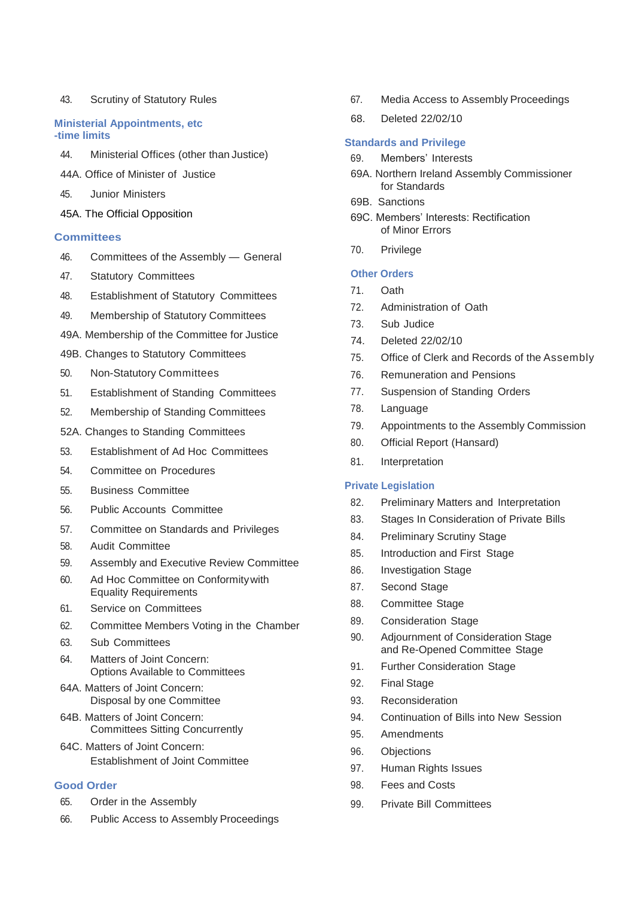43. Scrutiny of Statutory Rules

### Ministerial Appointments, etc -time limits

44. Ministerial Offices (other than Justice)

44A. Office of Minister of Justice

45. Junior Ministers

45A. The Official Opposition

### Committees

46. Committees of the Assembly — General

47. Statutory Committees

48. Establishment of Statutory Committees

49. Membership of Statutory Committees

49A. Membership of the Committee for Justice

49B. Changes to Statutory Committees

50. Non-Statutory Committees

51. Establishment of Standing Committees

52. Membership of Standing Committees

52A. Changes to Standing Committees

53. Establishment of Ad Hoc Committees

54. Committee on Procedures

55. Business Committee

56. Public Accounts Committee

57. Committee on Standards and Privileges

58. Audit Committee

59. Assembly and Executive Review Committee

60. Ad Hoc Committee on Conformity with Equality Requirements

61. Service on Committees

62. Committee Members Voting in the Chamber

63. Sub Committees

64. Matters of Joint Concern: Options Available to Committees

64A. Matters of Joint Concern: Disposal by one Committee

64B. Matters of Joint Concern: Committees Sitting Concurrently

64C. Matters of Joint Concern: Establishment of Joint Committee

### Good Order

65. Order in the Assembly

66. Public Access to Assembly Proceedings

67. Media Access to Assembly Proceedings

68. Deleted 22/02/10

### Standards and Privilege

69. Members' Interests

69A. Northern Ireland Assembly Commissioner for Standards

69B. Sanctions

69C. Members' Interests: Rectification of Minor Errors

70. Privilege

### Other Orders

71. Oath

72. Administration of Oath

73. Sub Judice

74. Deleted 22/02/10

75. Office of Clerk and Records of the Assembly

76. Remuneration and Pensions

77. Suspension of Standing Orders

78. Language

79. Appointments to the Assembly Commission

80. Official Report (Hansard)

81. Interpretation

### Private Legislation

82. Preliminary Matters and Interpretation

83. Stages In Consideration of Private Bills

84. Preliminary Scrutiny Stage

85. Introduction and First Stage

86. Investigation Stage

87. Second Stage

88. Committee Stage

89. Consideration Stage

90. Adjournment of Consideration Stage and Re-Opened Committee Stage

91. Further Consideration Stage

92. Final Stage

93. Reconsideration

94. Continuation of Bills into New Session

95. Amendments

96. Objections

97. Human Rights Issues

98. Fees and Costs

99. Private Bill Committees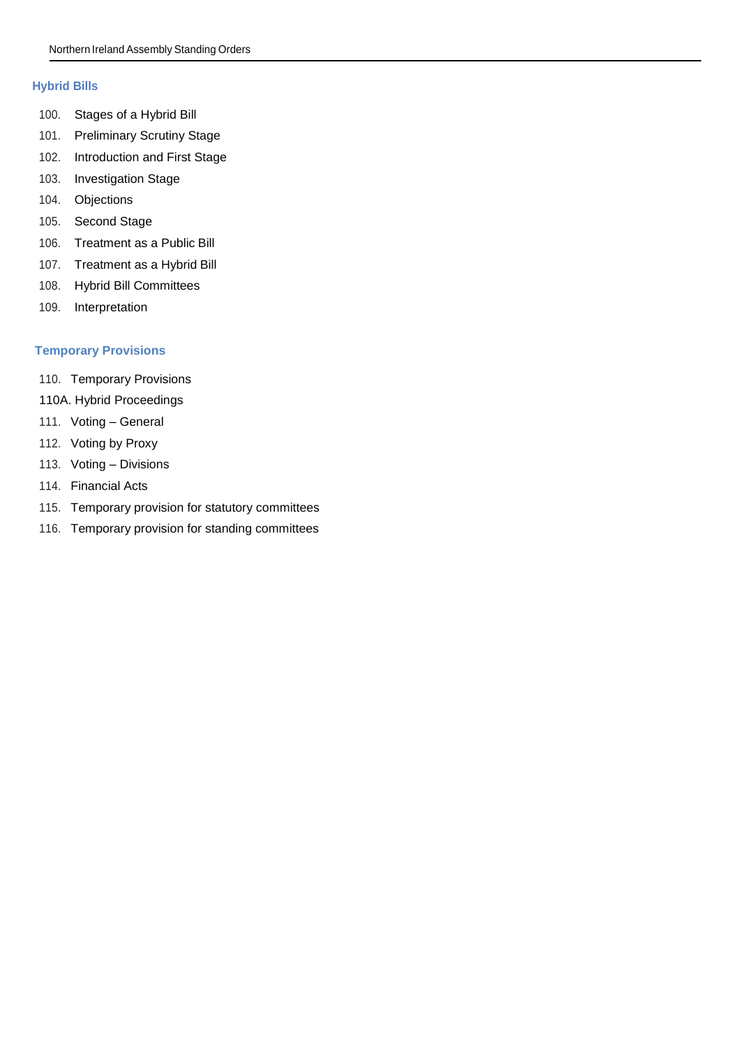## Hybrid Bills

100. Stages of a Hybrid Bill
101. Preliminary Scrutiny Stage
102. Introduction and First Stage
103. Investigation Stage
104. Objections
105. Second Stage
106. Treatment as a Public Bill
107. Treatment as a Hybrid Bill
108. Hybrid Bill Committees
109. Interpretation

## Temporary Provisions

110. Temporary Provisions

110A. Hybrid Proceedings

111. Voting – General
112. Voting by Proxy
113. Voting – Divisions
114. Financial Acts
115. Temporary provision for statutory committees
116. Temporary provision for standing committees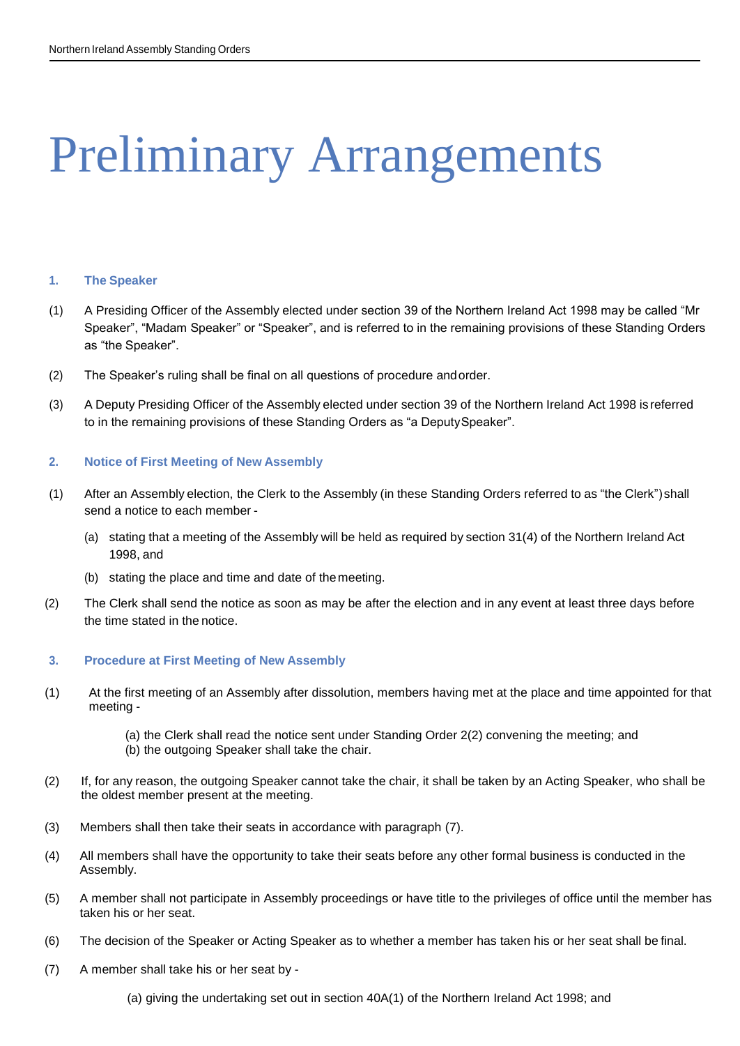# Preliminary Arrangements

### 1. The Speaker

(1) A Presiding Officer of the Assembly elected under section 39 of the Northern Ireland Act 1998 may be called "Mr Speaker", "Madam Speaker" or "Speaker", and is referred to in the remaining provisions of these Standing Orders as "the Speaker".

(2) The Speaker's ruling shall be final on all questions of procedure and order.

(3) A Deputy Presiding Officer of the Assembly elected under section 39 of the Northern Ireland Act 1998 is referred to in the remaining provisions of these Standing Orders as "a Deputy Speaker".

### 2. Notice of First Meeting of New Assembly

(1) After an Assembly election, the Clerk to the Assembly (in these Standing Orders referred to as "the Clerk") shall send a notice to each member -

- (a) stating that a meeting of the Assembly will be held as required by section 31(4) of the Northern Ireland Act 1998, and
- (b) stating the place and time and date of the meeting.

(2) The Clerk shall send the notice as soon as may be after the election and in any event at least three days before the time stated in the notice.

### 3. Procedure at First Meeting of New Assembly

(1) At the first meeting of an Assembly after dissolution, members having met at the place and time appointed for that meeting -

- (a) the Clerk shall read the notice sent under Standing Order 2(2) convening the meeting; and
- (b) the outgoing Speaker shall take the chair.

(2) If, for any reason, the outgoing Speaker cannot take the chair, it shall be taken by an Acting Speaker, who shall be the oldest member present at the meeting.

(3) Members shall then take their seats in accordance with paragraph (7).

(4) All members shall have the opportunity to take their seats before any other formal business is conducted in the Assembly.

(5) A member shall not participate in Assembly proceedings or have title to the privileges of office until the member has taken his or her seat.

(6) The decision of the Speaker or Acting Speaker as to whether a member has taken his or her seat shall be final.

(7) A member shall take his or her seat by -

- (a) giving the undertaking set out in section 40A(1) of the Northern Ireland Act 1998; and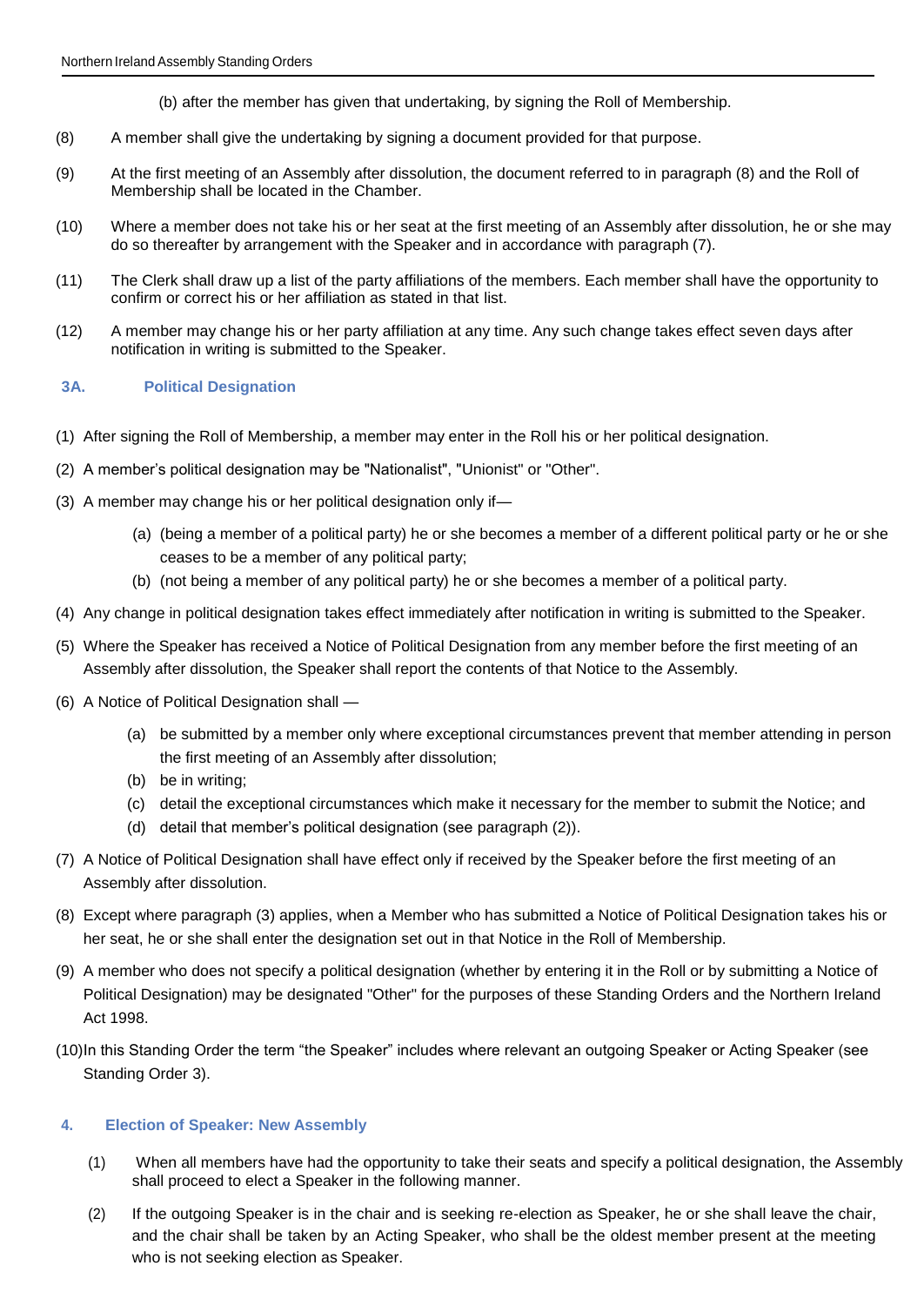(b) after the member has given that undertaking, by signing the Roll of Membership.

(8) A member shall give the undertaking by signing a document provided for that purpose.

(9) At the first meeting of an Assembly after dissolution, the document referred to in paragraph (8) and the Roll of Membership shall be located in the Chamber.

(10) Where a member does not take his or her seat at the first meeting of an Assembly after dissolution, he or she may do so thereafter by arrangement with the Speaker and in accordance with paragraph (7).

(11) The Clerk shall draw up a list of the party affiliations of the members. Each member shall have the opportunity to confirm or correct his or her affiliation as stated in that list.

(12) A member may change his or her party affiliation at any time. Any such change takes effect seven days after notification in writing is submitted to the Speaker.

## 3A. Political Designation

(1) After signing the Roll of Membership, a member may enter in the Roll his or her political designation.

(2) A member's political designation may be "Nationalist", "Unionist" or "Other".

(3) A member may change his or her political designation only if—

(a) (being a member of a political party) he or she becomes a member of a different political party or he or she ceases to be a member of any political party;

(b) (not being a member of any political party) he or she becomes a member of a political party.

(4) Any change in political designation takes effect immediately after notification in writing is submitted to the Speaker.

(5) Where the Speaker has received a Notice of Political Designation from any member before the first meeting of an Assembly after dissolution, the Speaker shall report the contents of that Notice to the Assembly.

(6) A Notice of Political Designation shall —

(a) be submitted by a member only where exceptional circumstances prevent that member attending in person the first meeting of an Assembly after dissolution;

(b) be in writing;

(c) detail the exceptional circumstances which make it necessary for the member to submit the Notice; and

(d) detail that member's political designation (see paragraph (2)).

(7) A Notice of Political Designation shall have effect only if received by the Speaker before the first meeting of an Assembly after dissolution.

(8) Except where paragraph (3) applies, when a Member who has submitted a Notice of Political Designation takes his or her seat, he or she shall enter the designation set out in that Notice in the Roll of Membership.

(9) A member who does not specify a political designation (whether by entering it in the Roll or by submitting a Notice of Political Designation) may be designated "Other" for the purposes of these Standing Orders and the Northern Ireland Act 1998.

(10) In this Standing Order the term "the Speaker" includes where relevant an outgoing Speaker or Acting Speaker (see Standing Order 3).

## 4. Election of Speaker: New Assembly

(1) When all members have had the opportunity to take their seats and specify a political designation, the Assembly shall proceed to elect a Speaker in the following manner.

(2) If the outgoing Speaker is in the chair and is seeking re-election as Speaker, he or she shall leave the chair, and the chair shall be taken by an Acting Speaker, who shall be the oldest member present at the meeting who is not seeking election as Speaker.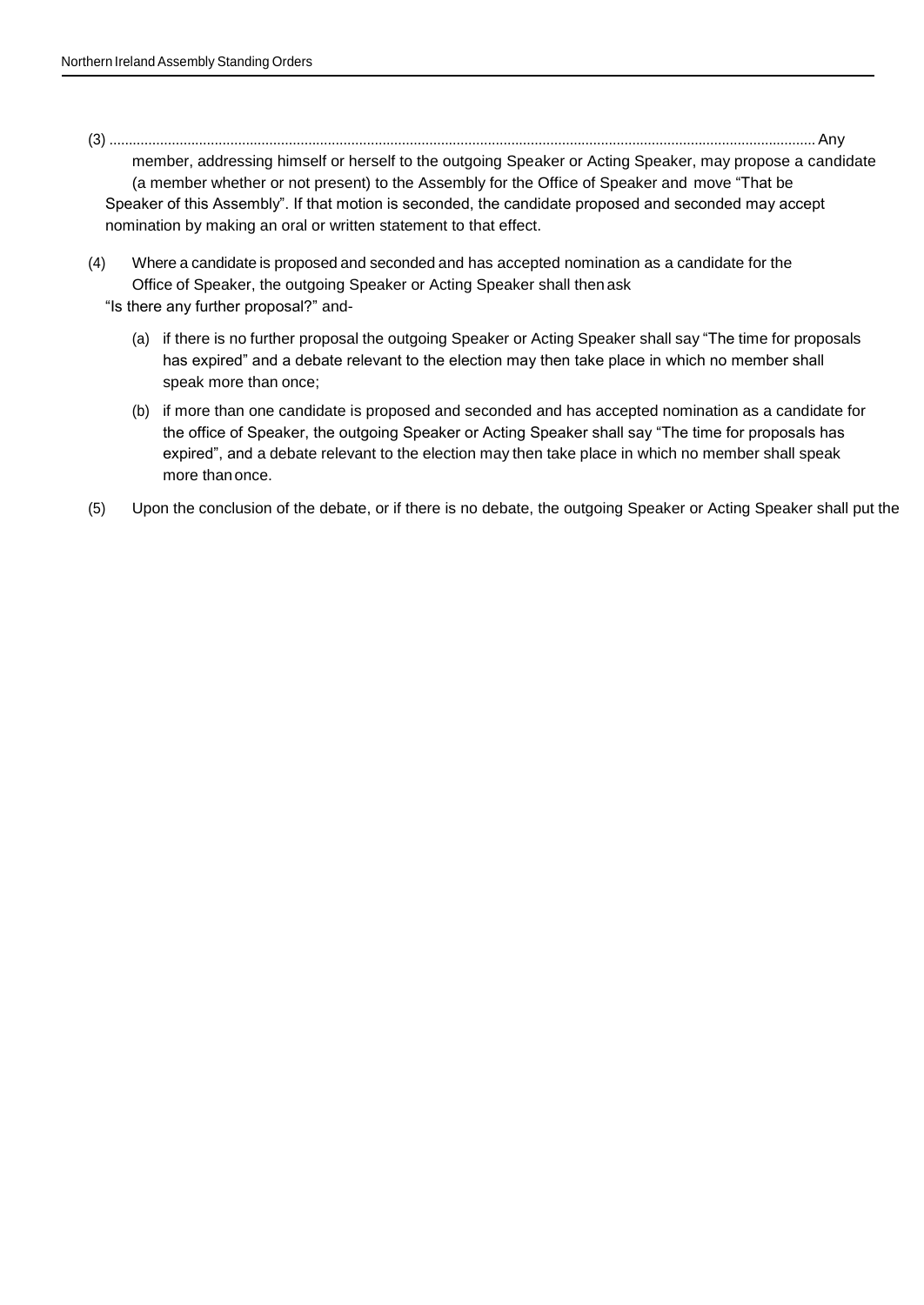(3) ........................................................................................................................................................................ Any member, addressing himself or herself to the outgoing Speaker or Acting Speaker, may propose a candidate (a member whether or not present) to the Assembly for the Office of Speaker and move "That be Speaker of this Assembly". If that motion is seconded, the candidate proposed and seconded may accept nomination by making an oral or written statement to that effect.

(4) Where a candidate is proposed and seconded and has accepted nomination as a candidate for the Office of Speaker, the outgoing Speaker or Acting Speaker shall then ask "Is there any further proposal?" and-

- (a) if there is no further proposal the outgoing Speaker or Acting Speaker shall say "The time for proposals has expired" and a debate relevant to the election may then take place in which no member shall speak more than once;
- (b) if more than one candidate is proposed and seconded and has accepted nomination as a candidate for the office of Speaker, the outgoing Speaker or Acting Speaker shall say "The time for proposals has expired", and a debate relevant to the election may then take place in which no member shall speak more than once.

(5) Upon the conclusion of the debate, or if there is no debate, the outgoing Speaker or Acting Speaker shall put the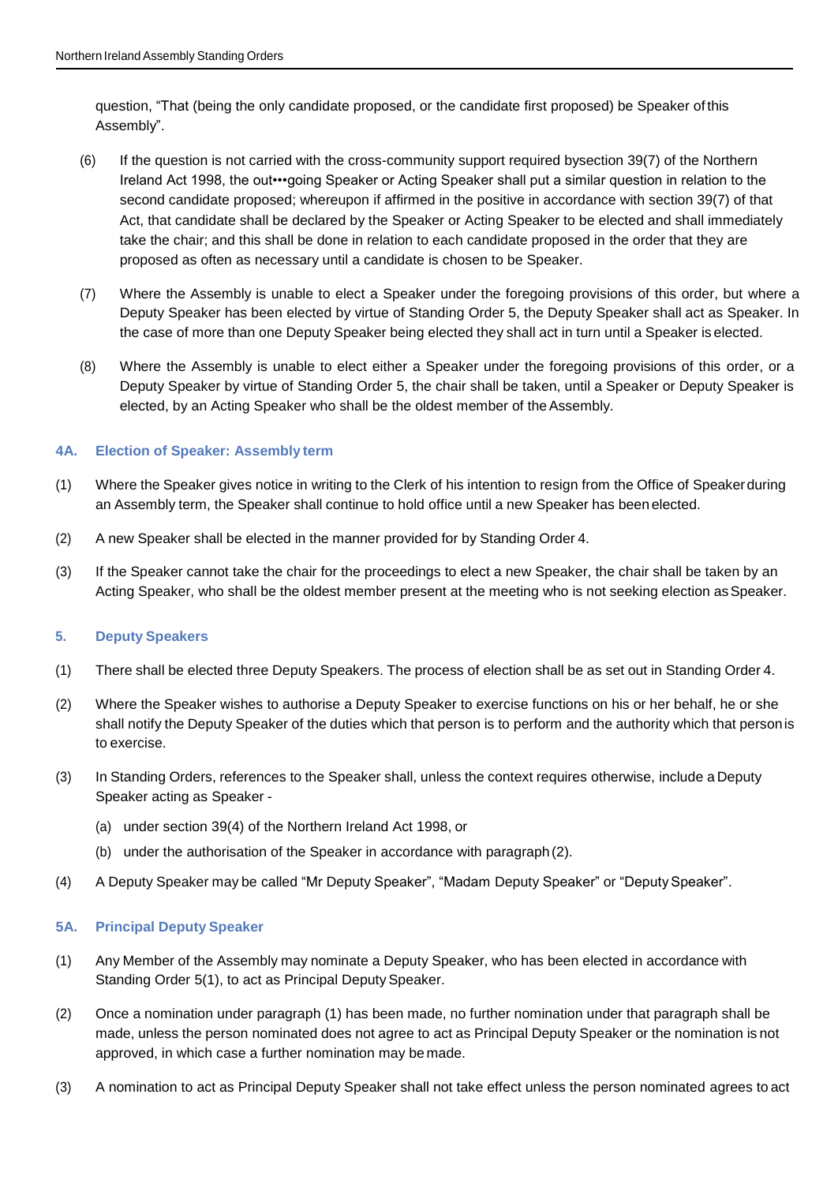question, “That (being the only candidate proposed, or the candidate first proposed) be Speaker of this Assembly”.

(6) If the question is not carried with the cross-community support required by section 39(7) of the Northern Ireland Act 1998, the out•••going Speaker or Acting Speaker shall put a similar question in relation to the second candidate proposed; whereupon if affirmed in the positive in accordance with section 39(7) of that Act, that candidate shall be declared by the Speaker or Acting Speaker to be elected and shall immediately take the chair; and this shall be done in relation to each candidate proposed in the order that they are proposed as often as necessary until a candidate is chosen to be Speaker.

(7) Where the Assembly is unable to elect a Speaker under the foregoing provisions of this order, but where a Deputy Speaker has been elected by virtue of Standing Order 5, the Deputy Speaker shall act as Speaker. In the case of more than one Deputy Speaker being elected they shall act in turn until a Speaker is elected.

(8) Where the Assembly is unable to elect either a Speaker under the foregoing provisions of this order, or a Deputy Speaker by virtue of Standing Order 5, the chair shall be taken, until a Speaker or Deputy Speaker is elected, by an Acting Speaker who shall be the oldest member of the Assembly.

### 4A. Election of Speaker: Assembly term

(1) Where the Speaker gives notice in writing to the Clerk of his intention to resign from the Office of Speaker during an Assembly term, the Speaker shall continue to hold office until a new Speaker has been elected.

(2) A new Speaker shall be elected in the manner provided for by Standing Order 4.

(3) If the Speaker cannot take the chair for the proceedings to elect a new Speaker, the chair shall be taken by an Acting Speaker, who shall be the oldest member present at the meeting who is not seeking election as Speaker.

### 5. Deputy Speakers

(1) There shall be elected three Deputy Speakers. The process of election shall be as set out in Standing Order 4.

(2) Where the Speaker wishes to authorise a Deputy Speaker to exercise functions on his or her behalf, he or she shall notify the Deputy Speaker of the duties which that person is to perform and the authority which that person is to exercise.

(3) In Standing Orders, references to the Speaker shall, unless the context requires otherwise, include a Deputy Speaker acting as Speaker -

(a) under section 39(4) of the Northern Ireland Act 1998, or

(b) under the authorisation of the Speaker in accordance with paragraph (2).

(4) A Deputy Speaker may be called “Mr Deputy Speaker”, “Madam Deputy Speaker” or “Deputy Speaker”.

### 5A. Principal Deputy Speaker

(1) Any Member of the Assembly may nominate a Deputy Speaker, who has been elected in accordance with Standing Order 5(1), to act as Principal Deputy Speaker.

(2) Once a nomination under paragraph (1) has been made, no further nomination under that paragraph shall be made, unless the person nominated does not agree to act as Principal Deputy Speaker or the nomination is not approved, in which case a further nomination may be made.

(3) A nomination to act as Principal Deputy Speaker shall not take effect unless the person nominated agrees to act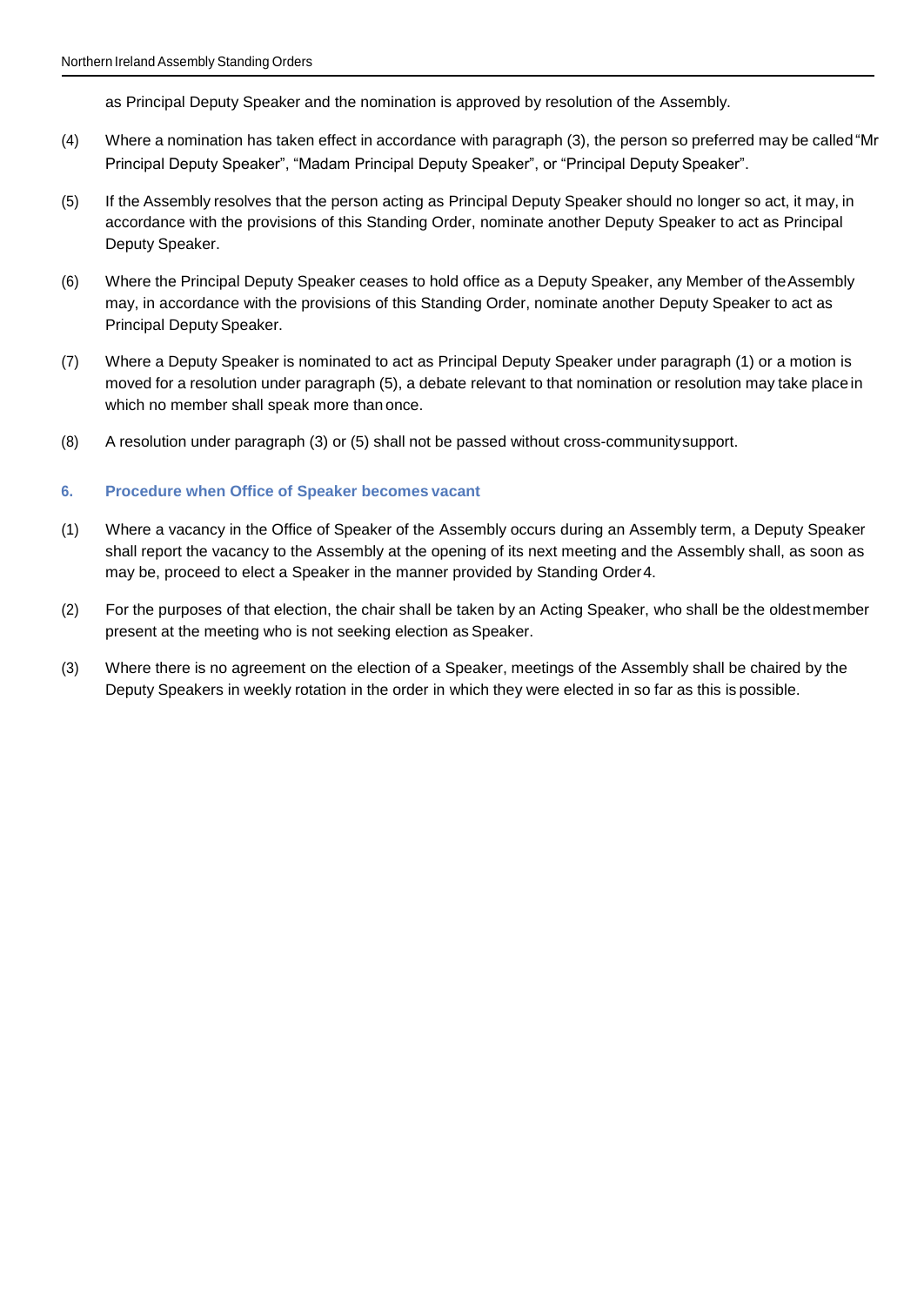as Principal Deputy Speaker and the nomination is approved by resolution of the Assembly.

(4) Where a nomination has taken effect in accordance with paragraph (3), the person so preferred may be called "Mr Principal Deputy Speaker", "Madam Principal Deputy Speaker", or "Principal Deputy Speaker".

(5) If the Assembly resolves that the person acting as Principal Deputy Speaker should no longer so act, it may, in accordance with the provisions of this Standing Order, nominate another Deputy Speaker to act as Principal Deputy Speaker.

(6) Where the Principal Deputy Speaker ceases to hold office as a Deputy Speaker, any Member of the Assembly may, in accordance with the provisions of this Standing Order, nominate another Deputy Speaker to act as Principal Deputy Speaker.

(7) Where a Deputy Speaker is nominated to act as Principal Deputy Speaker under paragraph (1) or a motion is moved for a resolution under paragraph (5), a debate relevant to that nomination or resolution may take place in which no member shall speak more than once.

(8) A resolution under paragraph (3) or (5) shall not be passed without cross-community support.

### 6. Procedure when Office of Speaker becomes vacant

(1) Where a vacancy in the Office of Speaker of the Assembly occurs during an Assembly term, a Deputy Speaker shall report the vacancy to the Assembly at the opening of its next meeting and the Assembly shall, as soon as may be, proceed to elect a Speaker in the manner provided by Standing Order 4.

(2) For the purposes of that election, the chair shall be taken by an Acting Speaker, who shall be the oldest member present at the meeting who is not seeking election as Speaker.

(3) Where there is no agreement on the election of a Speaker, meetings of the Assembly shall be chaired by the Deputy Speakers in weekly rotation in the order in which they were elected in so far as this is possible.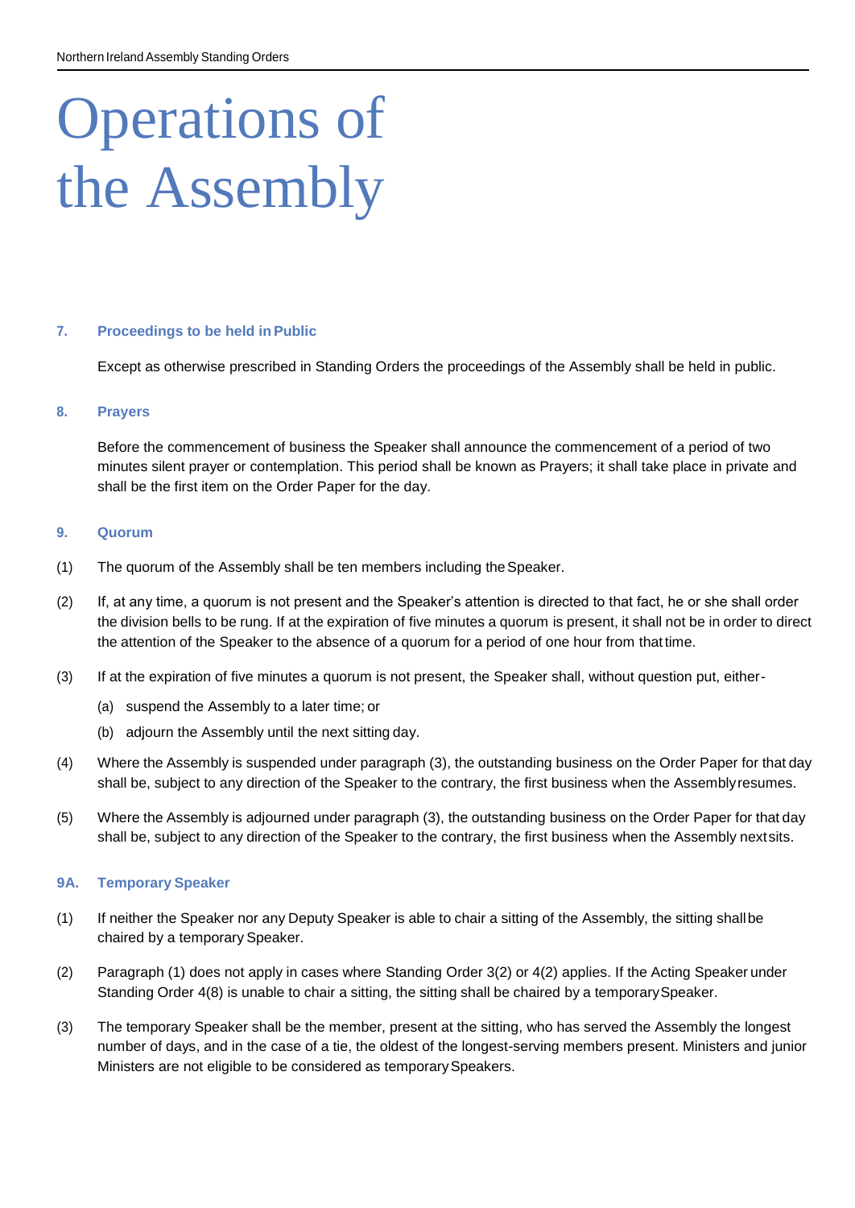# Operations of the Assembly

### 7. Proceedings to be held in Public

Except as otherwise prescribed in Standing Orders the proceedings of the Assembly shall be held in public.

### 8. Prayers

Before the commencement of business the Speaker shall announce the commencement of a period of two minutes silent prayer or contemplation. This period shall be known as Prayers; it shall take place in private and shall be the first item on the Order Paper for the day.

### 9. Quorum

(1) The quorum of the Assembly shall be ten members including the Speaker.

(2) If, at any time, a quorum is not present and the Speaker's attention is directed to that fact, he or she shall order the division bells to be rung. If at the expiration of five minutes a quorum is present, it shall not be in order to direct the attention of the Speaker to the absence of a quorum for a period of one hour from that time.

(3) If at the expiration of five minutes a quorum is not present, the Speaker shall, without question put, either-

(a) suspend the Assembly to a later time; or

(b) adjourn the Assembly until the next sitting day.

(4) Where the Assembly is suspended under paragraph (3), the outstanding business on the Order Paper for that day shall be, subject to any direction of the Speaker to the contrary, the first business when the Assembly resumes.

(5) Where the Assembly is adjourned under paragraph (3), the outstanding business on the Order Paper for that day shall be, subject to any direction of the Speaker to the contrary, the first business when the Assembly next sits.

### 9A. Temporary Speaker

(1) If neither the Speaker nor any Deputy Speaker is able to chair a sitting of the Assembly, the sitting shall be chaired by a temporary Speaker.

(2) Paragraph (1) does not apply in cases where Standing Order 3(2) or 4(2) applies. If the Acting Speaker under Standing Order 4(8) is unable to chair a sitting, the sitting shall be chaired by a temporary Speaker.

(3) The temporary Speaker shall be the member, present at the sitting, who has served the Assembly the longest number of days, and in the case of a tie, the oldest of the longest-serving members present. Ministers and junior Ministers are not eligible to be considered as temporary Speakers.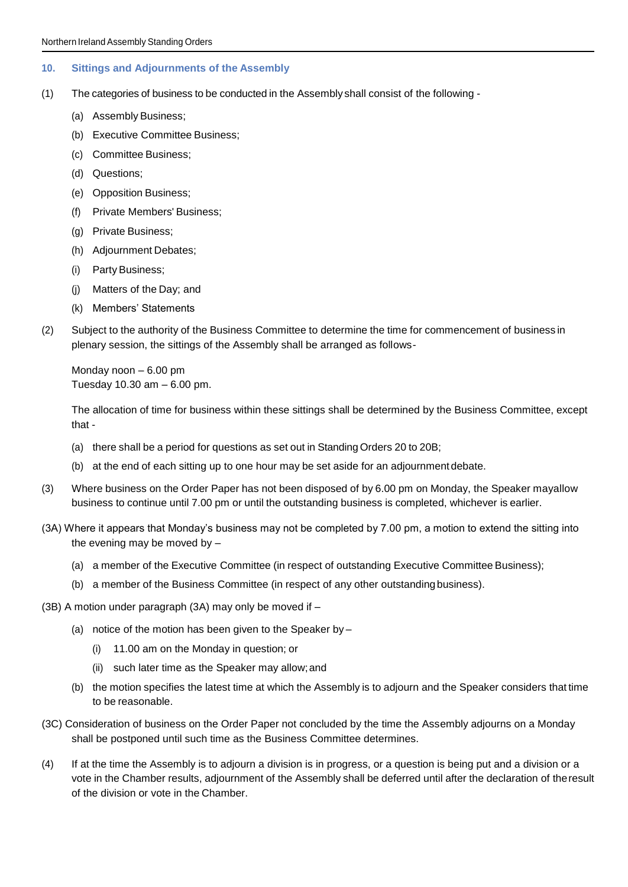## 10. Sittings and Adjournments of the Assembly

(1) The categories of business to be conducted in the Assembly shall consist of the following -

- (a) Assembly Business;
- (b) Executive Committee Business;
- (c) Committee Business;
- (d) Questions;
- (e) Opposition Business;
- (f) Private Members' Business;
- (g) Private Business;
- (h) Adjournment Debates;
- (i) Party Business;
- (j) Matters of the Day; and
- (k) Members' Statements

(2) Subject to the authority of the Business Committee to determine the time for commencement of business in plenary session, the sittings of the Assembly shall be arranged as follows-

Monday noon – 6.00 pm
Tuesday 10.30 am – 6.00 pm.

The allocation of time for business within these sittings shall be determined by the Business Committee, except that -

- (a) there shall be a period for questions as set out in Standing Orders 20 to 20B;
- (b) at the end of each sitting up to one hour may be set aside for an adjournment debate.

(3) Where business on the Order Paper has not been disposed of by 6.00 pm on Monday, the Speaker may allow business to continue until 7.00 pm or until the outstanding business is completed, whichever is earlier.

(3A) Where it appears that Monday's business may not be completed by 7.00 pm, a motion to extend the sitting into the evening may be moved by –

- (a) a member of the Executive Committee (in respect of outstanding Executive Committee Business);
- (b) a member of the Business Committee (in respect of any other outstanding business).

(3B) A motion under paragraph (3A) may only be moved if –

- (a) notice of the motion has been given to the Speaker by –
  - (i) 11.00 am on the Monday in question; or
  - (ii) such later time as the Speaker may allow; and
- (b) the motion specifies the latest time at which the Assembly is to adjourn and the Speaker considers that time to be reasonable.

(3C) Consideration of business on the Order Paper not concluded by the time the Assembly adjourns on a Monday shall be postponed until such time as the Business Committee determines.

(4) If at the time the Assembly is to adjourn a division is in progress, or a question is being put and a division or a vote in the Chamber results, adjournment of the Assembly shall be deferred until after the declaration of the result of the division or vote in the Chamber.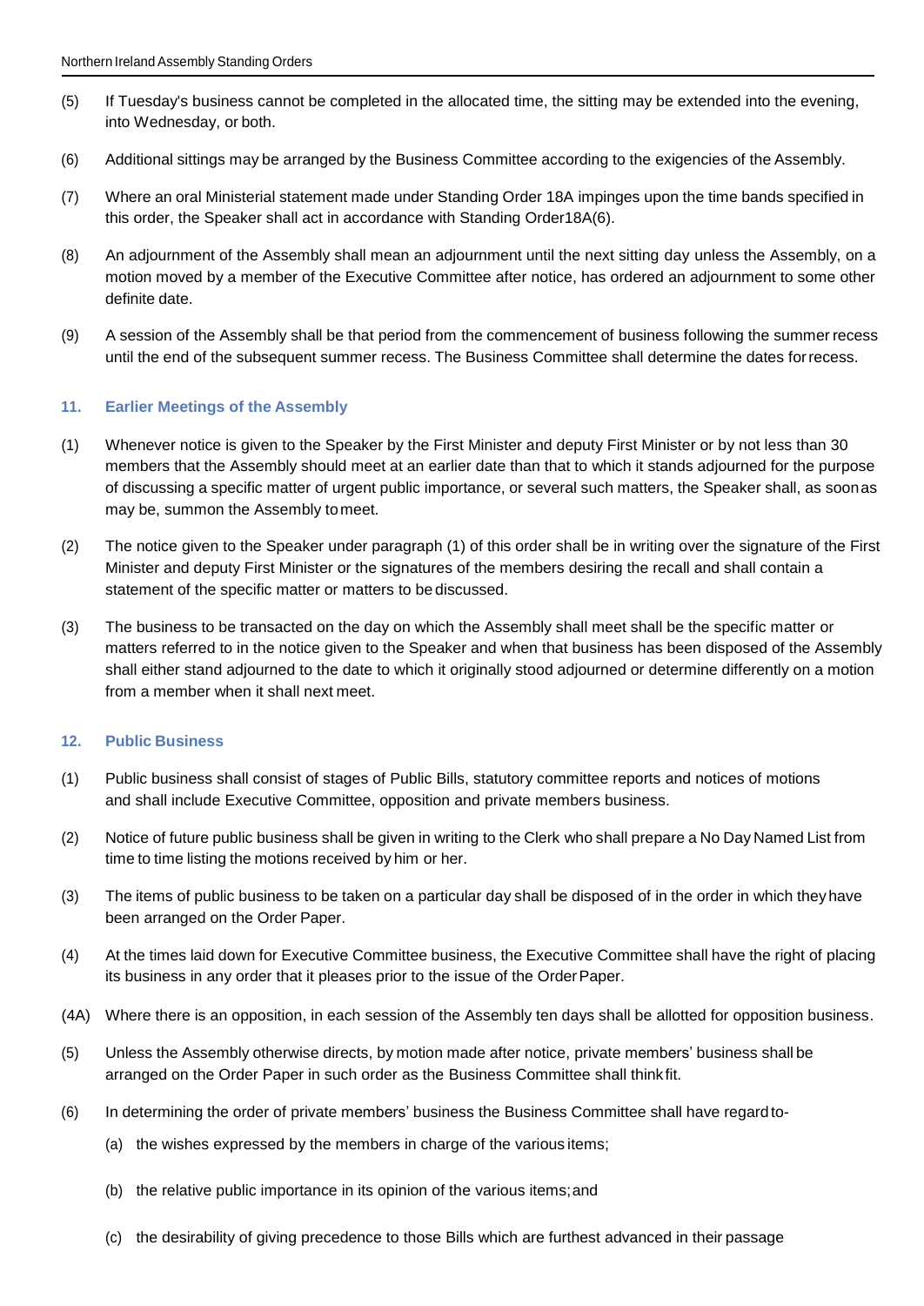(5) If Tuesday's business cannot be completed in the allocated time, the sitting may be extended into the evening, into Wednesday, or both.

(6) Additional sittings may be arranged by the Business Committee according to the exigencies of the Assembly.

(7) Where an oral Ministerial statement made under Standing Order 18A impinges upon the time bands specified in this order, the Speaker shall act in accordance with Standing Order18A(6).

(8) An adjournment of the Assembly shall mean an adjournment until the next sitting day unless the Assembly, on a motion moved by a member of the Executive Committee after notice, has ordered an adjournment to some other definite date.

(9) A session of the Assembly shall be that period from the commencement of business following the summer recess until the end of the subsequent summer recess. The Business Committee shall determine the dates for recess.

### 11. Earlier Meetings of the Assembly

(1) Whenever notice is given to the Speaker by the First Minister and deputy First Minister or by not less than 30 members that the Assembly should meet at an earlier date than that to which it stands adjourned for the purpose of discussing a specific matter of urgent public importance, or several such matters, the Speaker shall, as soon as may be, summon the Assembly to meet.

(2) The notice given to the Speaker under paragraph (1) of this order shall be in writing over the signature of the First Minister and deputy First Minister or the signatures of the members desiring the recall and shall contain a statement of the specific matter or matters to be discussed.

(3) The business to be transacted on the day on which the Assembly shall meet shall be the specific matter or matters referred to in the notice given to the Speaker and when that business has been disposed of the Assembly shall either stand adjourned to the date to which it originally stood adjourned or determine differently on a motion from a member when it shall next meet.

### 12. Public Business

(1) Public business shall consist of stages of Public Bills, statutory committee reports and notices of motions and shall include Executive Committee, opposition and private members business.

(2) Notice of future public business shall be given in writing to the Clerk who shall prepare a No Day Named List from time to time listing the motions received by him or her.

(3) The items of public business to be taken on a particular day shall be disposed of in the order in which they have been arranged on the Order Paper.

(4) At the times laid down for Executive Committee business, the Executive Committee shall have the right of placing its business in any order that it pleases prior to the issue of the Order Paper.

(4A) Where there is an opposition, in each session of the Assembly ten days shall be allotted for opposition business.

(5) Unless the Assembly otherwise directs, by motion made after notice, private members' business shall be arranged on the Order Paper in such order as the Business Committee shall think fit.

(6) In determining the order of private members' business the Business Committee shall have regard to-

(a) the wishes expressed by the members in charge of the various items;

(b) the relative public importance in its opinion of the various items; and

(c) the desirability of giving precedence to those Bills which are furthest advanced in their passage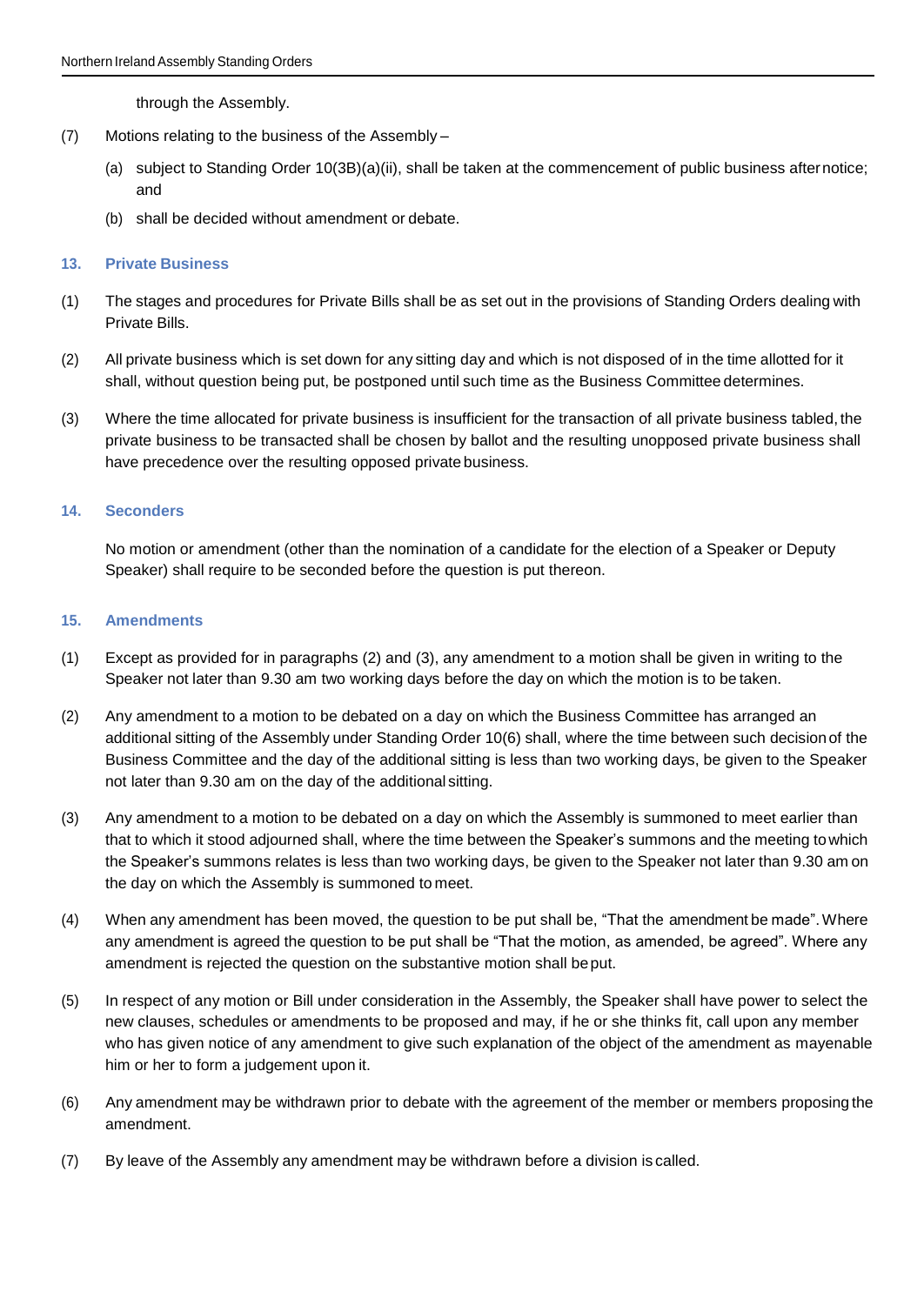through the Assembly.

(7) Motions relating to the business of the Assembly –

(a) subject to Standing Order 10(3B)(a)(ii), shall be taken at the commencement of public business after notice; and

(b) shall be decided without amendment or debate.

### 13. Private Business

(1) The stages and procedures for Private Bills shall be as set out in the provisions of Standing Orders dealing with Private Bills.

(2) All private business which is set down for any sitting day and which is not disposed of in the time allotted for it shall, without question being put, be postponed until such time as the Business Committee determines.

(3) Where the time allocated for private business is insufficient for the transaction of all private business tabled, the private business to be transacted shall be chosen by ballot and the resulting unopposed private business shall have precedence over the resulting opposed private business.

### 14. Seconders

No motion or amendment (other than the nomination of a candidate for the election of a Speaker or Deputy Speaker) shall require to be seconded before the question is put thereon.

### 15. Amendments

(1) Except as provided for in paragraphs (2) and (3), any amendment to a motion shall be given in writing to the Speaker not later than 9.30 am two working days before the day on which the motion is to be taken.

(2) Any amendment to a motion to be debated on a day on which the Business Committee has arranged an additional sitting of the Assembly under Standing Order 10(6) shall, where the time between such decision of the Business Committee and the day of the additional sitting is less than two working days, be given to the Speaker not later than 9.30 am on the day of the additional sitting.

(3) Any amendment to a motion to be debated on a day on which the Assembly is summoned to meet earlier than that to which it stood adjourned shall, where the time between the Speaker's summons and the meeting to which the Speaker's summons relates is less than two working days, be given to the Speaker not later than 9.30 am on the day on which the Assembly is summoned to meet.

(4) When any amendment has been moved, the question to be put shall be, "That the amendment be made". Where any amendment is agreed the question to be put shall be "That the motion, as amended, be agreed". Where any amendment is rejected the question on the substantive motion shall be put.

(5) In respect of any motion or Bill under consideration in the Assembly, the Speaker shall have power to select the new clauses, schedules or amendments to be proposed and may, if he or she thinks fit, call upon any member who has given notice of any amendment to give such explanation of the object of the amendment as may enable him or her to form a judgement upon it.

(6) Any amendment may be withdrawn prior to debate with the agreement of the member or members proposing the amendment.

(7) By leave of the Assembly any amendment may be withdrawn before a division is called.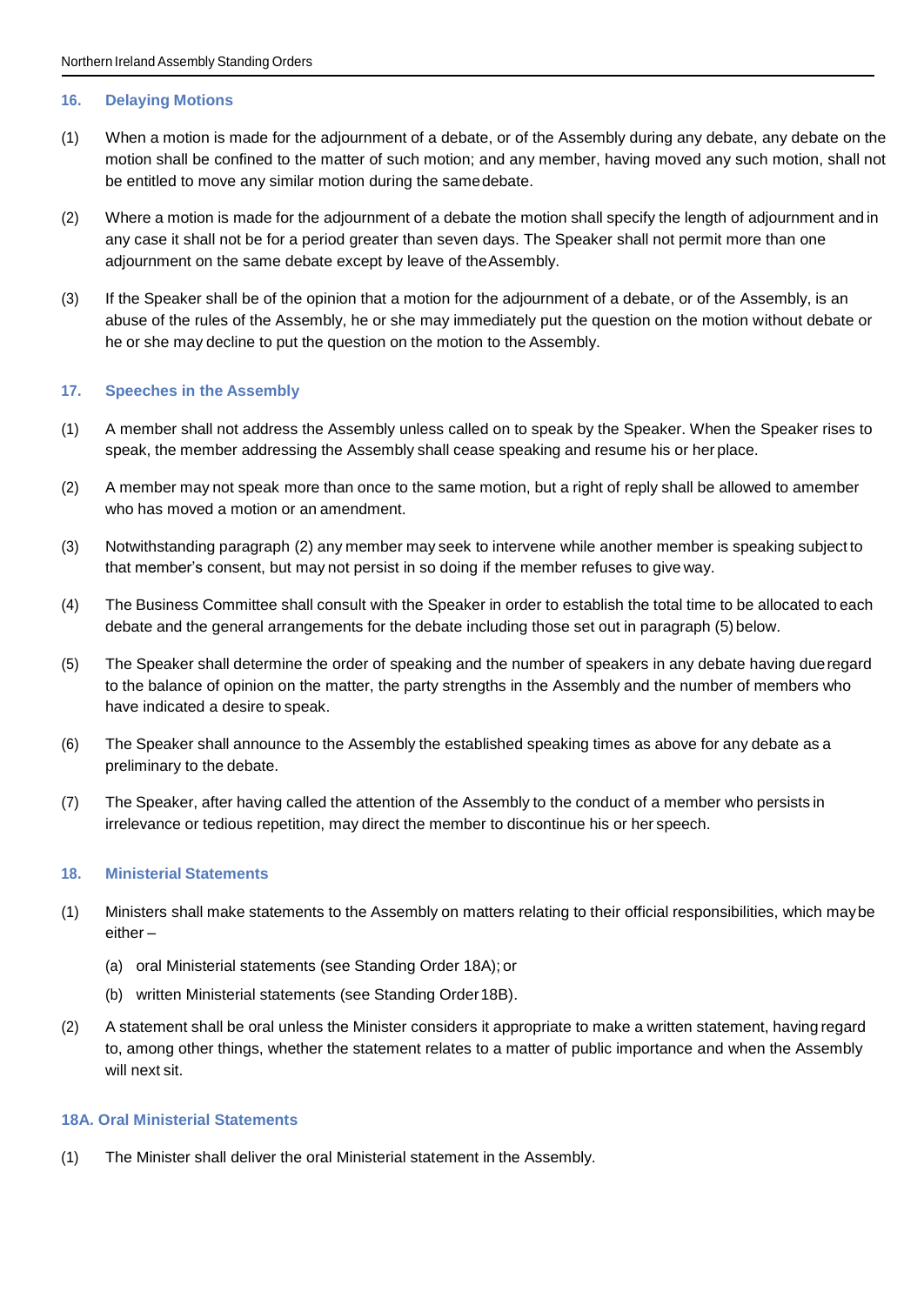## 16. Delaying Motions

(1) When a motion is made for the adjournment of a debate, or of the Assembly during any debate, any debate on the motion shall be confined to the matter of such motion; and any member, having moved any such motion, shall not be entitled to move any similar motion during the same debate.

(2) Where a motion is made for the adjournment of a debate the motion shall specify the length of adjournment and in any case it shall not be for a period greater than seven days. The Speaker shall not permit more than one adjournment on the same debate except by leave of the Assembly.

(3) If the Speaker shall be of the opinion that a motion for the adjournment of a debate, or of the Assembly, is an abuse of the rules of the Assembly, he or she may immediately put the question on the motion without debate or he or she may decline to put the question on the motion to the Assembly.

## 17. Speeches in the Assembly

(1) A member shall not address the Assembly unless called on to speak by the Speaker. When the Speaker rises to speak, the member addressing the Assembly shall cease speaking and resume his or her place.

(2) A member may not speak more than once to the same motion, but a right of reply shall be allowed to a member who has moved a motion or an amendment.

(3) Notwithstanding paragraph (2) any member may seek to intervene while another member is speaking subject to that member's consent, but may not persist in so doing if the member refuses to give way.

(4) The Business Committee shall consult with the Speaker in order to establish the total time to be allocated to each debate and the general arrangements for the debate including those set out in paragraph (5) below.

(5) The Speaker shall determine the order of speaking and the number of speakers in any debate having due regard to the balance of opinion on the matter, the party strengths in the Assembly and the number of members who have indicated a desire to speak.

(6) The Speaker shall announce to the Assembly the established speaking times as above for any debate as a preliminary to the debate.

(7) The Speaker, after having called the attention of the Assembly to the conduct of a member who persists in irrelevance or tedious repetition, may direct the member to discontinue his or her speech.

## 18. Ministerial Statements

(1) Ministers shall make statements to the Assembly on matters relating to their official responsibilities, which may be either –

  (a) oral Ministerial statements (see Standing Order 18A); or

  (b) written Ministerial statements (see Standing Order 18B).

(2) A statement shall be oral unless the Minister considers it appropriate to make a written statement, having regard to, among other things, whether the statement relates to a matter of public importance and when the Assembly will next sit.

## 18A. Oral Ministerial Statements

(1) The Minister shall deliver the oral Ministerial statement in the Assembly.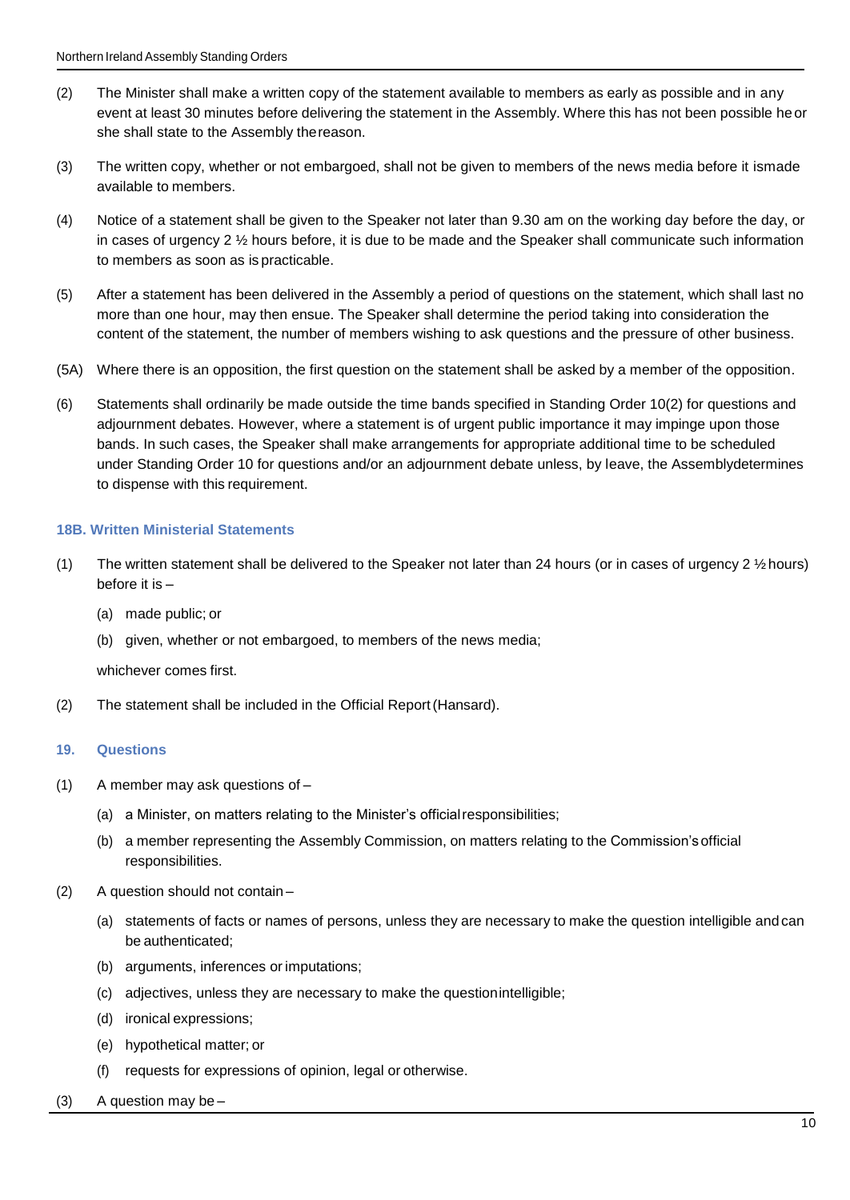(2) The Minister shall make a written copy of the statement available to members as early as possible and in any event at least 30 minutes before delivering the statement in the Assembly. Where this has not been possible he or she shall state to the Assembly the reason.

(3) The written copy, whether or not embargoed, shall not be given to members of the news media before it is made available to members.

(4) Notice of a statement shall be given to the Speaker not later than 9.30 am on the working day before the day, or in cases of urgency 2 ½ hours before, it is due to be made and the Speaker shall communicate such information to members as soon as is practicable.

(5) After a statement has been delivered in the Assembly a period of questions on the statement, which shall last no more than one hour, may then ensue. The Speaker shall determine the period taking into consideration the content of the statement, the number of members wishing to ask questions and the pressure of other business.

(5A) Where there is an opposition, the first question on the statement shall be asked by a member of the opposition.

(6) Statements shall ordinarily be made outside the time bands specified in Standing Order 10(2) for questions and adjournment debates. However, where a statement is of urgent public importance it may impinge upon those bands. In such cases, the Speaker shall make arrangements for appropriate additional time to be scheduled under Standing Order 10 for questions and/or an adjournment debate unless, by leave, the Assembly determines to dispense with this requirement.

#### 18B. Written Ministerial Statements

(1) The written statement shall be delivered to the Speaker not later than 24 hours (or in cases of urgency 2 ½ hours) before it is –

(a) made public; or

(b) given, whether or not embargoed, to members of the news media;

whichever comes first.

(2) The statement shall be included in the Official Report (Hansard).

#### 19. Questions

(1) A member may ask questions of –

(a) a Minister, on matters relating to the Minister's official responsibilities;

(b) a member representing the Assembly Commission, on matters relating to the Commission's official responsibilities.

(2) A question should not contain –

(a) statements of facts or names of persons, unless they are necessary to make the question intelligible and can be authenticated;

(b) arguments, inferences or imputations;

(c) adjectives, unless they are necessary to make the question intelligible;

(d) ironical expressions;

(e) hypothetical matter; or

(f) requests for expressions of opinion, legal or otherwise.

(3) A question may be –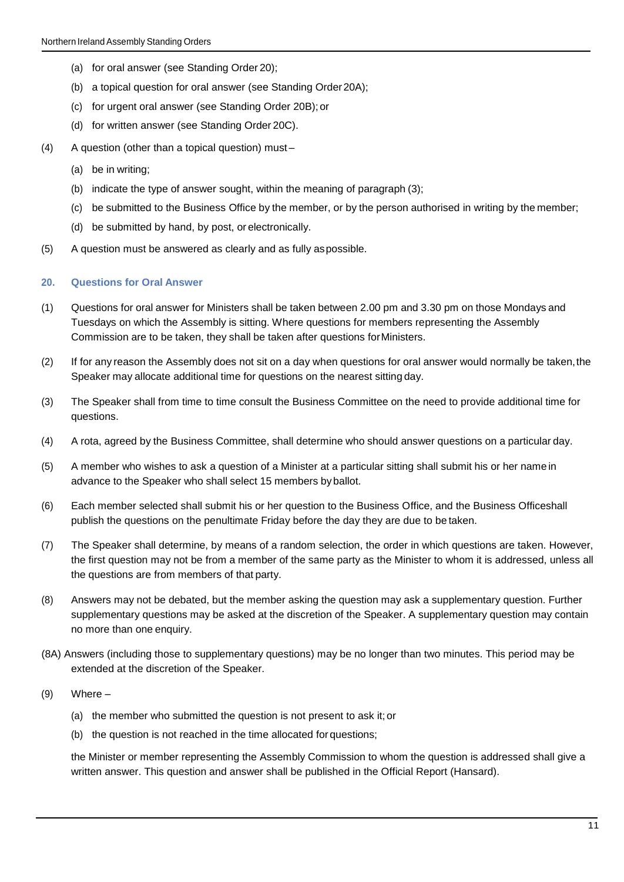(a) for oral answer (see Standing Order 20);

(b) a topical question for oral answer (see Standing Order 20A);

(c) for urgent oral answer (see Standing Order 20B); or

(d) for written answer (see Standing Order 20C).

(4) A question (other than a topical question) must –

(a) be in writing;

(b) indicate the type of answer sought, within the meaning of paragraph (3);

(c) be submitted to the Business Office by the member, or by the person authorised in writing by the member;

(d) be submitted by hand, by post, or electronically.

(5) A question must be answered as clearly and as fully as possible.

### 20. Questions for Oral Answer

(1) Questions for oral answer for Ministers shall be taken between 2.00 pm and 3.30 pm on those Mondays and Tuesdays on which the Assembly is sitting. Where questions for members representing the Assembly Commission are to be taken, they shall be taken after questions for Ministers.

(2) If for any reason the Assembly does not sit on a day when questions for oral answer would normally be taken, the Speaker may allocate additional time for questions on the nearest sitting day.

(3) The Speaker shall from time to time consult the Business Committee on the need to provide additional time for questions.

(4) A rota, agreed by the Business Committee, shall determine who should answer questions on a particular day.

(5) A member who wishes to ask a question of a Minister at a particular sitting shall submit his or her name in advance to the Speaker who shall select 15 members by ballot.

(6) Each member selected shall submit his or her question to the Business Office, and the Business Office shall publish the questions on the penultimate Friday before the day they are due to be taken.

(7) The Speaker shall determine, by means of a random selection, the order in which questions are taken. However, the first question may not be from a member of the same party as the Minister to whom it is addressed, unless all the questions are from members of that party.

(8) Answers may not be debated, but the member asking the question may ask a supplementary question. Further supplementary questions may be asked at the discretion of the Speaker. A supplementary question may contain no more than one enquiry.

(8A) Answers (including those to supplementary questions) may be no longer than two minutes. This period may be extended at the discretion of the Speaker.

(9) Where –

(a) the member who submitted the question is not present to ask it; or

(b) the question is not reached in the time allocated for questions;

the Minister or member representing the Assembly Commission to whom the question is addressed shall give a written answer. This question and answer shall be published in the Official Report (Hansard).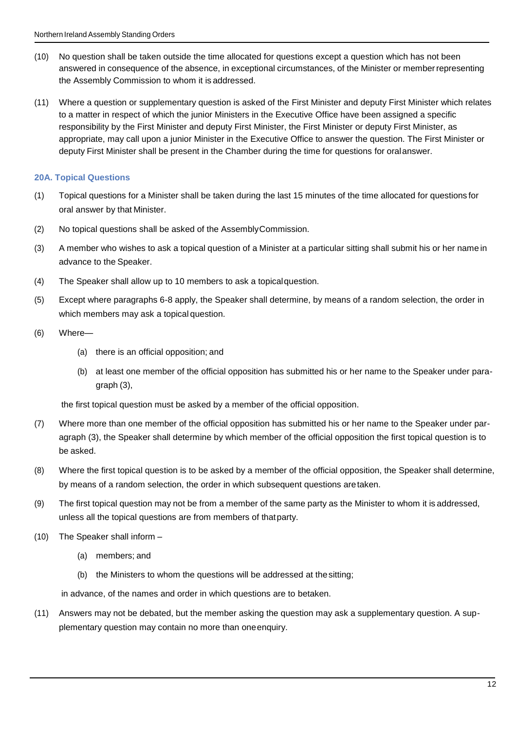(10) No question shall be taken outside the time allocated for questions except a question which has not been answered in consequence of the absence, in exceptional circumstances, of the Minister or member representing the Assembly Commission to whom it is addressed.

(11) Where a question or supplementary question is asked of the First Minister and deputy First Minister which relates to a matter in respect of which the junior Ministers in the Executive Office have been assigned a specific responsibility by the First Minister and deputy First Minister, the First Minister or deputy First Minister, as appropriate, may call upon a junior Minister in the Executive Office to answer the question. The First Minister or deputy First Minister shall be present in the Chamber during the time for questions for oral answer.

### 20A. Topical Questions

(1) Topical questions for a Minister shall be taken during the last 15 minutes of the time allocated for questions for oral answer by that Minister.

(2) No topical questions shall be asked of the Assembly Commission.

(3) A member who wishes to ask a topical question of a Minister at a particular sitting shall submit his or her name in advance to the Speaker.

(4) The Speaker shall allow up to 10 members to ask a topical question.

(5) Except where paragraphs 6-8 apply, the Speaker shall determine, by means of a random selection, the order in which members may ask a topical question.

(6) Where—

   (a) there is an official opposition; and

   (b) at least one member of the official opposition has submitted his or her name to the Speaker under paragraph (3),

   the first topical question must be asked by a member of the official opposition.

(7) Where more than one member of the official opposition has submitted his or her name to the Speaker under paragraph (3), the Speaker shall determine by which member of the official opposition the first topical question is to be asked.

(8) Where the first topical question is to be asked by a member of the official opposition, the Speaker shall determine, by means of a random selection, the order in which subsequent questions are taken.

(9) The first topical question may not be from a member of the same party as the Minister to whom it is addressed, unless all the topical questions are from members of that party.

(10) The Speaker shall inform –

   (a) members; and

   (b) the Ministers to whom the questions will be addressed at the sitting;

   in advance, of the names and order in which questions are to be taken.

(11) Answers may not be debated, but the member asking the question may ask a supplementary question. A supplementary question may contain no more than one enquiry.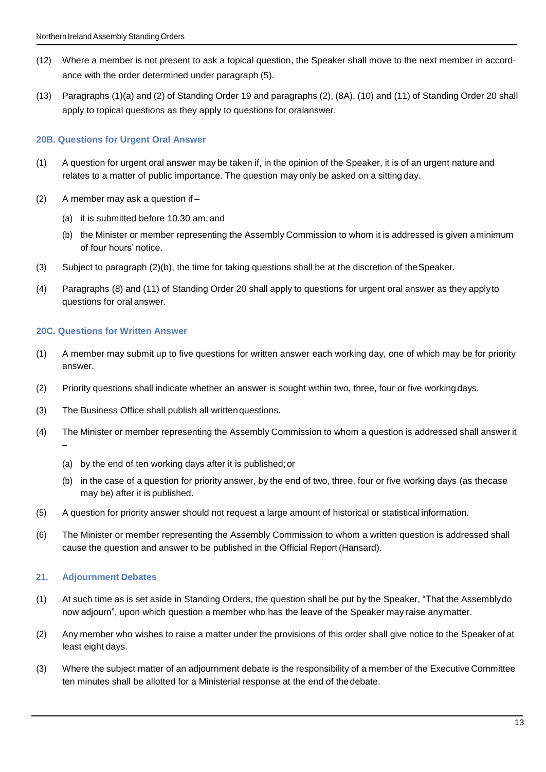(12) Where a member is not present to ask a topical question, the Speaker shall move to the next member in accordance with the order determined under paragraph (5).

(13) Paragraphs (1)(a) and (2) of Standing Order 19 and paragraphs (2), (8A), (10) and (11) of Standing Order 20 shall apply to topical questions as they apply to questions for oral answer.

### 20B. Questions for Urgent Oral Answer

(1) A question for urgent oral answer may be taken if, in the opinion of the Speaker, it is of an urgent nature and relates to a matter of public importance. The question may only be asked on a sitting day.

(2) A member may ask a question if –

(a) it is submitted before 10.30 am; and

(b) the Minister or member representing the Assembly Commission to whom it is addressed is given a minimum of four hours' notice.

(3) Subject to paragraph (2)(b), the time for taking questions shall be at the discretion of the Speaker.

(4) Paragraphs (8) and (11) of Standing Order 20 shall apply to questions for urgent oral answer as they apply to questions for oral answer.

### 20C. Questions for Written Answer

(1) A member may submit up to five questions for written answer each working day, one of which may be for priority answer.

(2) Priority questions shall indicate whether an answer is sought within two, three, four or five working days.

(3) The Business Office shall publish all written questions.

(4) The Minister or member representing the Assembly Commission to whom a question is addressed shall answer it –

(a) by the end of ten working days after it is published; or

(b) in the case of a question for priority answer, by the end of two, three, four or five working days (as the case may be) after it is published.

(5) A question for priority answer should not request a large amount of historical or statistical information.

(6) The Minister or member representing the Assembly Commission to whom a written question is addressed shall cause the question and answer to be published in the Official Report (Hansard).

### 21. Adjournment Debates

(1) At such time as is set aside in Standing Orders, the question shall be put by the Speaker, "That the Assembly do now adjourn", upon which question a member who has the leave of the Speaker may raise any matter.

(2) Any member who wishes to raise a matter under the provisions of this order shall give notice to the Speaker of at least eight days.

(3) Where the subject matter of an adjournment debate is the responsibility of a member of the Executive Committee ten minutes shall be allotted for a Ministerial response at the end of the debate.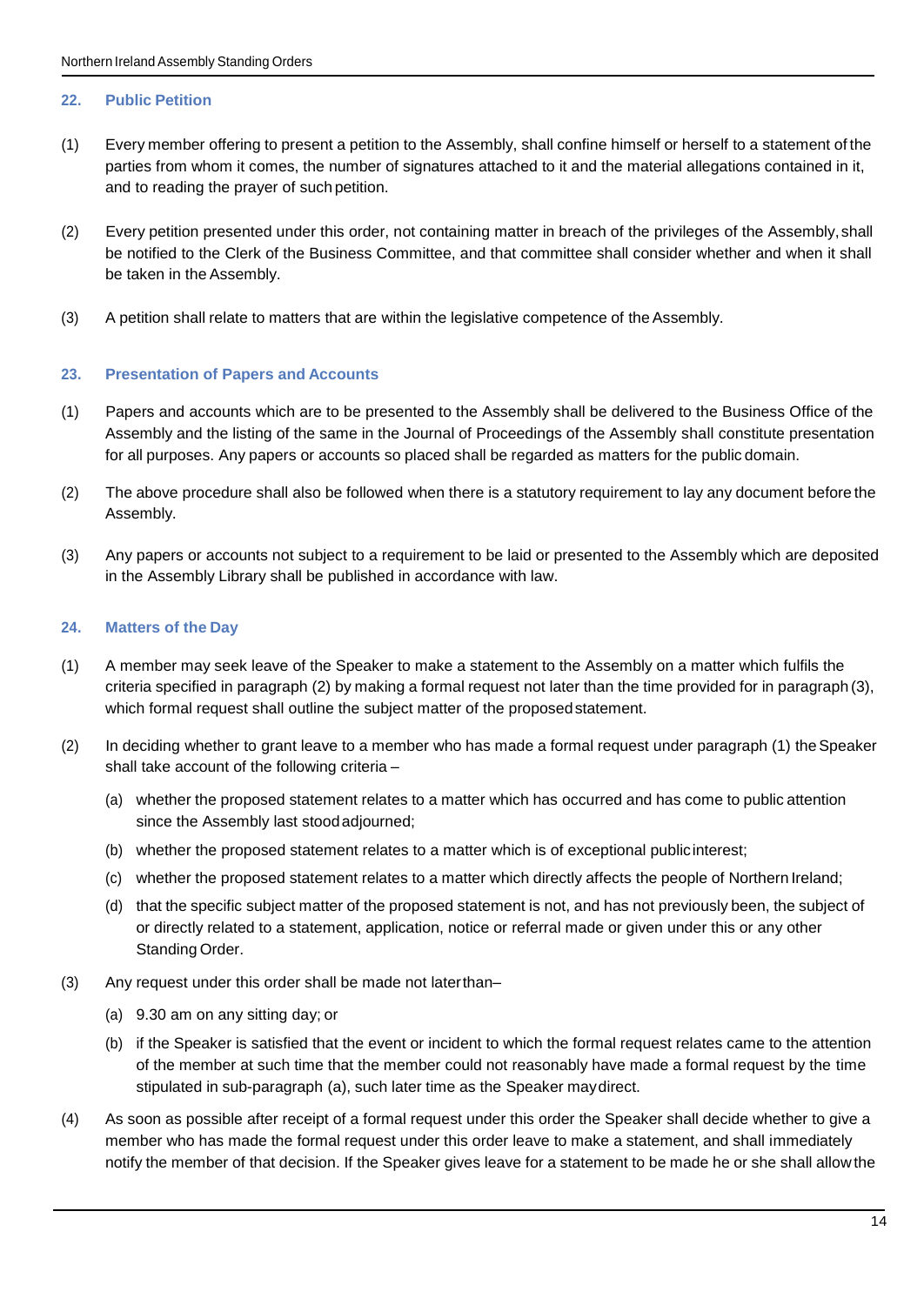### 22. Public Petition

(1) Every member offering to present a petition to the Assembly, shall confine himself or herself to a statement of the parties from whom it comes, the number of signatures attached to it and the material allegations contained in it, and to reading the prayer of such petition.

(2) Every petition presented under this order, not containing matter in breach of the privileges of the Assembly, shall be notified to the Clerk of the Business Committee, and that committee shall consider whether and when it shall be taken in the Assembly.

(3) A petition shall relate to matters that are within the legislative competence of the Assembly.

### 23. Presentation of Papers and Accounts

(1) Papers and accounts which are to be presented to the Assembly shall be delivered to the Business Office of the Assembly and the listing of the same in the Journal of Proceedings of the Assembly shall constitute presentation for all purposes. Any papers or accounts so placed shall be regarded as matters for the public domain.

(2) The above procedure shall also be followed when there is a statutory requirement to lay any document before the Assembly.

(3) Any papers or accounts not subject to a requirement to be laid or presented to the Assembly which are deposited in the Assembly Library shall be published in accordance with law.

### 24. Matters of the Day

(1) A member may seek leave of the Speaker to make a statement to the Assembly on a matter which fulfils the criteria specified in paragraph (2) by making a formal request not later than the time provided for in paragraph (3), which formal request shall outline the subject matter of the proposed statement.

(2) In deciding whether to grant leave to a member who has made a formal request under paragraph (1) the Speaker shall take account of the following criteria –

- (a) whether the proposed statement relates to a matter which has occurred and has come to public attention since the Assembly last stood adjourned;
- (b) whether the proposed statement relates to a matter which is of exceptional public interest;
- (c) whether the proposed statement relates to a matter which directly affects the people of Northern Ireland;
- (d) that the specific subject matter of the proposed statement is not, and has not previously been, the subject of or directly related to a statement, application, notice or referral made or given under this or any other Standing Order.

(3) Any request under this order shall be made not later than–

- (a) 9.30 am on any sitting day; or
- (b) if the Speaker is satisfied that the event or incident to which the formal request relates came to the attention of the member at such time that the member could not reasonably have made a formal request by the time stipulated in sub-paragraph (a), such later time as the Speaker may direct.

(4) As soon as possible after receipt of a formal request under this order the Speaker shall decide whether to give a member who has made the formal request under this order leave to make a statement, and shall immediately notify the member of that decision. If the Speaker gives leave for a statement to be made he or she shall allow the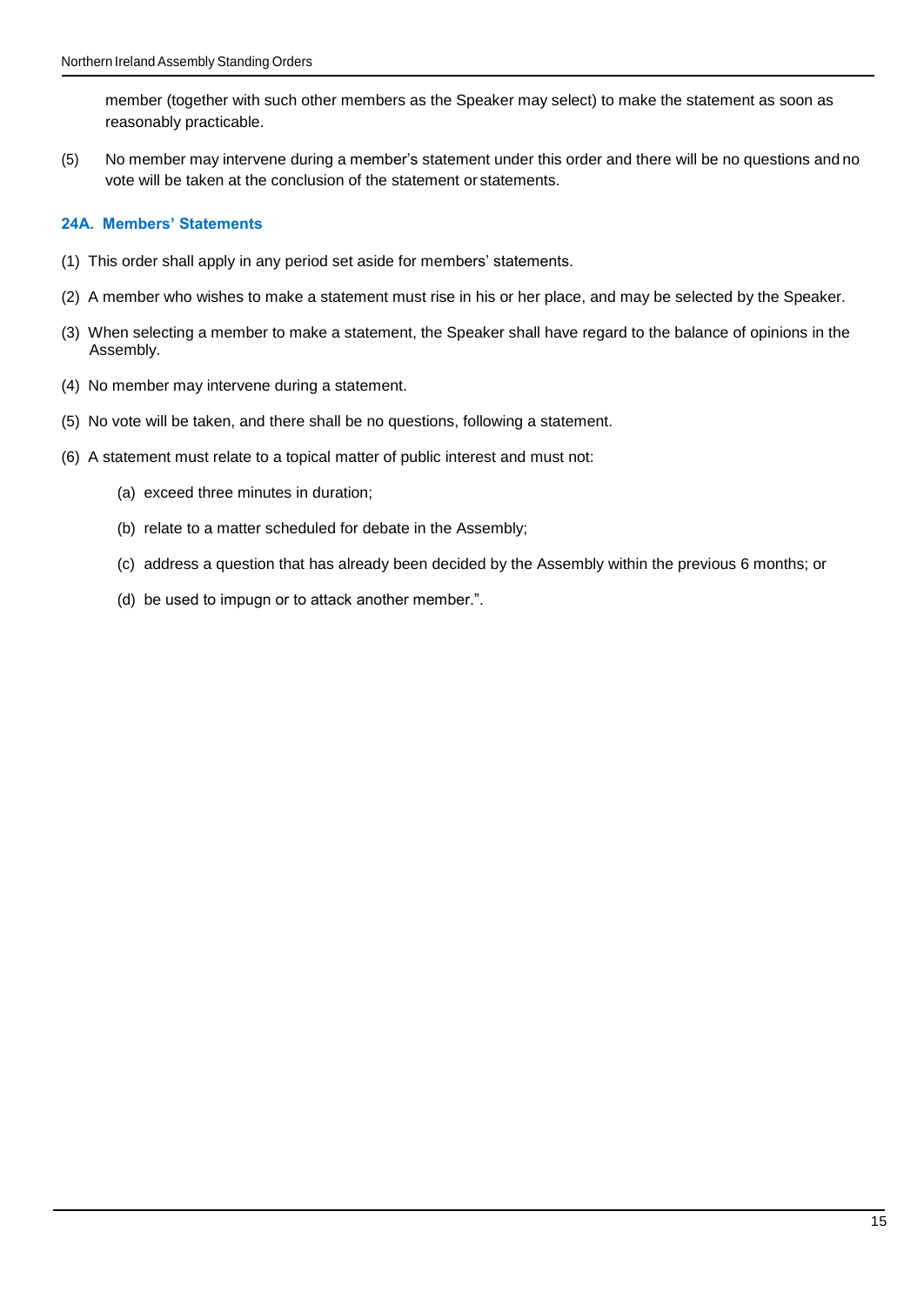member (together with such other members as the Speaker may select) to make the statement as soon as reasonably practicable.

(5) No member may intervene during a member's statement under this order and there will be no questions and no vote will be taken at the conclusion of the statement or statements.

### 24A. Members' Statements

(1) This order shall apply in any period set aside for members' statements.

(2) A member who wishes to make a statement must rise in his or her place, and may be selected by the Speaker.

(3) When selecting a member to make a statement, the Speaker shall have regard to the balance of opinions in the Assembly.

(4) No member may intervene during a statement.

(5) No vote will be taken, and there shall be no questions, following a statement.

(6) A statement must relate to a topical matter of public interest and must not:

(a) exceed three minutes in duration;

(b) relate to a matter scheduled for debate in the Assembly;

(c) address a question that has already been decided by the Assembly within the previous 6 months; or

(d) be used to impugn or to attack another member.".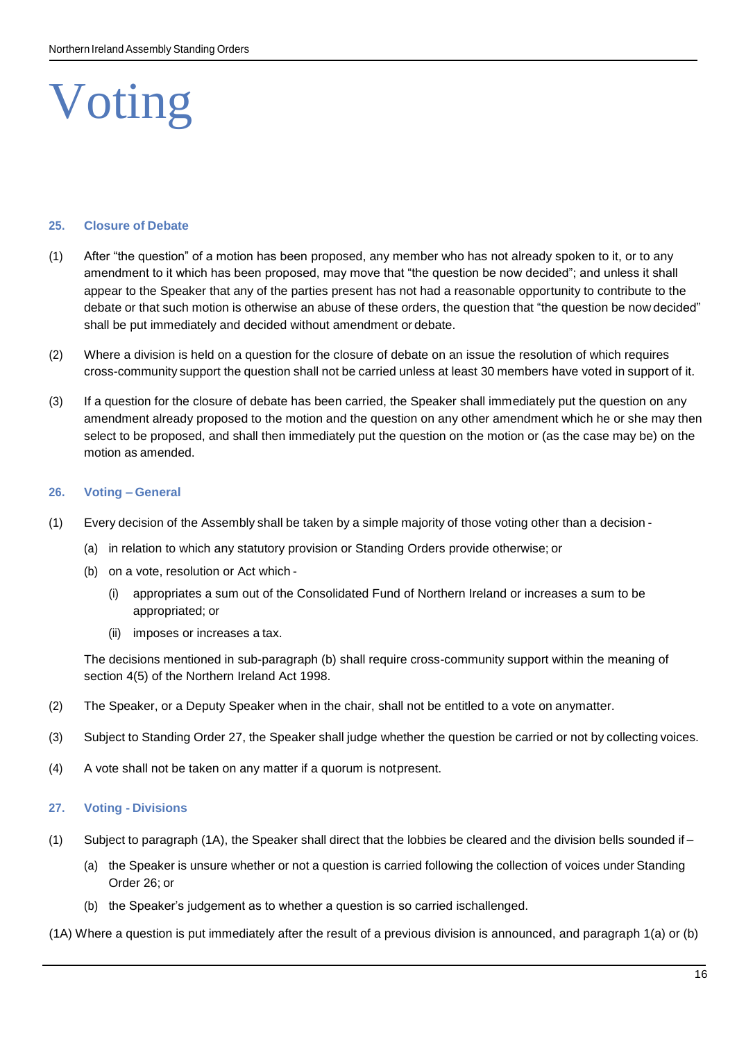# Voting

### 25. Closure of Debate

(1) After "the question" of a motion has been proposed, any member who has not already spoken to it, or to any amendment to it which has been proposed, may move that "the question be now decided"; and unless it shall appear to the Speaker that any of the parties present has not had a reasonable opportunity to contribute to the debate or that such motion is otherwise an abuse of these orders, the question that "the question be now decided" shall be put immediately and decided without amendment or debate.

(2) Where a division is held on a question for the closure of debate on an issue the resolution of which requires cross-community support the question shall not be carried unless at least 30 members have voted in support of it.

(3) If a question for the closure of debate has been carried, the Speaker shall immediately put the question on any amendment already proposed to the motion and the question on any other amendment which he or she may then select to be proposed, and shall then immediately put the question on the motion or (as the case may be) on the motion as amended.

### 26. Voting – General

(1) Every decision of the Assembly shall be taken by a simple majority of those voting other than a decision -

(a) in relation to which any statutory provision or Standing Orders provide otherwise; or

(b) on a vote, resolution or Act which -

(i) appropriates a sum out of the Consolidated Fund of Northern Ireland or increases a sum to be appropriated; or

(ii) imposes or increases a tax.

The decisions mentioned in sub-paragraph (b) shall require cross-community support within the meaning of section 4(5) of the Northern Ireland Act 1998.

(2) The Speaker, or a Deputy Speaker when in the chair, shall not be entitled to a vote on any matter.

(3) Subject to Standing Order 27, the Speaker shall judge whether the question be carried or not by collecting voices.

(4) A vote shall not be taken on any matter if a quorum is not present.

### 27. Voting - Divisions

(1) Subject to paragraph (1A), the Speaker shall direct that the lobbies be cleared and the division bells sounded if –

(a) the Speaker is unsure whether or not a question is carried following the collection of voices under Standing Order 26; or

(b) the Speaker's judgement as to whether a question is so carried is challenged.

(1A) Where a question is put immediately after the result of a previous division is announced, and paragraph 1(a) or (b)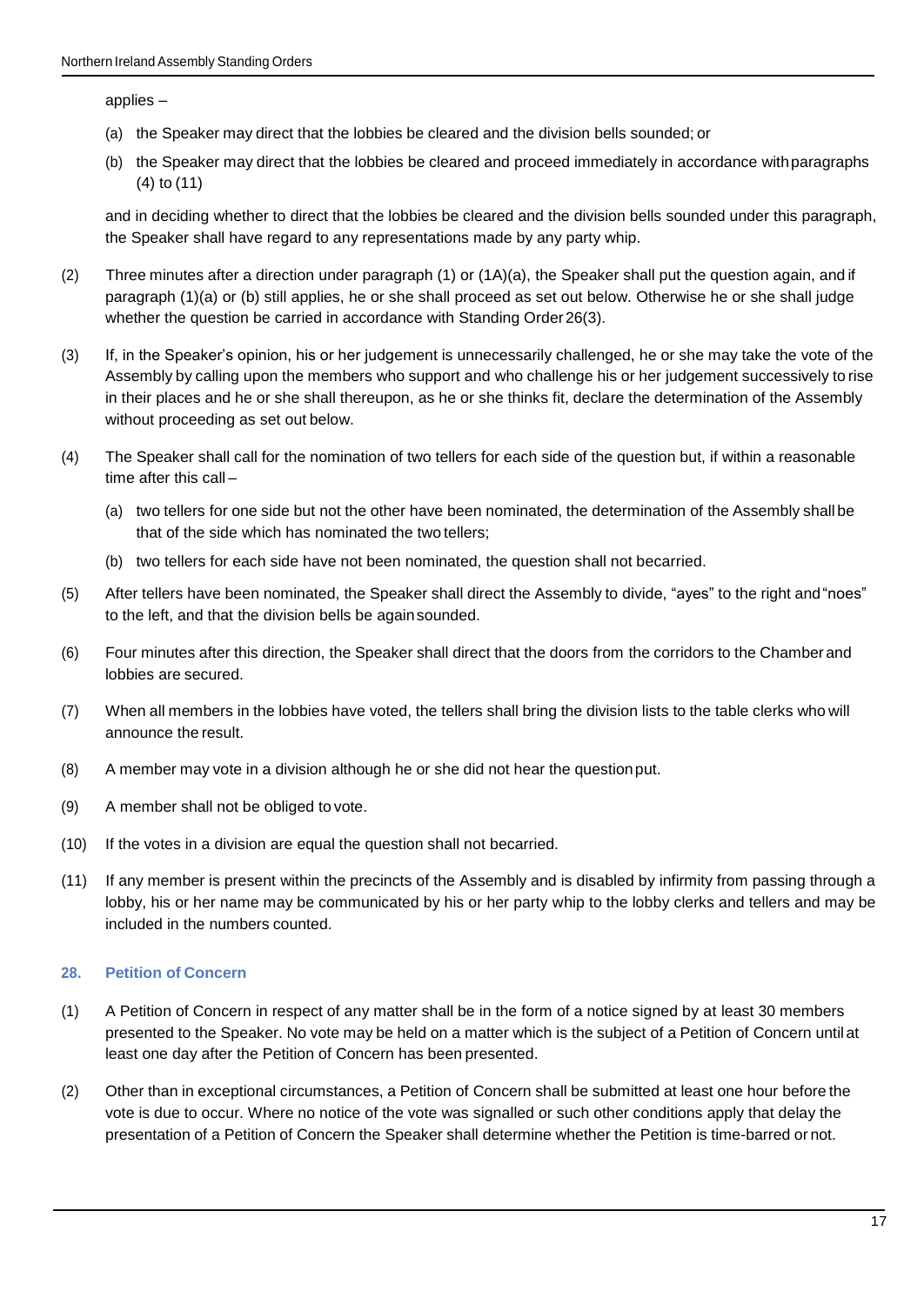applies –

(a) the Speaker may direct that the lobbies be cleared and the division bells sounded; or

(b) the Speaker may direct that the lobbies be cleared and proceed immediately in accordance with paragraphs (4) to (11)

and in deciding whether to direct that the lobbies be cleared and the division bells sounded under this paragraph, the Speaker shall have regard to any representations made by any party whip.

(2) Three minutes after a direction under paragraph (1) or (1A)(a), the Speaker shall put the question again, and if paragraph (1)(a) or (b) still applies, he or she shall proceed as set out below. Otherwise he or she shall judge whether the question be carried in accordance with Standing Order 26(3).

(3) If, in the Speaker's opinion, his or her judgement is unnecessarily challenged, he or she may take the vote of the Assembly by calling upon the members who support and who challenge his or her judgement successively to rise in their places and he or she shall thereupon, as he or she thinks fit, declare the determination of the Assembly without proceeding as set out below.

(4) The Speaker shall call for the nomination of two tellers for each side of the question but, if within a reasonable time after this call –

(a) two tellers for one side but not the other have been nominated, the determination of the Assembly shall be that of the side which has nominated the two tellers;

(b) two tellers for each side have not been nominated, the question shall not be carried.

(5) After tellers have been nominated, the Speaker shall direct the Assembly to divide, "ayes" to the right and "noes" to the left, and that the division bells be again sounded.

(6) Four minutes after this direction, the Speaker shall direct that the doors from the corridors to the Chamber and lobbies are secured.

(7) When all members in the lobbies have voted, the tellers shall bring the division lists to the table clerks who will announce the result.

(8) A member may vote in a division although he or she did not hear the question put.

(9) A member shall not be obliged to vote.

(10) If the votes in a division are equal the question shall not be carried.

(11) If any member is present within the precincts of the Assembly and is disabled by infirmity from passing through a lobby, his or her name may be communicated by his or her party whip to the lobby clerks and tellers and may be included in the numbers counted.

### 28. Petition of Concern

(1) A Petition of Concern in respect of any matter shall be in the form of a notice signed by at least 30 members presented to the Speaker. No vote may be held on a matter which is the subject of a Petition of Concern until at least one day after the Petition of Concern has been presented.

(2) Other than in exceptional circumstances, a Petition of Concern shall be submitted at least one hour before the vote is due to occur. Where no notice of the vote was signalled or such other conditions apply that delay the presentation of a Petition of Concern the Speaker shall determine whether the Petition is time-barred or not.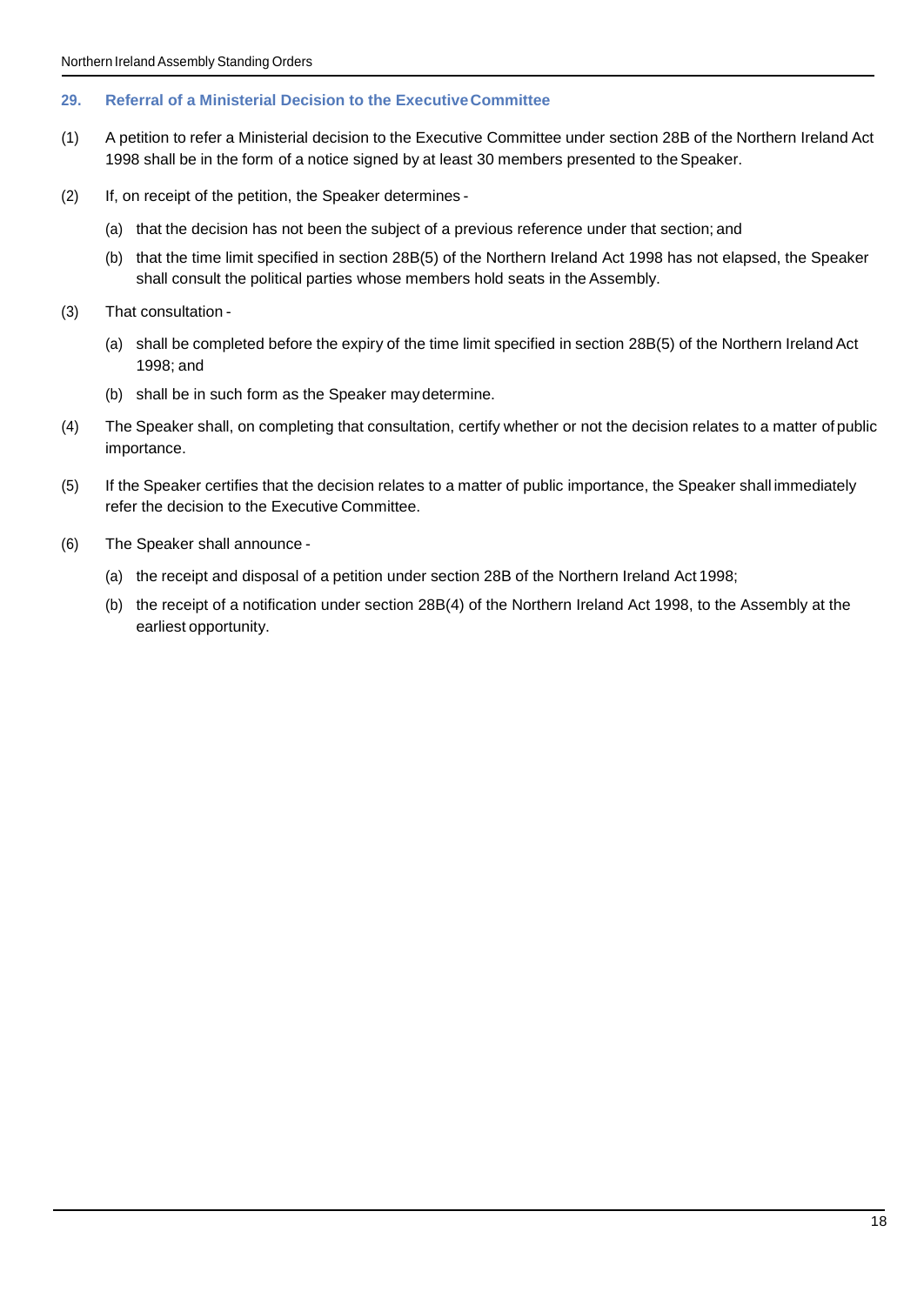## 29. Referral of a Ministerial Decision to the Executive Committee

(1) A petition to refer a Ministerial decision to the Executive Committee under section 28B of the Northern Ireland Act 1998 shall be in the form of a notice signed by at least 30 members presented to the Speaker.

(2) If, on receipt of the petition, the Speaker determines -

(a) that the decision has not been the subject of a previous reference under that section; and

(b) that the time limit specified in section 28B(5) of the Northern Ireland Act 1998 has not elapsed, the Speaker shall consult the political parties whose members hold seats in the Assembly.

(3) That consultation -

(a) shall be completed before the expiry of the time limit specified in section 28B(5) of the Northern Ireland Act 1998; and

(b) shall be in such form as the Speaker may determine.

(4) The Speaker shall, on completing that consultation, certify whether or not the decision relates to a matter of public importance.

(5) If the Speaker certifies that the decision relates to a matter of public importance, the Speaker shall immediately refer the decision to the Executive Committee.

(6) The Speaker shall announce -

(a) the receipt and disposal of a petition under section 28B of the Northern Ireland Act 1998;

(b) the receipt of a notification under section 28B(4) of the Northern Ireland Act 1998, to the Assembly at the earliest opportunity.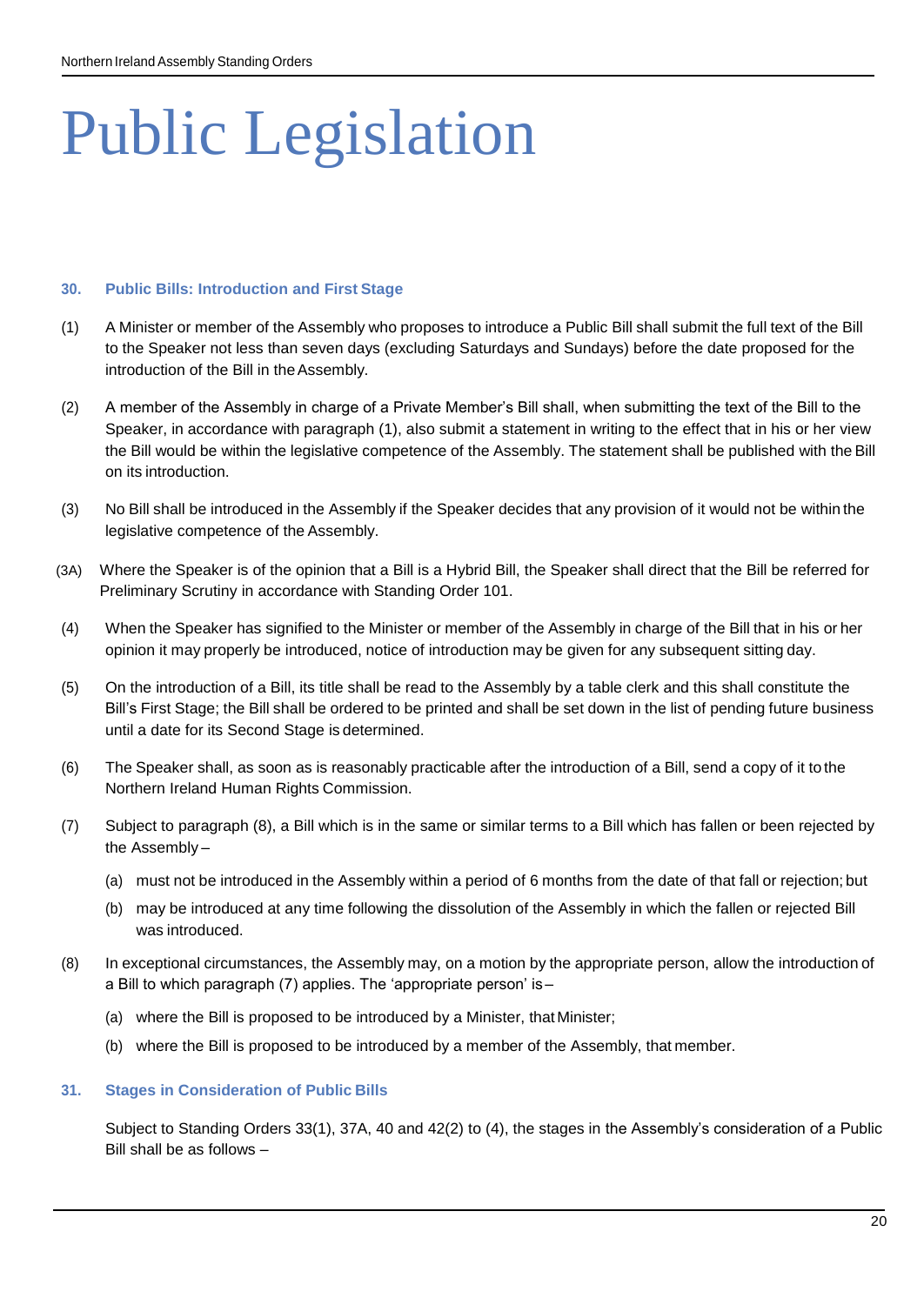# Public Legislation

### 30. Public Bills: Introduction and First Stage

(1) A Minister or member of the Assembly who proposes to introduce a Public Bill shall submit the full text of the Bill to the Speaker not less than seven days (excluding Saturdays and Sundays) before the date proposed for the introduction of the Bill in the Assembly.

(2) A member of the Assembly in charge of a Private Member's Bill shall, when submitting the text of the Bill to the Speaker, in accordance with paragraph (1), also submit a statement in writing to the effect that in his or her view the Bill would be within the legislative competence of the Assembly. The statement shall be published with the Bill on its introduction.

(3) No Bill shall be introduced in the Assembly if the Speaker decides that any provision of it would not be within the legislative competence of the Assembly.

(3A) Where the Speaker is of the opinion that a Bill is a Hybrid Bill, the Speaker shall direct that the Bill be referred for Preliminary Scrutiny in accordance with Standing Order 101.

(4) When the Speaker has signified to the Minister or member of the Assembly in charge of the Bill that in his or her opinion it may properly be introduced, notice of introduction may be given for any subsequent sitting day.

(5) On the introduction of a Bill, its title shall be read to the Assembly by a table clerk and this shall constitute the Bill's First Stage; the Bill shall be ordered to be printed and shall be set down in the list of pending future business until a date for its Second Stage is determined.

(6) The Speaker shall, as soon as is reasonably practicable after the introduction of a Bill, send a copy of it to the Northern Ireland Human Rights Commission.

(7) Subject to paragraph (8), a Bill which is in the same or similar terms to a Bill which has fallen or been rejected by the Assembly –

(a) must not be introduced in the Assembly within a period of 6 months from the date of that fall or rejection; but

(b) may be introduced at any time following the dissolution of the Assembly in which the fallen or rejected Bill was introduced.

(8) In exceptional circumstances, the Assembly may, on a motion by the appropriate person, allow the introduction of a Bill to which paragraph (7) applies. The 'appropriate person' is –

(a) where the Bill is proposed to be introduced by a Minister, that Minister;

(b) where the Bill is proposed to be introduced by a member of the Assembly, that member.

### 31. Stages in Consideration of Public Bills

Subject to Standing Orders 33(1), 37A, 40 and 42(2) to (4), the stages in the Assembly's consideration of a Public Bill shall be as follows –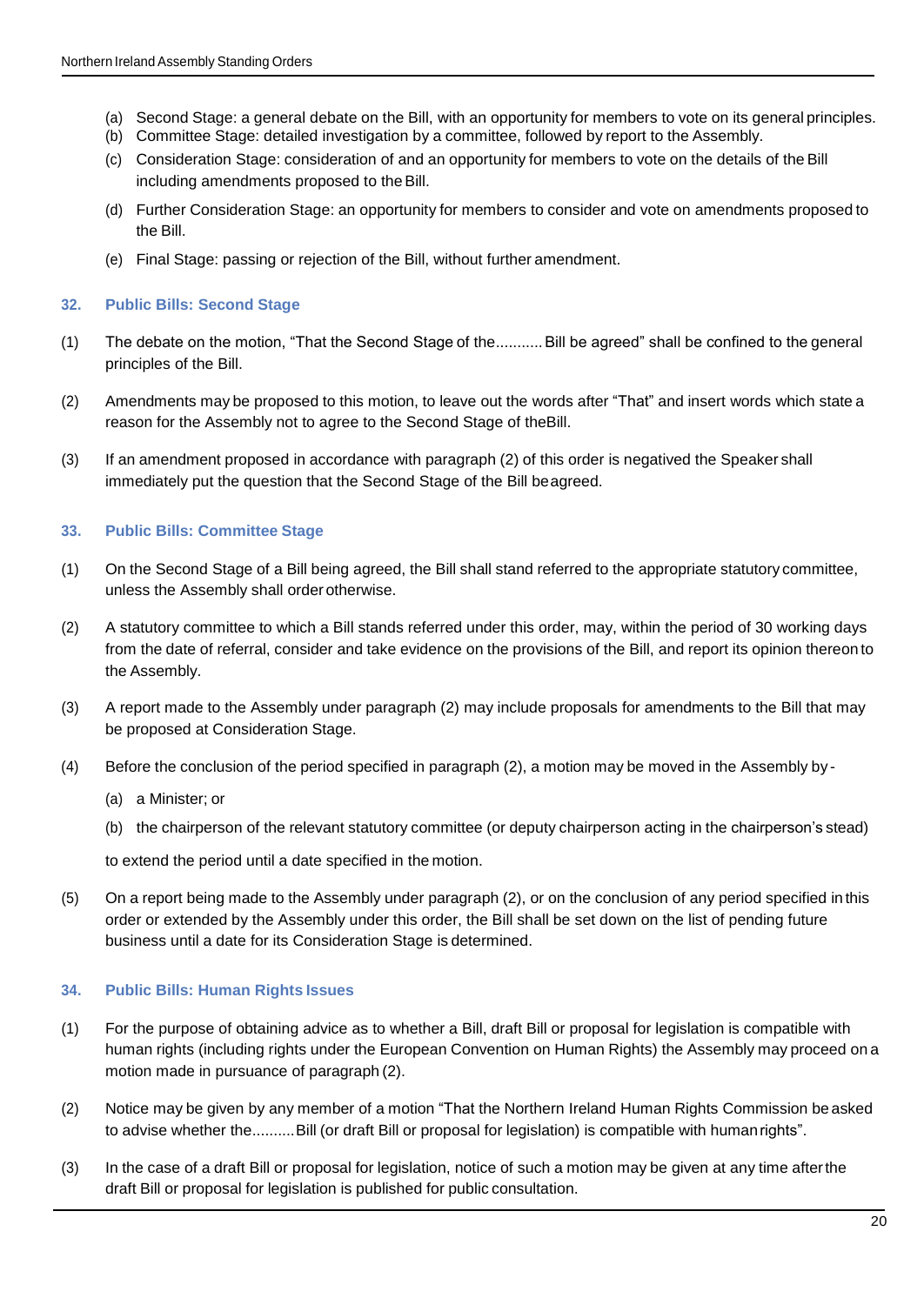(a) Second Stage: a general debate on the Bill, with an opportunity for members to vote on its general principles.
(b) Committee Stage: detailed investigation by a committee, followed by report to the Assembly.
(c) Consideration Stage: consideration of and an opportunity for members to vote on the details of the Bill including amendments proposed to the Bill.
(d) Further Consideration Stage: an opportunity for members to consider and vote on amendments proposed to the Bill.
(e) Final Stage: passing or rejection of the Bill, without further amendment.

### 32. Public Bills: Second Stage

(1) The debate on the motion, "That the Second Stage of the........... Bill be agreed" shall be confined to the general principles of the Bill.

(2) Amendments may be proposed to this motion, to leave out the words after "That" and insert words which state a reason for the Assembly not to agree to the Second Stage of the Bill.

(3) If an amendment proposed in accordance with paragraph (2) of this order is negatived the Speaker shall immediately put the question that the Second Stage of the Bill be agreed.

### 33. Public Bills: Committee Stage

(1) On the Second Stage of a Bill being agreed, the Bill shall stand referred to the appropriate statutory committee, unless the Assembly shall order otherwise.

(2) A statutory committee to which a Bill stands referred under this order, may, within the period of 30 working days from the date of referral, consider and take evidence on the provisions of the Bill, and report its opinion thereon to the Assembly.

(3) A report made to the Assembly under paragraph (2) may include proposals for amendments to the Bill that may be proposed at Consideration Stage.

(4) Before the conclusion of the period specified in paragraph (2), a motion may be moved in the Assembly by -

(a) a Minister; or

(b) the chairperson of the relevant statutory committee (or deputy chairperson acting in the chairperson's stead)

to extend the period until a date specified in the motion.

(5) On a report being made to the Assembly under paragraph (2), or on the conclusion of any period specified in this order or extended by the Assembly under this order, the Bill shall be set down on the list of pending future business until a date for its Consideration Stage is determined.

### 34. Public Bills: Human Rights Issues

(1) For the purpose of obtaining advice as to whether a Bill, draft Bill or proposal for legislation is compatible with human rights (including rights under the European Convention on Human Rights) the Assembly may proceed on a motion made in pursuance of paragraph (2).

(2) Notice may be given by any member of a motion "That the Northern Ireland Human Rights Commission be asked to advise whether the..........Bill (or draft Bill or proposal for legislation) is compatible with human rights".

(3) In the case of a draft Bill or proposal for legislation, notice of such a motion may be given at any time after the draft Bill or proposal for legislation is published for public consultation.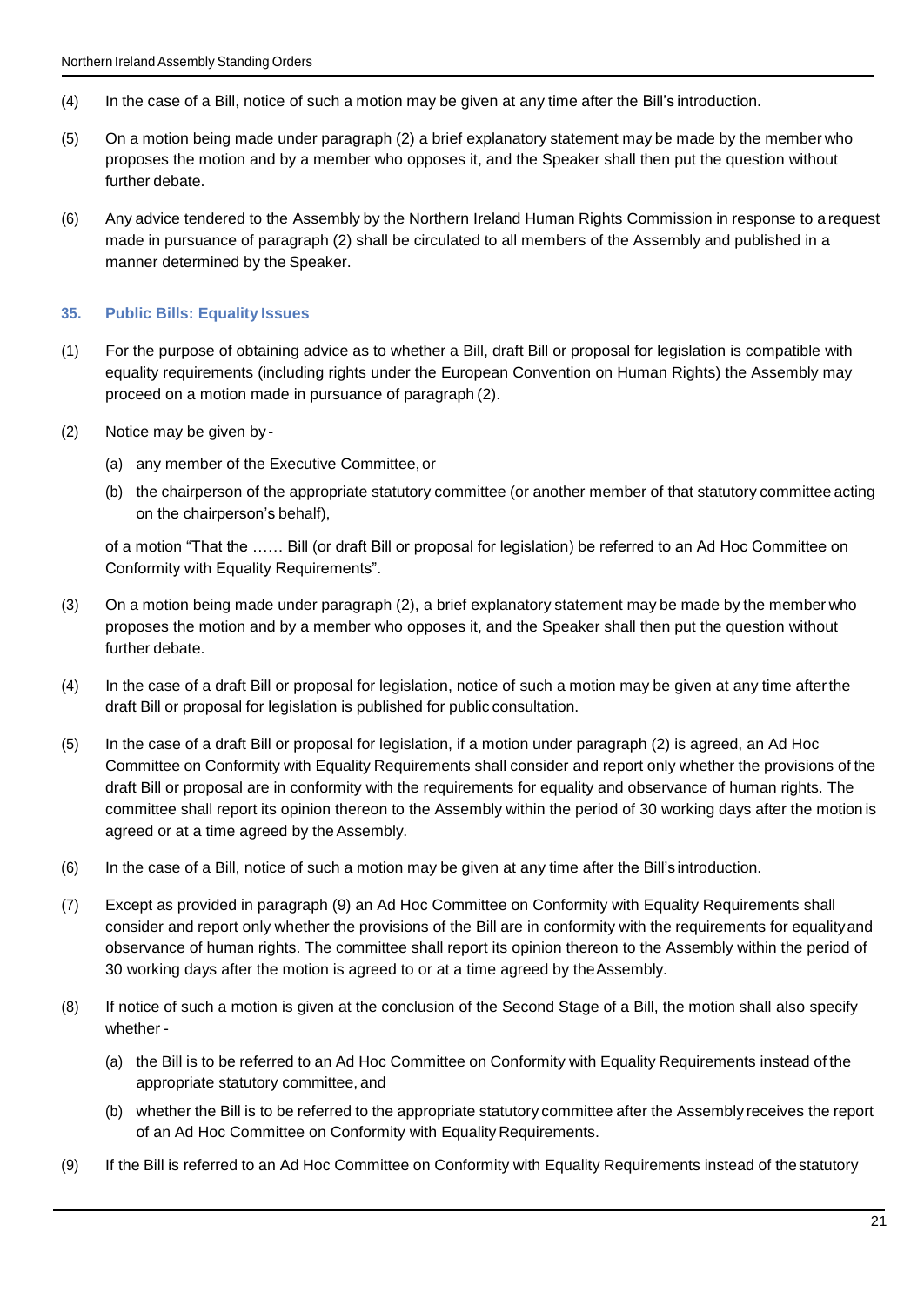(4) In the case of a Bill, notice of such a motion may be given at any time after the Bill's introduction.

(5) On a motion being made under paragraph (2) a brief explanatory statement may be made by the member who proposes the motion and by a member who opposes it, and the Speaker shall then put the question without further debate.

(6) Any advice tendered to the Assembly by the Northern Ireland Human Rights Commission in response to a request made in pursuance of paragraph (2) shall be circulated to all members of the Assembly and published in a manner determined by the Speaker.

### 35. Public Bills: Equality Issues

(1) For the purpose of obtaining advice as to whether a Bill, draft Bill or proposal for legislation is compatible with equality requirements (including rights under the European Convention on Human Rights) the Assembly may proceed on a motion made in pursuance of paragraph (2).

(2) Notice may be given by -

(a) any member of the Executive Committee, or

(b) the chairperson of the appropriate statutory committee (or another member of that statutory committee acting on the chairperson's behalf),

of a motion "That the …… Bill (or draft Bill or proposal for legislation) be referred to an Ad Hoc Committee on Conformity with Equality Requirements".

(3) On a motion being made under paragraph (2), a brief explanatory statement may be made by the member who proposes the motion and by a member who opposes it, and the Speaker shall then put the question without further debate.

(4) In the case of a draft Bill or proposal for legislation, notice of such a motion may be given at any time after the draft Bill or proposal for legislation is published for public consultation.

(5) In the case of a draft Bill or proposal for legislation, if a motion under paragraph (2) is agreed, an Ad Hoc Committee on Conformity with Equality Requirements shall consider and report only whether the provisions of the draft Bill or proposal are in conformity with the requirements for equality and observance of human rights. The committee shall report its opinion thereon to the Assembly within the period of 30 working days after the motion is agreed or at a time agreed by the Assembly.

(6) In the case of a Bill, notice of such a motion may be given at any time after the Bill's introduction.

(7) Except as provided in paragraph (9) an Ad Hoc Committee on Conformity with Equality Requirements shall consider and report only whether the provisions of the Bill are in conformity with the requirements for equality and observance of human rights. The committee shall report its opinion thereon to the Assembly within the period of 30 working days after the motion is agreed to or at a time agreed by the Assembly.

(8) If notice of such a motion is given at the conclusion of the Second Stage of a Bill, the motion shall also specify whether -

(a) the Bill is to be referred to an Ad Hoc Committee on Conformity with Equality Requirements instead of the appropriate statutory committee, and

(b) whether the Bill is to be referred to the appropriate statutory committee after the Assembly receives the report of an Ad Hoc Committee on Conformity with Equality Requirements.

(9) If the Bill is referred to an Ad Hoc Committee on Conformity with Equality Requirements instead of the statutory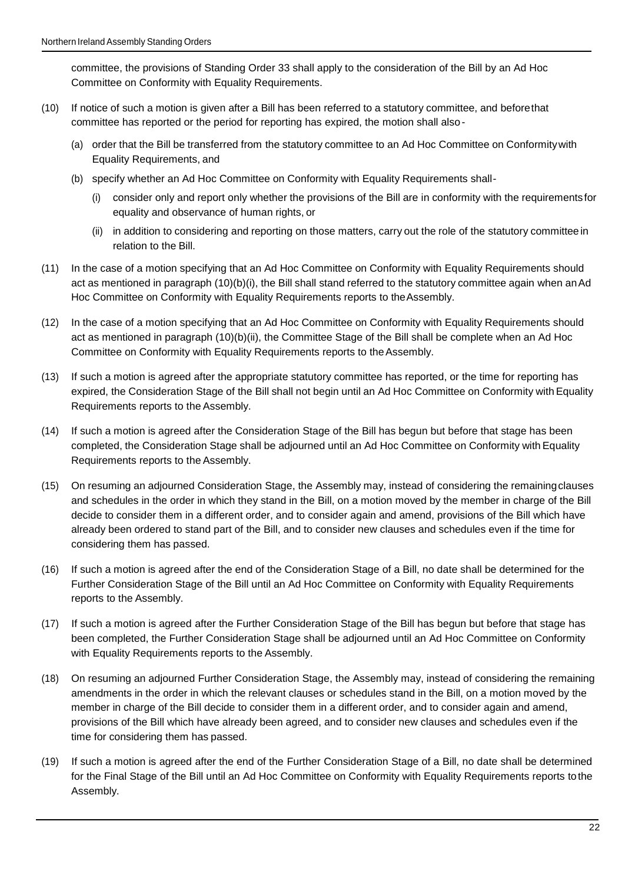committee, the provisions of Standing Order 33 shall apply to the consideration of the Bill by an Ad Hoc Committee on Conformity with Equality Requirements.

(10) If notice of such a motion is given after a Bill has been referred to a statutory committee, and before that committee has reported or the period for reporting has expired, the motion shall also -

(a) order that the Bill be transferred from the statutory committee to an Ad Hoc Committee on Conformity with Equality Requirements, and

(b) specify whether an Ad Hoc Committee on Conformity with Equality Requirements shall -

(i) consider only and report only whether the provisions of the Bill are in conformity with the requirements for equality and observance of human rights, or

(ii) in addition to considering and reporting on those matters, carry out the role of the statutory committee in relation to the Bill.

(11) In the case of a motion specifying that an Ad Hoc Committee on Conformity with Equality Requirements should act as mentioned in paragraph (10)(b)(i), the Bill shall stand referred to the statutory committee again when an Ad Hoc Committee on Conformity with Equality Requirements reports to the Assembly.

(12) In the case of a motion specifying that an Ad Hoc Committee on Conformity with Equality Requirements should act as mentioned in paragraph (10)(b)(ii), the Committee Stage of the Bill shall be complete when an Ad Hoc Committee on Conformity with Equality Requirements reports to the Assembly.

(13) If such a motion is agreed after the appropriate statutory committee has reported, or the time for reporting has expired, the Consideration Stage of the Bill shall not begin until an Ad Hoc Committee on Conformity with Equality Requirements reports to the Assembly.

(14) If such a motion is agreed after the Consideration Stage of the Bill has begun but before that stage has been completed, the Consideration Stage shall be adjourned until an Ad Hoc Committee on Conformity with Equality Requirements reports to the Assembly.

(15) On resuming an adjourned Consideration Stage, the Assembly may, instead of considering the remaining clauses and schedules in the order in which they stand in the Bill, on a motion moved by the member in charge of the Bill decide to consider them in a different order, and to consider again and amend, provisions of the Bill which have already been ordered to stand part of the Bill, and to consider new clauses and schedules even if the time for considering them has passed.

(16) If such a motion is agreed after the end of the Consideration Stage of a Bill, no date shall be determined for the Further Consideration Stage of the Bill until an Ad Hoc Committee on Conformity with Equality Requirements reports to the Assembly.

(17) If such a motion is agreed after the Further Consideration Stage of the Bill has begun but before that stage has been completed, the Further Consideration Stage shall be adjourned until an Ad Hoc Committee on Conformity with Equality Requirements reports to the Assembly.

(18) On resuming an adjourned Further Consideration Stage, the Assembly may, instead of considering the remaining amendments in the order in which the relevant clauses or schedules stand in the Bill, on a motion moved by the member in charge of the Bill decide to consider them in a different order, and to consider again and amend, provisions of the Bill which have already been agreed, and to consider new clauses and schedules even if the time for considering them has passed.

(19) If such a motion is agreed after the end of the Further Consideration Stage of a Bill, no date shall be determined for the Final Stage of the Bill until an Ad Hoc Committee on Conformity with Equality Requirements reports to the Assembly.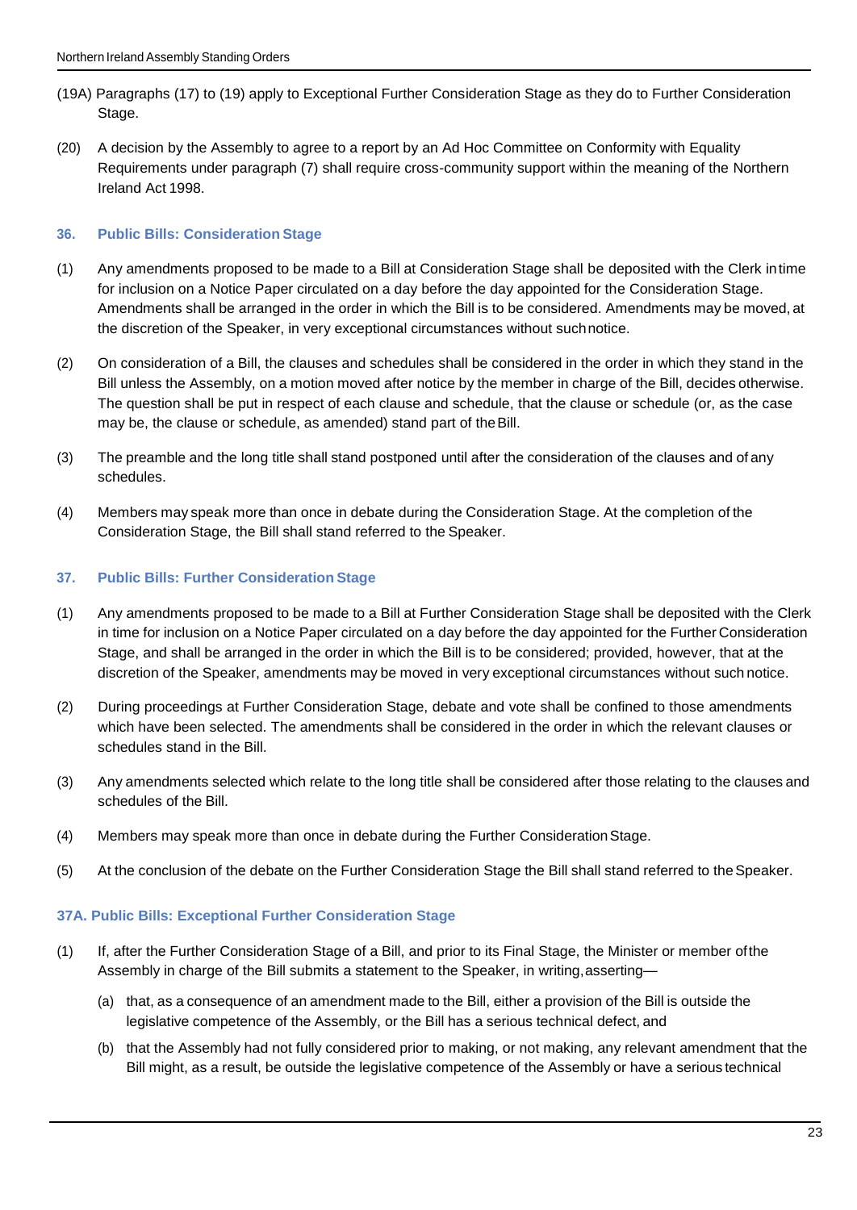(19A) Paragraphs (17) to (19) apply to Exceptional Further Consideration Stage as they do to Further Consideration Stage.

(20) A decision by the Assembly to agree to a report by an Ad Hoc Committee on Conformity with Equality Requirements under paragraph (7) shall require cross-community support within the meaning of the Northern Ireland Act 1998.

### 36. Public Bills: Consideration Stage

(1) Any amendments proposed to be made to a Bill at Consideration Stage shall be deposited with the Clerk in time for inclusion on a Notice Paper circulated on a day before the day appointed for the Consideration Stage. Amendments shall be arranged in the order in which the Bill is to be considered. Amendments may be moved, at the discretion of the Speaker, in very exceptional circumstances without such notice.

(2) On consideration of a Bill, the clauses and schedules shall be considered in the order in which they stand in the Bill unless the Assembly, on a motion moved after notice by the member in charge of the Bill, decides otherwise. The question shall be put in respect of each clause and schedule, that the clause or schedule (or, as the case may be, the clause or schedule, as amended) stand part of the Bill.

(3) The preamble and the long title shall stand postponed until after the consideration of the clauses and of any schedules.

(4) Members may speak more than once in debate during the Consideration Stage. At the completion of the Consideration Stage, the Bill shall stand referred to the Speaker.

### 37. Public Bills: Further Consideration Stage

(1) Any amendments proposed to be made to a Bill at Further Consideration Stage shall be deposited with the Clerk in time for inclusion on a Notice Paper circulated on a day before the day appointed for the Further Consideration Stage, and shall be arranged in the order in which the Bill is to be considered; provided, however, that at the discretion of the Speaker, amendments may be moved in very exceptional circumstances without such notice.

(2) During proceedings at Further Consideration Stage, debate and vote shall be confined to those amendments which have been selected. The amendments shall be considered in the order in which the relevant clauses or schedules stand in the Bill.

(3) Any amendments selected which relate to the long title shall be considered after those relating to the clauses and schedules of the Bill.

(4) Members may speak more than once in debate during the Further Consideration Stage.

(5) At the conclusion of the debate on the Further Consideration Stage the Bill shall stand referred to the Speaker.

### 37A. Public Bills: Exceptional Further Consideration Stage

(1) If, after the Further Consideration Stage of a Bill, and prior to its Final Stage, the Minister or member of the Assembly in charge of the Bill submits a statement to the Speaker, in writing, asserting—

(a) that, as a consequence of an amendment made to the Bill, either a provision of the Bill is outside the legislative competence of the Assembly, or the Bill has a serious technical defect, and

(b) that the Assembly had not fully considered prior to making, or not making, any relevant amendment that the Bill might, as a result, be outside the legislative competence of the Assembly or have a serious technical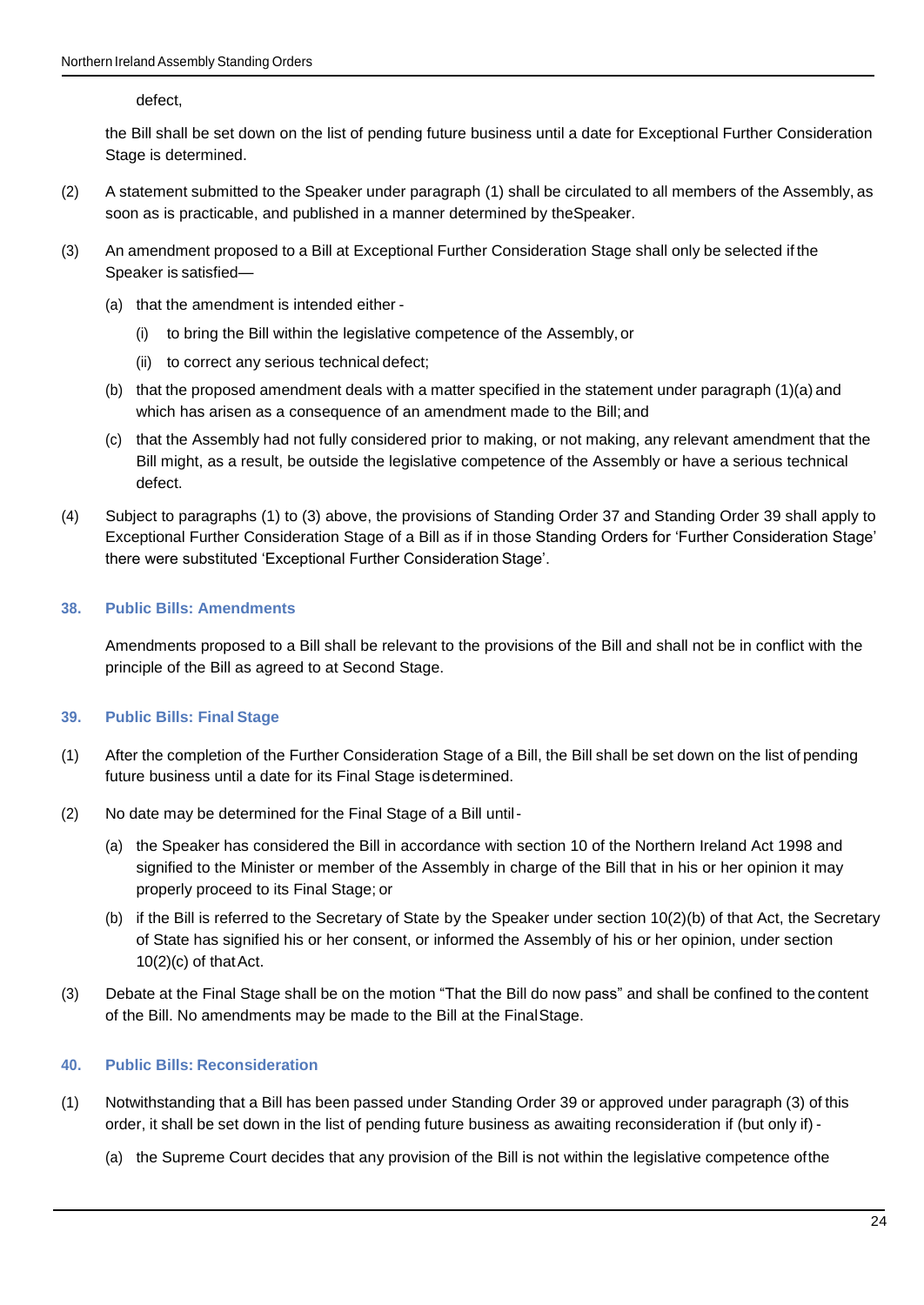defect,

the Bill shall be set down on the list of pending future business until a date for Exceptional Further Consideration Stage is determined.

(2) A statement submitted to the Speaker under paragraph (1) shall be circulated to all members of the Assembly, as soon as is practicable, and published in a manner determined by the Speaker.

(3) An amendment proposed to a Bill at Exceptional Further Consideration Stage shall only be selected if the Speaker is satisfied—

(a) that the amendment is intended either -

(i) to bring the Bill within the legislative competence of the Assembly, or

(ii) to correct any serious technical defect;

(b) that the proposed amendment deals with a matter specified in the statement under paragraph (1)(a) and which has arisen as a consequence of an amendment made to the Bill; and

(c) that the Assembly had not fully considered prior to making, or not making, any relevant amendment that the Bill might, as a result, be outside the legislative competence of the Assembly or have a serious technical defect.

(4) Subject to paragraphs (1) to (3) above, the provisions of Standing Order 37 and Standing Order 39 shall apply to Exceptional Further Consideration Stage of a Bill as if in those Standing Orders for 'Further Consideration Stage' there were substituted 'Exceptional Further Consideration Stage'.

### 38. Public Bills: Amendments

Amendments proposed to a Bill shall be relevant to the provisions of the Bill and shall not be in conflict with the principle of the Bill as agreed to at Second Stage.

### 39. Public Bills: Final Stage

(1) After the completion of the Further Consideration Stage of a Bill, the Bill shall be set down on the list of pending future business until a date for its Final Stage is determined.

(2) No date may be determined for the Final Stage of a Bill until -

(a) the Speaker has considered the Bill in accordance with section 10 of the Northern Ireland Act 1998 and signified to the Minister or member of the Assembly in charge of the Bill that in his or her opinion it may properly proceed to its Final Stage; or

(b) if the Bill is referred to the Secretary of State by the Speaker under section 10(2)(b) of that Act, the Secretary of State has signified his or her consent, or informed the Assembly of his or her opinion, under section 10(2)(c) of that Act.

(3) Debate at the Final Stage shall be on the motion "That the Bill do now pass" and shall be confined to the content of the Bill. No amendments may be made to the Bill at the Final Stage.

### 40. Public Bills: Reconsideration

(1) Notwithstanding that a Bill has been passed under Standing Order 39 or approved under paragraph (3) of this order, it shall be set down in the list of pending future business as awaiting reconsideration if (but only if) -

(a) the Supreme Court decides that any provision of the Bill is not within the legislative competence of the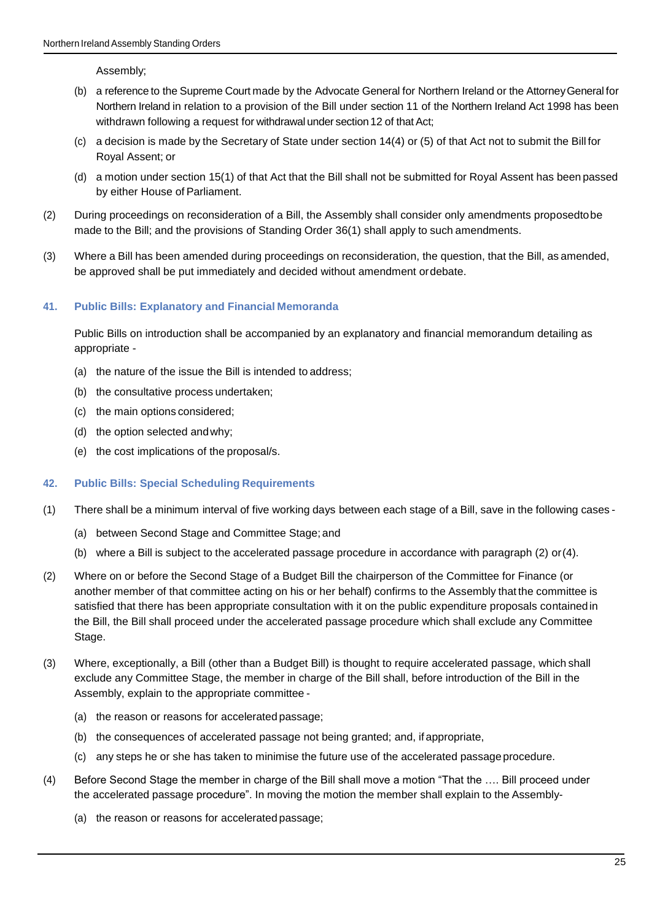Assembly;

(b) a reference to the Supreme Court made by the Advocate General for Northern Ireland or the Attorney General for Northern Ireland in relation to a provision of the Bill under section 11 of the Northern Ireland Act 1998 has been withdrawn following a request for withdrawal under section 12 of that Act;

(c) a decision is made by the Secretary of State under section 14(4) or (5) of that Act not to submit the Bill for Royal Assent; or

(d) a motion under section 15(1) of that Act that the Bill shall not be submitted for Royal Assent has been passed by either House of Parliament.

(2) During proceedings on reconsideration of a Bill, the Assembly shall consider only amendments proposed to be made to the Bill; and the provisions of Standing Order 36(1) shall apply to such amendments.

(3) Where a Bill has been amended during proceedings on reconsideration, the question, that the Bill, as amended, be approved shall be put immediately and decided without amendment or debate.

### 41. Public Bills: Explanatory and Financial Memoranda

Public Bills on introduction shall be accompanied by an explanatory and financial memorandum detailing as appropriate -

(a) the nature of the issue the Bill is intended to address;

(b) the consultative process undertaken;

(c) the main options considered;

(d) the option selected and why;

(e) the cost implications of the proposal/s.

### 42. Public Bills: Special Scheduling Requirements

(1) There shall be a minimum interval of five working days between each stage of a Bill, save in the following cases -

(a) between Second Stage and Committee Stage; and

(b) where a Bill is subject to the accelerated passage procedure in accordance with paragraph (2) or (4).

(2) Where on or before the Second Stage of a Budget Bill the chairperson of the Committee for Finance (or another member of that committee acting on his or her behalf) confirms to the Assembly that the committee is satisfied that there has been appropriate consultation with it on the public expenditure proposals contained in the Bill, the Bill shall proceed under the accelerated passage procedure which shall exclude any Committee Stage.

(3) Where, exceptionally, a Bill (other than a Budget Bill) is thought to require accelerated passage, which shall exclude any Committee Stage, the member in charge of the Bill shall, before introduction of the Bill in the Assembly, explain to the appropriate committee -

(a) the reason or reasons for accelerated passage;

(b) the consequences of accelerated passage not being granted; and, if appropriate,

(c) any steps he or she has taken to minimise the future use of the accelerated passage procedure.

(4) Before Second Stage the member in charge of the Bill shall move a motion "That the …. Bill proceed under the accelerated passage procedure". In moving the motion the member shall explain to the Assembly-

(a) the reason or reasons for accelerated passage;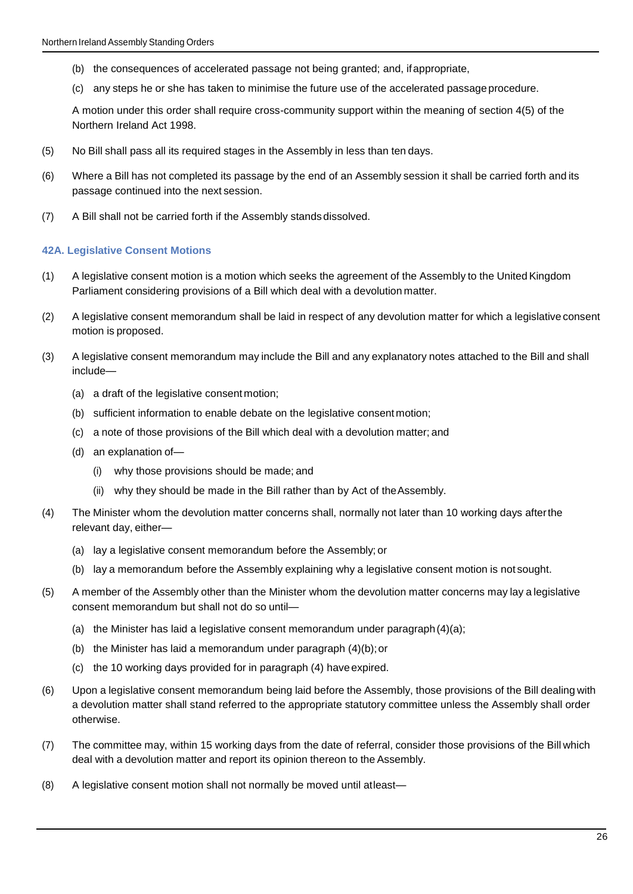(b) the consequences of accelerated passage not being granted; and, if appropriate,

(c) any steps he or she has taken to minimise the future use of the accelerated passage procedure.

A motion under this order shall require cross-community support within the meaning of section 4(5) of the Northern Ireland Act 1998.

(5) No Bill shall pass all its required stages in the Assembly in less than ten days.

(6) Where a Bill has not completed its passage by the end of an Assembly session it shall be carried forth and its passage continued into the next session.

(7) A Bill shall not be carried forth if the Assembly stands dissolved.

### 42A. Legislative Consent Motions

(1) A legislative consent motion is a motion which seeks the agreement of the Assembly to the United Kingdom Parliament considering provisions of a Bill which deal with a devolution matter.

(2) A legislative consent memorandum shall be laid in respect of any devolution matter for which a legislative consent motion is proposed.

(3) A legislative consent memorandum may include the Bill and any explanatory notes attached to the Bill and shall include—

(a) a draft of the legislative consent motion;

(b) sufficient information to enable debate on the legislative consent motion;

(c) a note of those provisions of the Bill which deal with a devolution matter; and

(d) an explanation of—

(i) why those provisions should be made; and

(ii) why they should be made in the Bill rather than by Act of the Assembly.

(4) The Minister whom the devolution matter concerns shall, normally not later than 10 working days after the relevant day, either—

(a) lay a legislative consent memorandum before the Assembly; or

(b) lay a memorandum before the Assembly explaining why a legislative consent motion is not sought.

(5) A member of the Assembly other than the Minister whom the devolution matter concerns may lay a legislative consent memorandum but shall not do so until—

(a) the Minister has laid a legislative consent memorandum under paragraph (4)(a);

(b) the Minister has laid a memorandum under paragraph (4)(b); or

(c) the 10 working days provided for in paragraph (4) have expired.

(6) Upon a legislative consent memorandum being laid before the Assembly, those provisions of the Bill dealing with a devolution matter shall stand referred to the appropriate statutory committee unless the Assembly shall order otherwise.

(7) The committee may, within 15 working days from the date of referral, consider those provisions of the Bill which deal with a devolution matter and report its opinion thereon to the Assembly.

(8) A legislative consent motion shall not normally be moved until at least—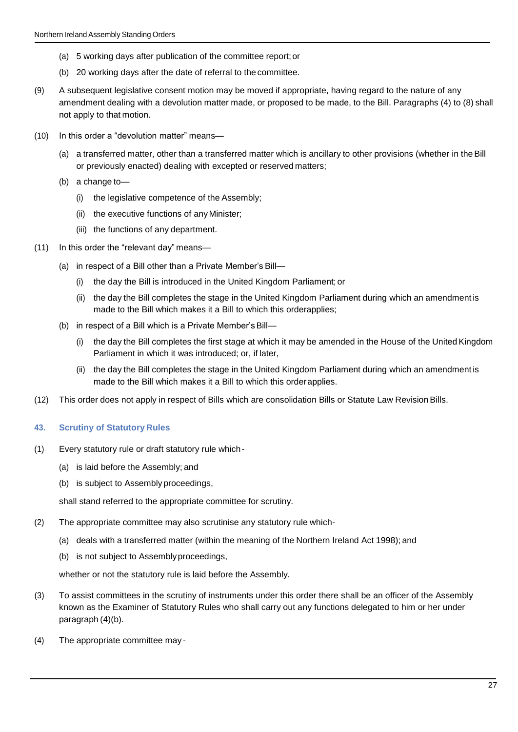(a) 5 working days after publication of the committee report; or

(b) 20 working days after the date of referral to the committee.

(9) A subsequent legislative consent motion may be moved if appropriate, having regard to the nature of any amendment dealing with a devolution matter made, or proposed to be made, to the Bill. Paragraphs (4) to (8) shall not apply to that motion.

(10) In this order a "devolution matter" means—

(a) a transferred matter, other than a transferred matter which is ancillary to other provisions (whether in the Bill or previously enacted) dealing with excepted or reserved matters;

(b) a change to—

(i) the legislative competence of the Assembly;

(ii) the executive functions of any Minister;

(iii) the functions of any department.

(11) In this order the "relevant day" means—

(a) in respect of a Bill other than a Private Member's Bill—

(i) the day the Bill is introduced in the United Kingdom Parliament; or

(ii) the day the Bill completes the stage in the United Kingdom Parliament during which an amendment is made to the Bill which makes it a Bill to which this order applies;

(b) in respect of a Bill which is a Private Member's Bill—

(i) the day the Bill completes the first stage at which it may be amended in the House of the United Kingdom Parliament in which it was introduced; or, if later,

(ii) the day the Bill completes the stage in the United Kingdom Parliament during which an amendment is made to the Bill which makes it a Bill to which this order applies.

(12) This order does not apply in respect of Bills which are consolidation Bills or Statute Law Revision Bills.

### 43. Scrutiny of Statutory Rules

(1) Every statutory rule or draft statutory rule which -

(a) is laid before the Assembly; and

(b) is subject to Assembly proceedings,

shall stand referred to the appropriate committee for scrutiny.

(2) The appropriate committee may also scrutinise any statutory rule which-

(a) deals with a transferred matter (within the meaning of the Northern Ireland Act 1998); and

(b) is not subject to Assembly proceedings,

whether or not the statutory rule is laid before the Assembly.

(3) To assist committees in the scrutiny of instruments under this order there shall be an officer of the Assembly known as the Examiner of Statutory Rules who shall carry out any functions delegated to him or her under paragraph (4)(b).

(4) The appropriate committee may -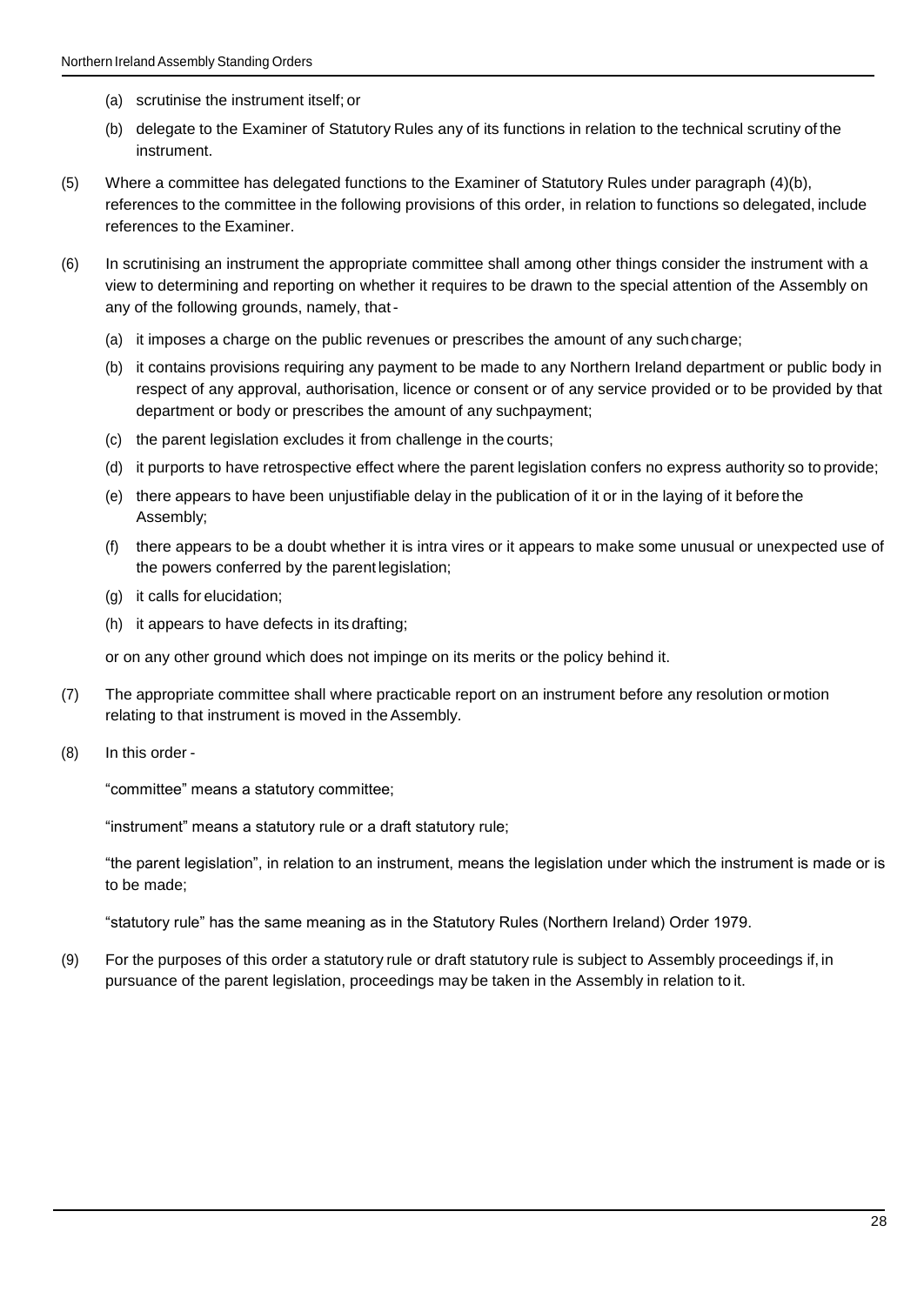(a) scrutinise the instrument itself; or

(b) delegate to the Examiner of Statutory Rules any of its functions in relation to the technical scrutiny of the instrument.

(5) Where a committee has delegated functions to the Examiner of Statutory Rules under paragraph (4)(b), references to the committee in the following provisions of this order, in relation to functions so delegated, include references to the Examiner.

(6) In scrutinising an instrument the appropriate committee shall among other things consider the instrument with a view to determining and reporting on whether it requires to be drawn to the special attention of the Assembly on any of the following grounds, namely, that -

(a) it imposes a charge on the public revenues or prescribes the amount of any such charge;

(b) it contains provisions requiring any payment to be made to any Northern Ireland department or public body in respect of any approval, authorisation, licence or consent or of any service provided or to be provided by that department or body or prescribes the amount of any such payment;

(c) the parent legislation excludes it from challenge in the courts;

(d) it purports to have retrospective effect where the parent legislation confers no express authority so to provide;

(e) there appears to have been unjustifiable delay in the publication of it or in the laying of it before the Assembly;

(f) there appears to be a doubt whether it is intra vires or it appears to make some unusual or unexpected use of the powers conferred by the parent legislation;

(g) it calls for elucidation;

(h) it appears to have defects in its drafting;

or on any other ground which does not impinge on its merits or the policy behind it.

(7) The appropriate committee shall where practicable report on an instrument before any resolution or motion relating to that instrument is moved in the Assembly.

(8) In this order -

"committee" means a statutory committee;

"instrument" means a statutory rule or a draft statutory rule;

"the parent legislation", in relation to an instrument, means the legislation under which the instrument is made or is to be made;

"statutory rule" has the same meaning as in the Statutory Rules (Northern Ireland) Order 1979.

(9) For the purposes of this order a statutory rule or draft statutory rule is subject to Assembly proceedings if, in pursuance of the parent legislation, proceedings may be taken in the Assembly in relation to it.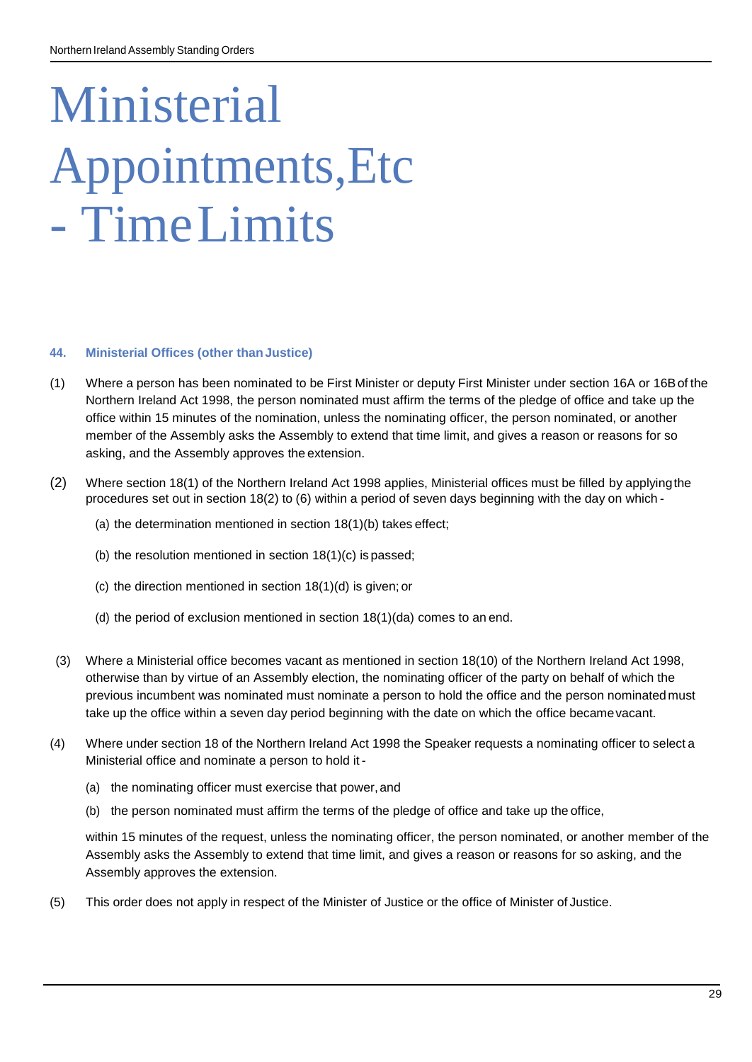# Ministerial Appointments, Etc - Time Limits

### 44. Ministerial Offices (other than Justice)

(1) Where a person has been nominated to be First Minister or deputy First Minister under section 16A or 16B of the Northern Ireland Act 1998, the person nominated must affirm the terms of the pledge of office and take up the office within 15 minutes of the nomination, unless the nominating officer, the person nominated, or another member of the Assembly asks the Assembly to extend that time limit, and gives a reason or reasons for so asking, and the Assembly approves the extension.

(2) Where section 18(1) of the Northern Ireland Act 1998 applies, Ministerial offices must be filled by applying the procedures set out in section 18(2) to (6) within a period of seven days beginning with the day on which -

(a) the determination mentioned in section 18(1)(b) takes effect;

(b) the resolution mentioned in section 18(1)(c) is passed;

(c) the direction mentioned in section 18(1)(d) is given; or

(d) the period of exclusion mentioned in section 18(1)(da) comes to an end.

(3) Where a Ministerial office becomes vacant as mentioned in section 18(10) of the Northern Ireland Act 1998, otherwise than by virtue of an Assembly election, the nominating officer of the party on behalf of which the previous incumbent was nominated must nominate a person to hold the office and the person nominated must take up the office within a seven day period beginning with the date on which the office became vacant.

(4) Where under section 18 of the Northern Ireland Act 1998 the Speaker requests a nominating officer to select a Ministerial office and nominate a person to hold it -

(a) the nominating officer must exercise that power, and

(b) the person nominated must affirm the terms of the pledge of office and take up the office,

within 15 minutes of the request, unless the nominating officer, the person nominated, or another member of the Assembly asks the Assembly to extend that time limit, and gives a reason or reasons for so asking, and the Assembly approves the extension.

(5) This order does not apply in respect of the Minister of Justice or the office of Minister of Justice.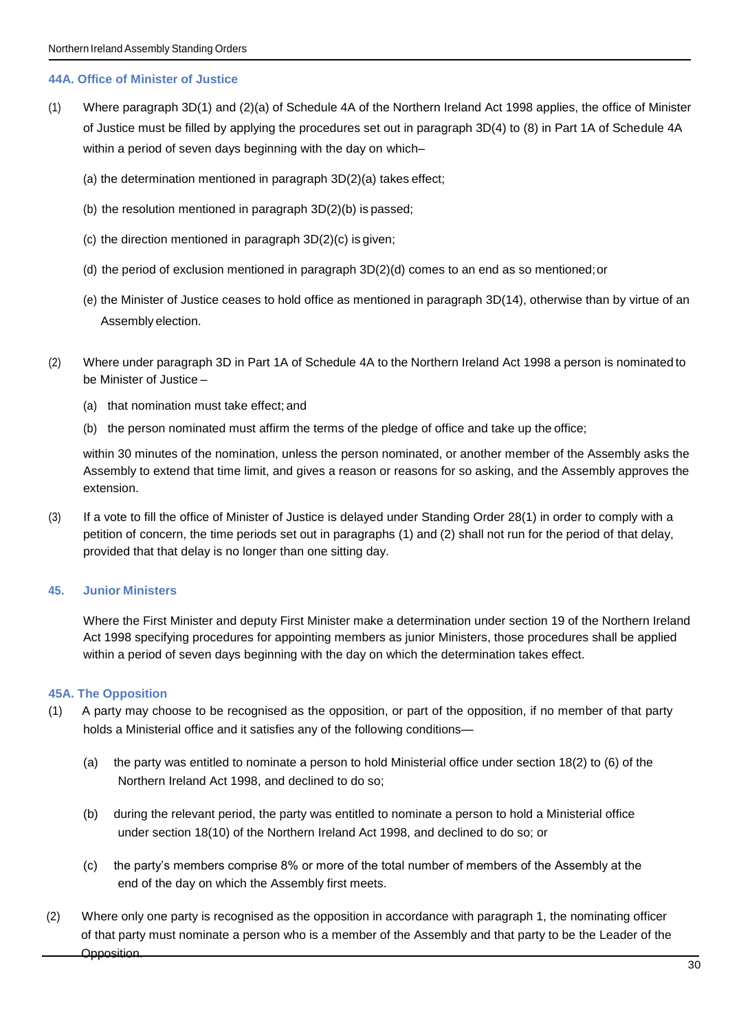### 44A. Office of Minister of Justice

(1) Where paragraph 3D(1) and (2)(a) of Schedule 4A of the Northern Ireland Act 1998 applies, the office of Minister of Justice must be filled by applying the procedures set out in paragraph 3D(4) to (8) in Part 1A of Schedule 4A within a period of seven days beginning with the day on which–

(a) the determination mentioned in paragraph 3D(2)(a) takes effect;

(b) the resolution mentioned in paragraph 3D(2)(b) is passed;

(c) the direction mentioned in paragraph 3D(2)(c) is given;

(d) the period of exclusion mentioned in paragraph 3D(2)(d) comes to an end as so mentioned; or

(e) the Minister of Justice ceases to hold office as mentioned in paragraph 3D(14), otherwise than by virtue of an Assembly election.

(2) Where under paragraph 3D in Part 1A of Schedule 4A to the Northern Ireland Act 1998 a person is nominated to be Minister of Justice –

(a) that nomination must take effect; and

(b) the person nominated must affirm the terms of the pledge of office and take up the office;

within 30 minutes of the nomination, unless the person nominated, or another member of the Assembly asks the Assembly to extend that time limit, and gives a reason or reasons for so asking, and the Assembly approves the extension.

(3) If a vote to fill the office of Minister of Justice is delayed under Standing Order 28(1) in order to comply with a petition of concern, the time periods set out in paragraphs (1) and (2) shall not run for the period of that delay, provided that that delay is no longer than one sitting day.

### 45. Junior Ministers

Where the First Minister and deputy First Minister make a determination under section 19 of the Northern Ireland Act 1998 specifying procedures for appointing members as junior Ministers, those procedures shall be applied within a period of seven days beginning with the day on which the determination takes effect.

### 45A. The Opposition

(1) A party may choose to be recognised as the opposition, or part of the opposition, if no member of that party holds a Ministerial office and it satisfies any of the following conditions—

(a) the party was entitled to nominate a person to hold Ministerial office under section 18(2) to (6) of the Northern Ireland Act 1998, and declined to do so;

(b) during the relevant period, the party was entitled to nominate a person to hold a Ministerial office under section 18(10) of the Northern Ireland Act 1998, and declined to do so; or

(c) the party's members comprise 8% or more of the total number of members of the Assembly at the end of the day on which the Assembly first meets.

(2) Where only one party is recognised as the opposition in accordance with paragraph 1, the nominating officer of that party must nominate a person who is a member of the Assembly and that party to be the Leader of the Opposition.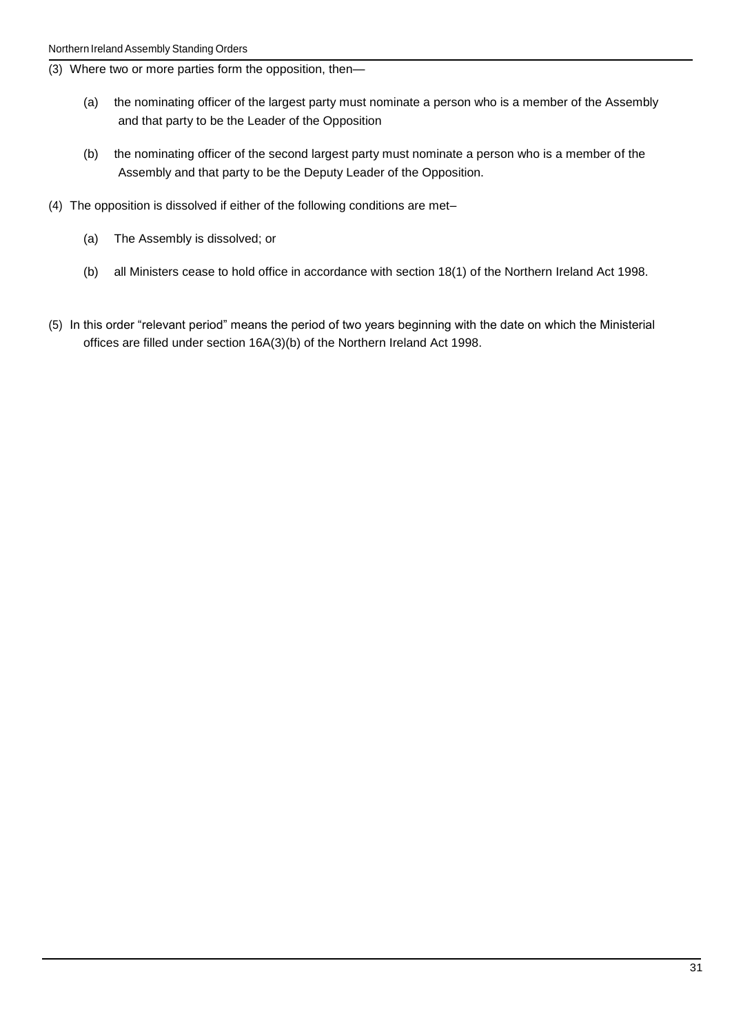(3) Where two or more parties form the opposition, then—

(a) the nominating officer of the largest party must nominate a person who is a member of the Assembly and that party to be the Leader of the Opposition

(b) the nominating officer of the second largest party must nominate a person who is a member of the Assembly and that party to be the Deputy Leader of the Opposition.

(4) The opposition is dissolved if either of the following conditions are met–

(a) The Assembly is dissolved; or

(b) all Ministers cease to hold office in accordance with section 18(1) of the Northern Ireland Act 1998.

(5) In this order "relevant period" means the period of two years beginning with the date on which the Ministerial offices are filled under section 16A(3)(b) of the Northern Ireland Act 1998.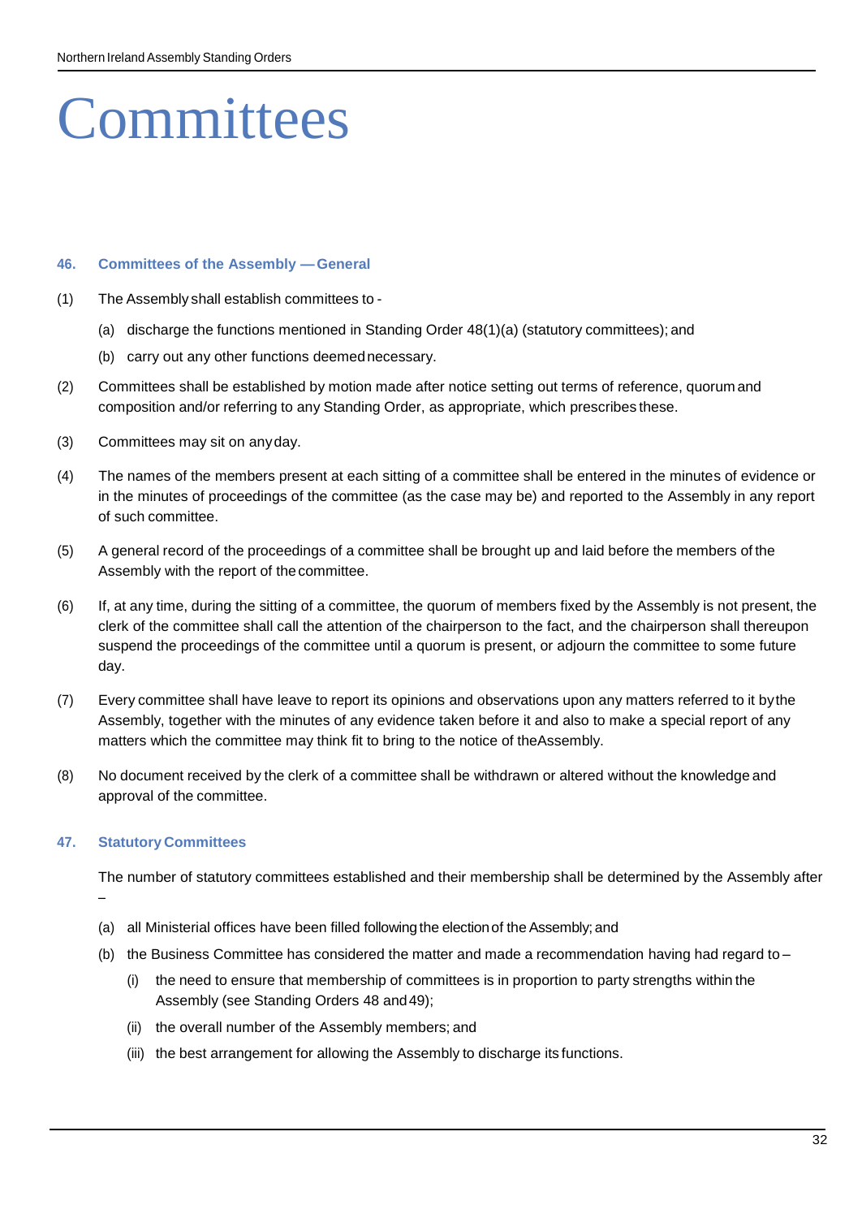# Committees

### 46. Committees of the Assembly — General

(1) The Assembly shall establish committees to -

   (a) discharge the functions mentioned in Standing Order 48(1)(a) (statutory committees); and

   (b) carry out any other functions deemed necessary.

(2) Committees shall be established by motion made after notice setting out terms of reference, quorum and composition and/or referring to any Standing Order, as appropriate, which prescribes these.

(3) Committees may sit on any day.

(4) The names of the members present at each sitting of a committee shall be entered in the minutes of evidence or in the minutes of proceedings of the committee (as the case may be) and reported to the Assembly in any report of such committee.

(5) A general record of the proceedings of a committee shall be brought up and laid before the members of the Assembly with the report of the committee.

(6) If, at any time, during the sitting of a committee, the quorum of members fixed by the Assembly is not present, the clerk of the committee shall call the attention of the chairperson to the fact, and the chairperson shall thereupon suspend the proceedings of the committee until a quorum is present, or adjourn the committee to some future day.

(7) Every committee shall have leave to report its opinions and observations upon any matters referred to it by the Assembly, together with the minutes of any evidence taken before it and also to make a special report of any matters which the committee may think fit to bring to the notice of the Assembly.

(8) No document received by the clerk of a committee shall be withdrawn or altered without the knowledge and approval of the committee.

### 47. Statutory Committees

The number of statutory committees established and their membership shall be determined by the Assembly after –

   (a) all Ministerial offices have been filled following the election of the Assembly; and

   (b) the Business Committee has considered the matter and made a recommendation having had regard to –

      (i) the need to ensure that membership of committees is in proportion to party strengths within the Assembly (see Standing Orders 48 and 49);

      (ii) the overall number of the Assembly members; and

      (iii) the best arrangement for allowing the Assembly to discharge its functions.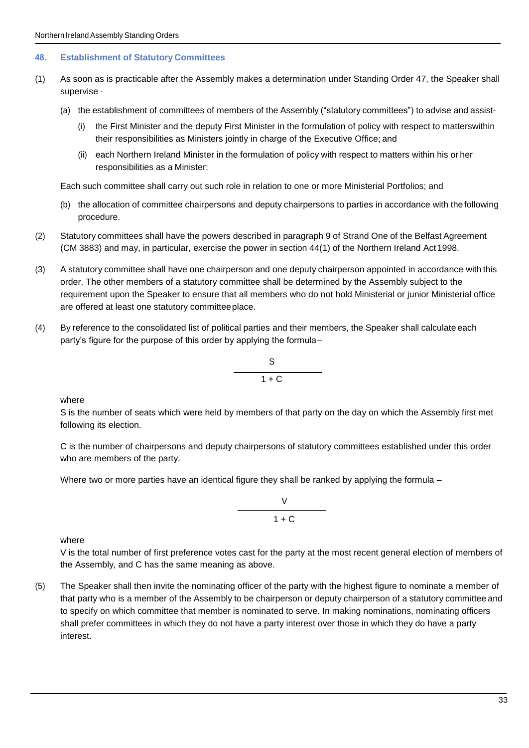## 48. Establishment of Statutory Committees

(1) As soon as is practicable after the Assembly makes a determination under Standing Order 47, the Speaker shall supervise -

(a) the establishment of committees of members of the Assembly ("statutory committees") to advise and assist-

(i) the First Minister and the deputy First Minister in the formulation of policy with respect to matterswithin their responsibilities as Ministers jointly in charge of the Executive Office; and

(ii) each Northern Ireland Minister in the formulation of policy with respect to matters within his or her responsibilities as a Minister:

Each such committee shall carry out such role in relation to one or more Ministerial Portfolios; and

(b) the allocation of committee chairpersons and deputy chairpersons to parties in accordance with thefollowing procedure.

(2) Statutory committees shall have the powers described in paragraph 9 of Strand One of the Belfast Agreement (CM 3883) and may, in particular, exercise the power in section 44(1) of the Northern Ireland Act 1998.

(3) A statutory committee shall have one chairperson and one deputy chairperson appointed in accordance with this order. The other members of a statutory committee shall be determined by the Assembly subject to the requirement upon the Speaker to ensure that all members who do not hold Ministerial or junior Ministerial office are offered at least one statutory committeeplace.

(4) By reference to the consolidated list of political parties and their members, the Speaker shall calculate each party's figure for the purpose of this order by applying the formula–

$$\frac{S}{1 + C}$$

where
S is the number of seats which were held by members of that party on the day on which the Assembly first met following its election.

C is the number of chairpersons and deputy chairpersons of statutory committees established under this order who are members of the party.

Where two or more parties have an identical figure they shall be ranked by applying the formula –

$$\frac{V}{1 + C}$$

where
V is the total number of first preference votes cast for the party at the most recent general election of members of the Assembly, and C has the same meaning as above.

(5) The Speaker shall then invite the nominating officer of the party with the highest figure to nominate a member of that party who is a member of the Assembly to be chairperson or deputy chairperson of a statutory committee and to specify on which committee that member is nominated to serve. In making nominations, nominating officers shall prefer committees in which they do not have a party interest over those in which they do have a party interest.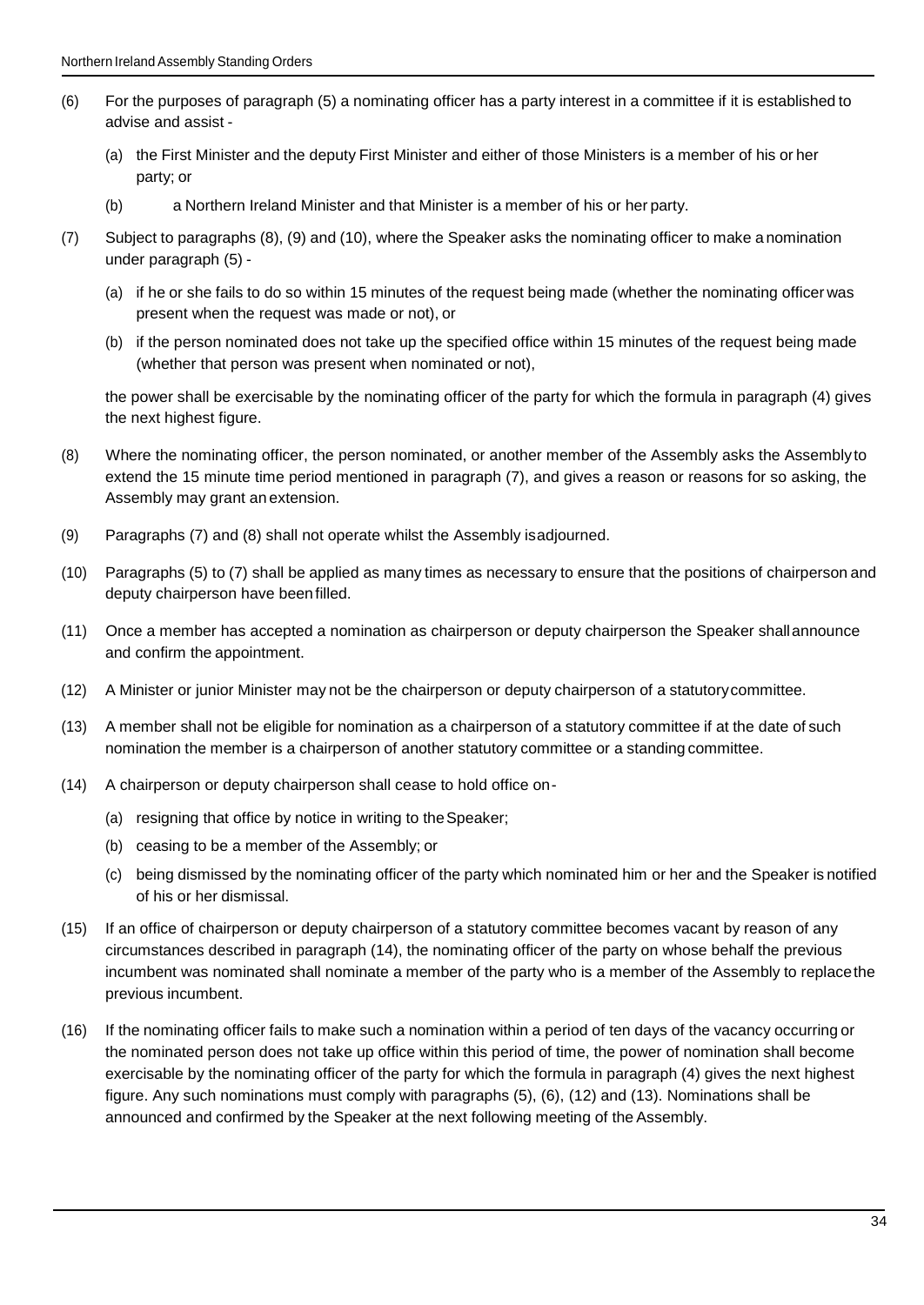(6) For the purposes of paragraph (5) a nominating officer has a party interest in a committee if it is established to advise and assist -

   (a) the First Minister and the deputy First Minister and either of those Ministers is a member of his or her party; or

   (b) a Northern Ireland Minister and that Minister is a member of his or her party.

(7) Subject to paragraphs (8), (9) and (10), where the Speaker asks the nominating officer to make a nomination under paragraph (5) -

   (a) if he or she fails to do so within 15 minutes of the request being made (whether the nominating officer was present when the request was made or not), or

   (b) if the person nominated does not take up the specified office within 15 minutes of the request being made (whether that person was present when nominated or not),

   the power shall be exercisable by the nominating officer of the party for which the formula in paragraph (4) gives the next highest figure.

(8) Where the nominating officer, the person nominated, or another member of the Assembly asks the Assembly to extend the 15 minute time period mentioned in paragraph (7), and gives a reason or reasons for so asking, the Assembly may grant an extension.

(9) Paragraphs (7) and (8) shall not operate whilst the Assembly is adjourned.

(10) Paragraphs (5) to (7) shall be applied as many times as necessary to ensure that the positions of chairperson and deputy chairperson have been filled.

(11) Once a member has accepted a nomination as chairperson or deputy chairperson the Speaker shall announce and confirm the appointment.

(12) A Minister or junior Minister may not be the chairperson or deputy chairperson of a statutory committee.

(13) A member shall not be eligible for nomination as a chairperson of a statutory committee if at the date of such nomination the member is a chairperson of another statutory committee or a standing committee.

(14) A chairperson or deputy chairperson shall cease to hold office on-

   (a) resigning that office by notice in writing to the Speaker;

   (b) ceasing to be a member of the Assembly; or

   (c) being dismissed by the nominating officer of the party which nominated him or her and the Speaker is notified of his or her dismissal.

(15) If an office of chairperson or deputy chairperson of a statutory committee becomes vacant by reason of any circumstances described in paragraph (14), the nominating officer of the party on whose behalf the previous incumbent was nominated shall nominate a member of the party who is a member of the Assembly to replace the previous incumbent.

(16) If the nominating officer fails to make such a nomination within a period of ten days of the vacancy occurring or the nominated person does not take up office within this period of time, the power of nomination shall become exercisable by the nominating officer of the party for which the formula in paragraph (4) gives the next highest figure. Any such nominations must comply with paragraphs (5), (6), (12) and (13). Nominations shall be announced and confirmed by the Speaker at the next following meeting of the Assembly.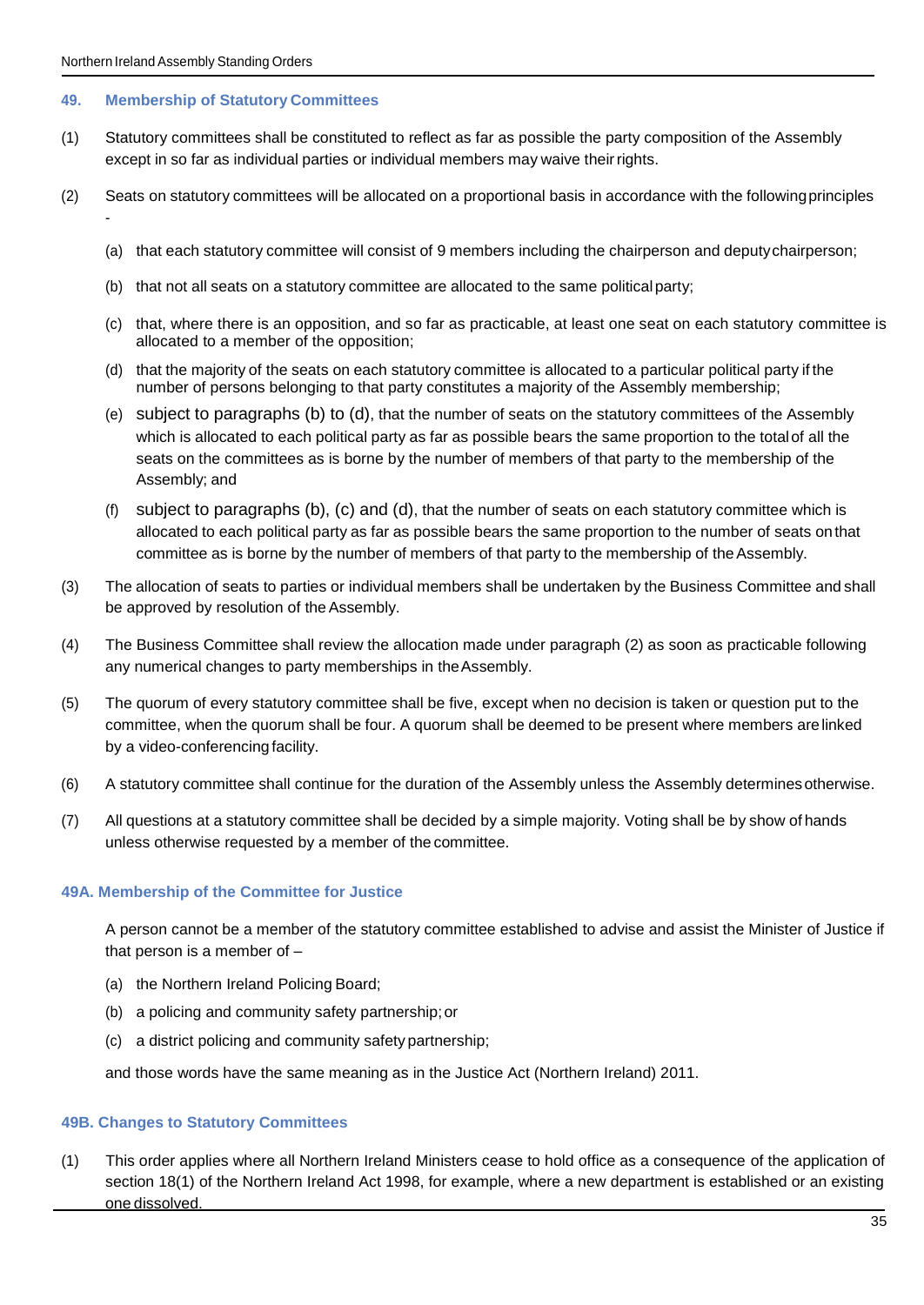### 49. Membership of Statutory Committees

(1) Statutory committees shall be constituted to reflect as far as possible the party composition of the Assembly except in so far as individual parties or individual members may waive their rights.

(2) Seats on statutory committees will be allocated on a proportional basis in accordance with the following principles -

(a) that each statutory committee will consist of 9 members including the chairperson and deputy chairperson;

(b) that not all seats on a statutory committee are allocated to the same political party;

(c) that, where there is an opposition, and so far as practicable, at least one seat on each statutory committee is allocated to a member of the opposition;

(d) that the majority of the seats on each statutory committee is allocated to a particular political party if the number of persons belonging to that party constitutes a majority of the Assembly membership;

(e) subject to paragraphs (b) to (d), that the number of seats on the statutory committees of the Assembly which is allocated to each political party as far as possible bears the same proportion to the total of all the seats on the committees as is borne by the number of members of that party to the membership of the Assembly; and

(f) subject to paragraphs (b), (c) and (d), that the number of seats on each statutory committee which is allocated to each political party as far as possible bears the same proportion to the number of seats on that committee as is borne by the number of members of that party to the membership of the Assembly.

(3) The allocation of seats to parties or individual members shall be undertaken by the Business Committee and shall be approved by resolution of the Assembly.

(4) The Business Committee shall review the allocation made under paragraph (2) as soon as practicable following any numerical changes to party memberships in the Assembly.

(5) The quorum of every statutory committee shall be five, except when no decision is taken or question put to the committee, when the quorum shall be four. A quorum shall be deemed to be present where members are linked by a video-conferencing facility.

(6) A statutory committee shall continue for the duration of the Assembly unless the Assembly determines otherwise.

(7) All questions at a statutory committee shall be decided by a simple majority. Voting shall be by show of hands unless otherwise requested by a member of the committee.

### 49A. Membership of the Committee for Justice

A person cannot be a member of the statutory committee established to advise and assist the Minister of Justice if that person is a member of –

(a) the Northern Ireland Policing Board;

(b) a policing and community safety partnership; or

(c) a district policing and community safety partnership;

and those words have the same meaning as in the Justice Act (Northern Ireland) 2011.

### 49B. Changes to Statutory Committees

(1) This order applies where all Northern Ireland Ministers cease to hold office as a consequence of the application of section 18(1) of the Northern Ireland Act 1998, for example, where a new department is established or an existing one dissolved.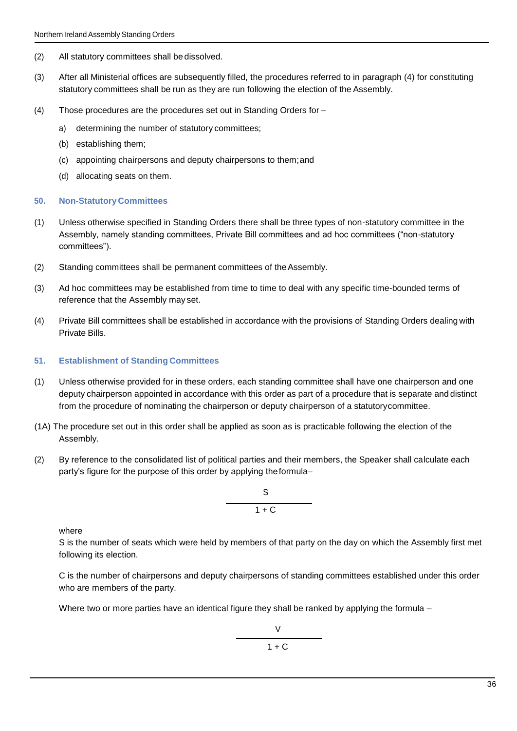(2) All statutory committees shall be dissolved.

(3) After all Ministerial offices are subsequently filled, the procedures referred to in paragraph (4) for constituting statutory committees shall be run as they are run following the election of the Assembly.

(4) Those procedures are the procedures set out in Standing Orders for –

a) determining the number of statutory committees;

(b) establishing them;

(c) appointing chairpersons and deputy chairpersons to them; and

(d) allocating seats on them.

### 50. Non-Statutory Committees

(1) Unless otherwise specified in Standing Orders there shall be three types of non-statutory committee in the Assembly, namely standing committees, Private Bill committees and ad hoc committees ("non-statutory committees").

(2) Standing committees shall be permanent committees of the Assembly.

(3) Ad hoc committees may be established from time to time to deal with any specific time-bounded terms of reference that the Assembly may set.

(4) Private Bill committees shall be established in accordance with the provisions of Standing Orders dealing with Private Bills.

### 51. Establishment of Standing Committees

(1) Unless otherwise provided for in these orders, each standing committee shall have one chairperson and one deputy chairperson appointed in accordance with this order as part of a procedure that is separate and distinct from the procedure of nominating the chairperson or deputy chairperson of a statutory committee.

(1A) The procedure set out in this order shall be applied as soon as is practicable following the election of the Assembly.

(2) By reference to the consolidated list of political parties and their members, the Speaker shall calculate each party's figure for the purpose of this order by applying the formula–

$$\frac{S}{1 + C}$$

where

S is the number of seats which were held by members of that party on the day on which the Assembly first met following its election.

C is the number of chairpersons and deputy chairpersons of standing committees established under this order who are members of the party.

Where two or more parties have an identical figure they shall be ranked by applying the formula –

$$\frac{V}{1 + C}$$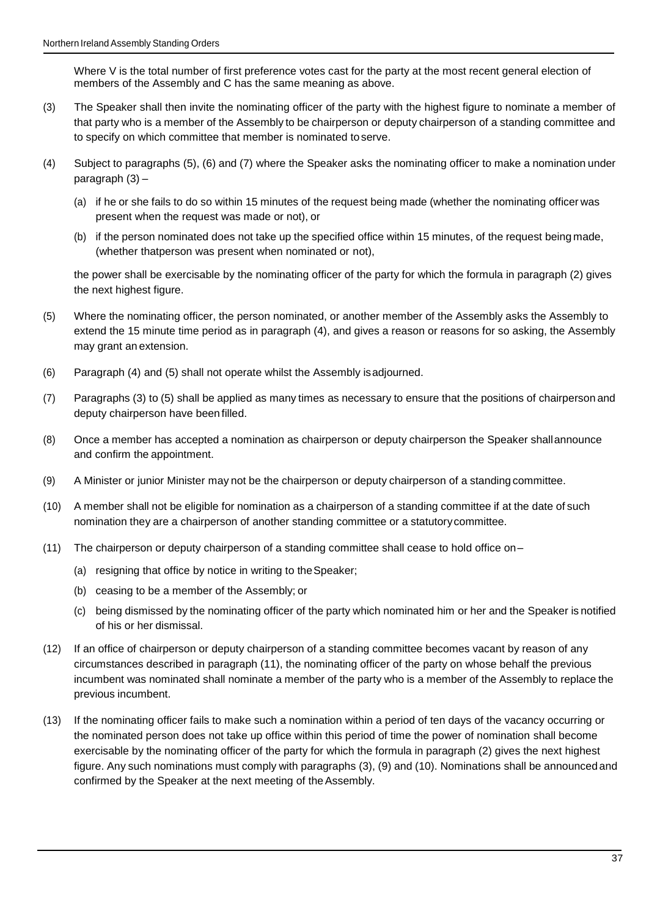Where V is the total number of first preference votes cast for the party at the most recent general election of members of the Assembly and C has the same meaning as above.

(3) The Speaker shall then invite the nominating officer of the party with the highest figure to nominate a member of that party who is a member of the Assembly to be chairperson or deputy chairperson of a standing committee and to specify on which committee that member is nominated to serve.

(4) Subject to paragraphs (5), (6) and (7) where the Speaker asks the nominating officer to make a nomination under paragraph (3) –

(a) if he or she fails to do so within 15 minutes of the request being made (whether the nominating officer was present when the request was made or not), or

(b) if the person nominated does not take up the specified office within 15 minutes, of the request being made, (whether that person was present when nominated or not),

the power shall be exercisable by the nominating officer of the party for which the formula in paragraph (2) gives the next highest figure.

(5) Where the nominating officer, the person nominated, or another member of the Assembly asks the Assembly to extend the 15 minute time period as in paragraph (4), and gives a reason or reasons for so asking, the Assembly may grant an extension.

(6) Paragraph (4) and (5) shall not operate whilst the Assembly is adjourned.

(7) Paragraphs (3) to (5) shall be applied as many times as necessary to ensure that the positions of chairperson and deputy chairperson have been filled.

(8) Once a member has accepted a nomination as chairperson or deputy chairperson the Speaker shall announce and confirm the appointment.

(9) A Minister or junior Minister may not be the chairperson or deputy chairperson of a standing committee.

(10) A member shall not be eligible for nomination as a chairperson of a standing committee if at the date of such nomination they are a chairperson of another standing committee or a statutory committee.

(11) The chairperson or deputy chairperson of a standing committee shall cease to hold office on –

(a) resigning that office by notice in writing to the Speaker;

(b) ceasing to be a member of the Assembly; or

(c) being dismissed by the nominating officer of the party which nominated him or her and the Speaker is notified of his or her dismissal.

(12) If an office of chairperson or deputy chairperson of a standing committee becomes vacant by reason of any circumstances described in paragraph (11), the nominating officer of the party on whose behalf the previous incumbent was nominated shall nominate a member of the party who is a member of the Assembly to replace the previous incumbent.

(13) If the nominating officer fails to make such a nomination within a period of ten days of the vacancy occurring or the nominated person does not take up office within this period of time the power of nomination shall become exercisable by the nominating officer of the party for which the formula in paragraph (2) gives the next highest figure. Any such nominations must comply with paragraphs (3), (9) and (10). Nominations shall be announced and confirmed by the Speaker at the next meeting of the Assembly.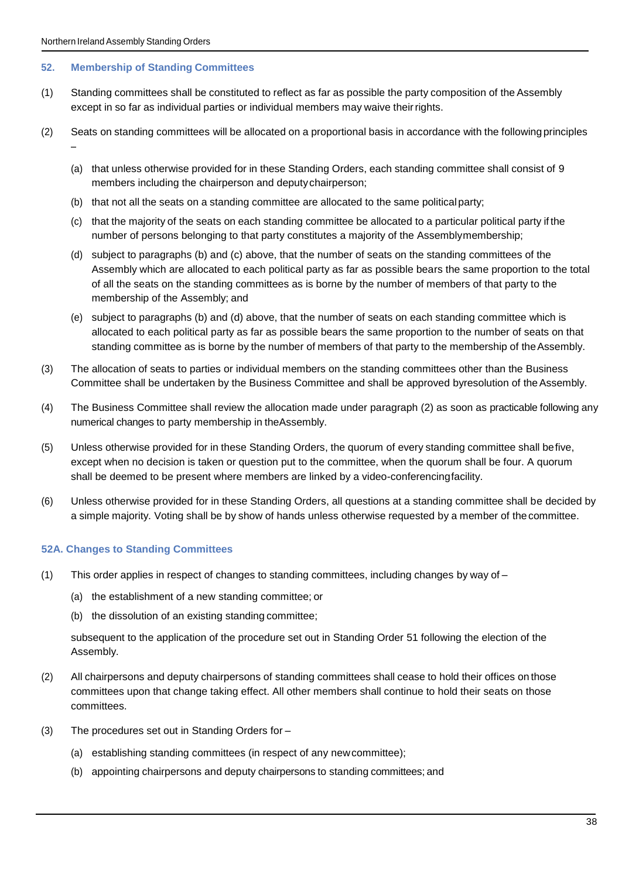### 52. Membership of Standing Committees

(1) Standing committees shall be constituted to reflect as far as possible the party composition of the Assembly except in so far as individual parties or individual members may waive their rights.

(2) Seats on standing committees will be allocated on a proportional basis in accordance with the following principles –

(a) that unless otherwise provided for in these Standing Orders, each standing committee shall consist of 9 members including the chairperson and deputy chairperson;

(b) that not all the seats on a standing committee are allocated to the same political party;

(c) that the majority of the seats on each standing committee be allocated to a particular political party if the number of persons belonging to that party constitutes a majority of the Assembly membership;

(d) subject to paragraphs (b) and (c) above, that the number of seats on the standing committees of the Assembly which are allocated to each political party as far as possible bears the same proportion to the total of all the seats on the standing committees as is borne by the number of members of that party to the membership of the Assembly; and

(e) subject to paragraphs (b) and (d) above, that the number of seats on each standing committee which is allocated to each political party as far as possible bears the same proportion to the number of seats on that standing committee as is borne by the number of members of that party to the membership of the Assembly.

(3) The allocation of seats to parties or individual members on the standing committees other than the Business Committee shall be undertaken by the Business Committee and shall be approved by resolution of the Assembly.

(4) The Business Committee shall review the allocation made under paragraph (2) as soon as practicable following any numerical changes to party membership in the Assembly.

(5) Unless otherwise provided for in these Standing Orders, the quorum of every standing committee shall be five, except when no decision is taken or question put to the committee, when the quorum shall be four. A quorum shall be deemed to be present where members are linked by a video-conferencing facility.

(6) Unless otherwise provided for in these Standing Orders, all questions at a standing committee shall be decided by a simple majority. Voting shall be by show of hands unless otherwise requested by a member of the committee.

### 52A. Changes to Standing Committees

(1) This order applies in respect of changes to standing committees, including changes by way of –

(a) the establishment of a new standing committee; or

(b) the dissolution of an existing standing committee;

subsequent to the application of the procedure set out in Standing Order 51 following the election of the Assembly.

(2) All chairpersons and deputy chairpersons of standing committees shall cease to hold their offices on those committees upon that change taking effect. All other members shall continue to hold their seats on those committees.

(3) The procedures set out in Standing Orders for –

(a) establishing standing committees (in respect of any new committee);

(b) appointing chairpersons and deputy chairpersons to standing committees; and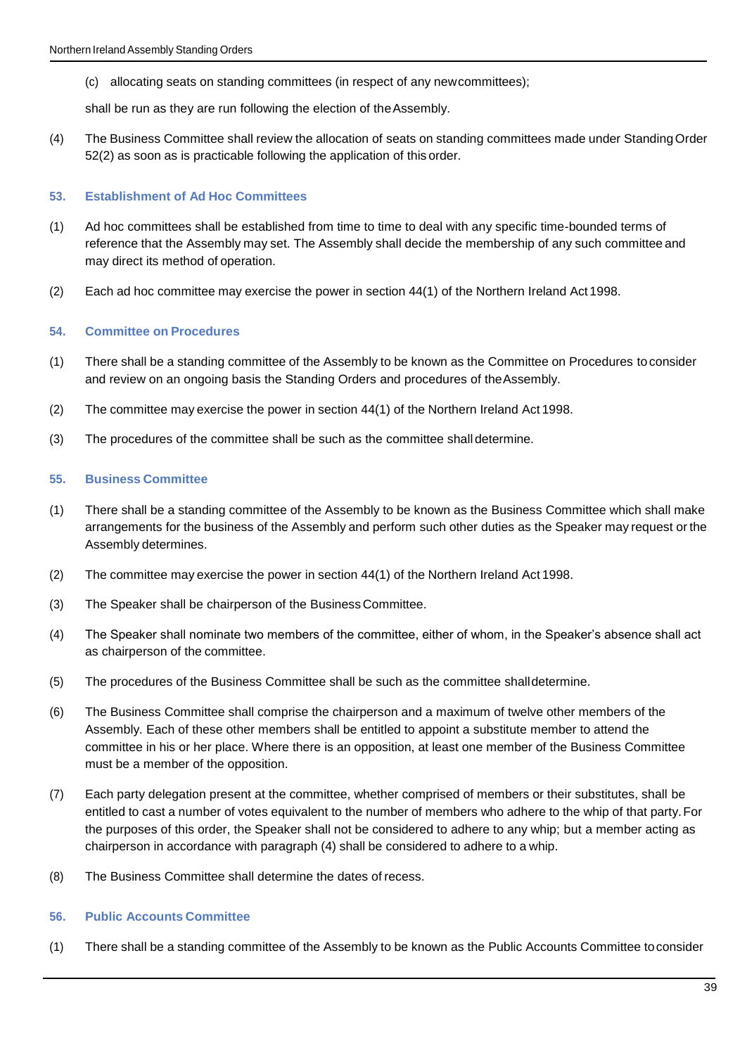(c) allocating seats on standing committees (in respect of any new committees);

shall be run as they are run following the election of the Assembly.

(4) The Business Committee shall review the allocation of seats on standing committees made under Standing Order 52(2) as soon as is practicable following the application of this order.

### 53. Establishment of Ad Hoc Committees

(1) Ad hoc committees shall be established from time to time to deal with any specific time-bounded terms of reference that the Assembly may set. The Assembly shall decide the membership of any such committee and may direct its method of operation.

(2) Each ad hoc committee may exercise the power in section 44(1) of the Northern Ireland Act 1998.

### 54. Committee on Procedures

(1) There shall be a standing committee of the Assembly to be known as the Committee on Procedures to consider and review on an ongoing basis the Standing Orders and procedures of the Assembly.

(2) The committee may exercise the power in section 44(1) of the Northern Ireland Act 1998.

(3) The procedures of the committee shall be such as the committee shall determine.

### 55. Business Committee

(1) There shall be a standing committee of the Assembly to be known as the Business Committee which shall make arrangements for the business of the Assembly and perform such other duties as the Speaker may request or the Assembly determines.

(2) The committee may exercise the power in section 44(1) of the Northern Ireland Act 1998.

(3) The Speaker shall be chairperson of the Business Committee.

(4) The Speaker shall nominate two members of the committee, either of whom, in the Speaker's absence shall act as chairperson of the committee.

(5) The procedures of the Business Committee shall be such as the committee shall determine.

(6) The Business Committee shall comprise the chairperson and a maximum of twelve other members of the Assembly. Each of these other members shall be entitled to appoint a substitute member to attend the committee in his or her place. Where there is an opposition, at least one member of the Business Committee must be a member of the opposition.

(7) Each party delegation present at the committee, whether comprised of members or their substitutes, shall be entitled to cast a number of votes equivalent to the number of members who adhere to the whip of that party. For the purposes of this order, the Speaker shall not be considered to adhere to any whip; but a member acting as chairperson in accordance with paragraph (4) shall be considered to adhere to a whip.

(8) The Business Committee shall determine the dates of recess.

### 56. Public Accounts Committee

(1) There shall be a standing committee of the Assembly to be known as the Public Accounts Committee to consider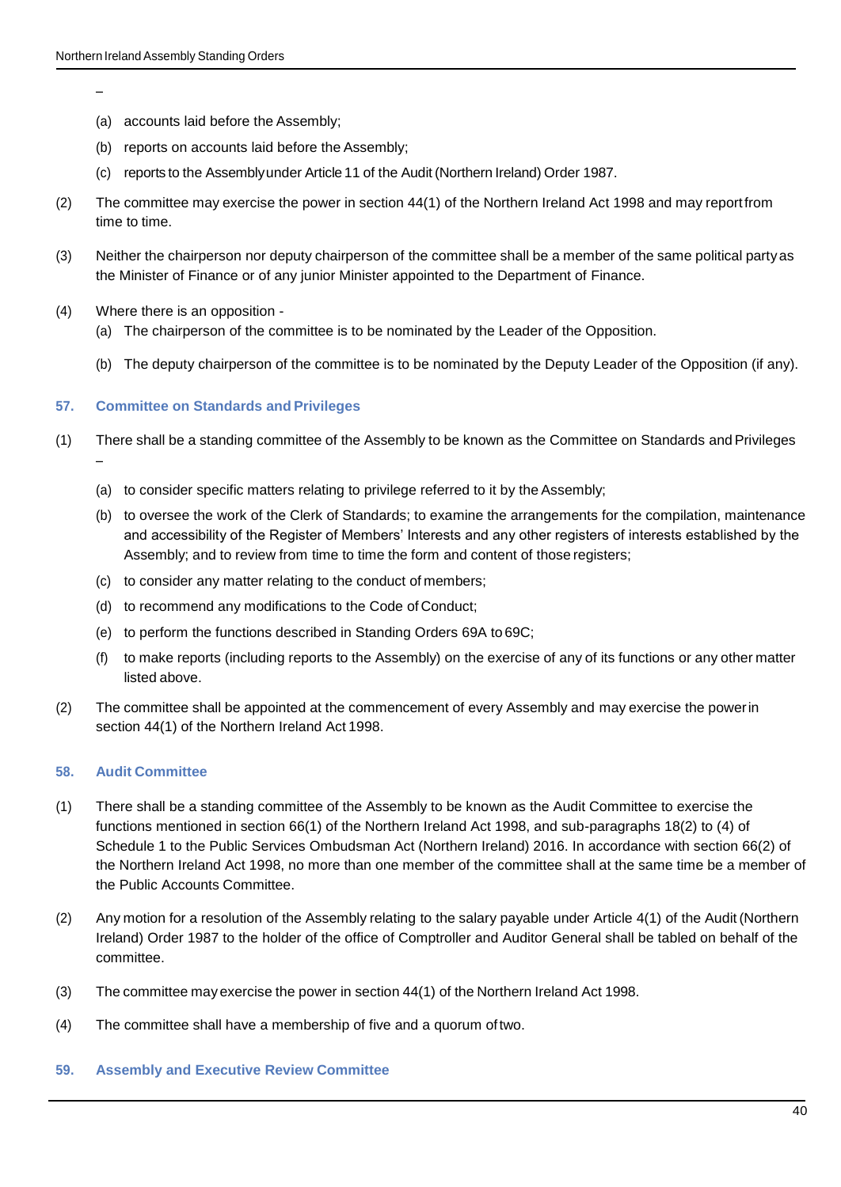–

(a) accounts laid before the Assembly;

(b) reports on accounts laid before the Assembly;

(c) reports to the Assembly under Article 11 of the Audit (Northern Ireland) Order 1987.

(2) The committee may exercise the power in section 44(1) of the Northern Ireland Act 1998 and may report from time to time.

(3) Neither the chairperson nor deputy chairperson of the committee shall be a member of the same political party as the Minister of Finance or of any junior Minister appointed to the Department of Finance.

(4) Where there is an opposition -

(a) The chairperson of the committee is to be nominated by the Leader of the Opposition.

(b) The deputy chairperson of the committee is to be nominated by the Deputy Leader of the Opposition (if any).

### 57. Committee on Standards and Privileges

(1) There shall be a standing committee of the Assembly to be known as the Committee on Standards and Privileges –

(a) to consider specific matters relating to privilege referred to it by the Assembly;

(b) to oversee the work of the Clerk of Standards; to examine the arrangements for the compilation, maintenance and accessibility of the Register of Members' Interests and any other registers of interests established by the Assembly; and to review from time to time the form and content of those registers;

(c) to consider any matter relating to the conduct of members;

(d) to recommend any modifications to the Code of Conduct;

(e) to perform the functions described in Standing Orders 69A to 69C;

(f) to make reports (including reports to the Assembly) on the exercise of any of its functions or any other matter listed above.

(2) The committee shall be appointed at the commencement of every Assembly and may exercise the power in section 44(1) of the Northern Ireland Act 1998.

### 58. Audit Committee

(1) There shall be a standing committee of the Assembly to be known as the Audit Committee to exercise the functions mentioned in section 66(1) of the Northern Ireland Act 1998, and sub-paragraphs 18(2) to (4) of Schedule 1 to the Public Services Ombudsman Act (Northern Ireland) 2016. In accordance with section 66(2) of the Northern Ireland Act 1998, no more than one member of the committee shall at the same time be a member of the Public Accounts Committee.

(2) Any motion for a resolution of the Assembly relating to the salary payable under Article 4(1) of the Audit (Northern Ireland) Order 1987 to the holder of the office of Comptroller and Auditor General shall be tabled on behalf of the committee.

(3) The committee may exercise the power in section 44(1) of the Northern Ireland Act 1998.

(4) The committee shall have a membership of five and a quorum of two.

### 59. Assembly and Executive Review Committee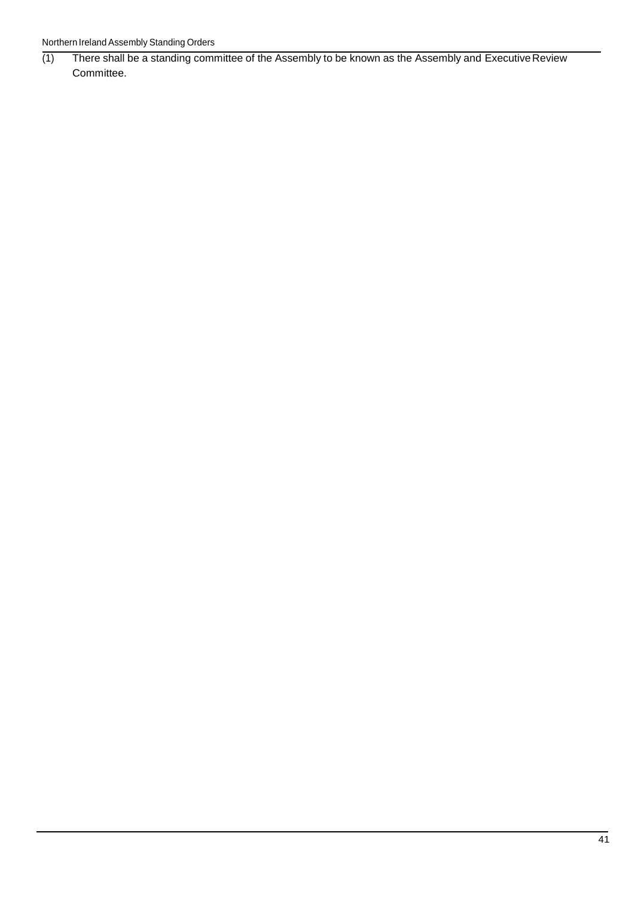(1) There shall be a standing committee of the Assembly to be known as the Assembly and Executive Review Committee.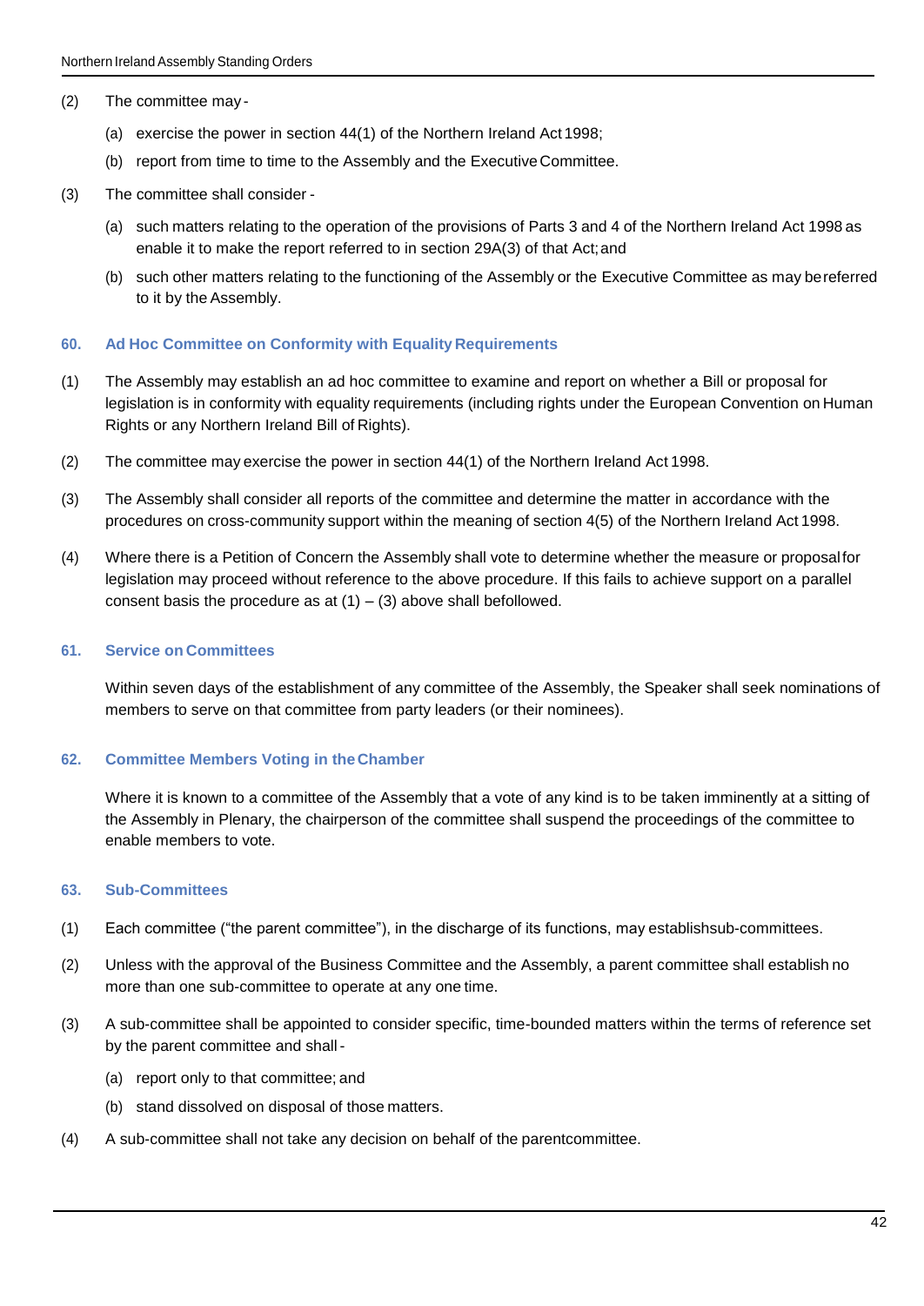(2) The committee may -

(a) exercise the power in section 44(1) of the Northern Ireland Act 1998;

(b) report from time to time to the Assembly and the Executive Committee.

(3) The committee shall consider -

(a) such matters relating to the operation of the provisions of Parts 3 and 4 of the Northern Ireland Act 1998 as enable it to make the report referred to in section 29A(3) of that Act; and

(b) such other matters relating to the functioning of the Assembly or the Executive Committee as may be referred to it by the Assembly.

### 60. Ad Hoc Committee on Conformity with Equality Requirements

(1) The Assembly may establish an ad hoc committee to examine and report on whether a Bill or proposal for legislation is in conformity with equality requirements (including rights under the European Convention on Human Rights or any Northern Ireland Bill of Rights).

(2) The committee may exercise the power in section 44(1) of the Northern Ireland Act 1998.

(3) The Assembly shall consider all reports of the committee and determine the matter in accordance with the procedures on cross-community support within the meaning of section 4(5) of the Northern Ireland Act 1998.

(4) Where there is a Petition of Concern the Assembly shall vote to determine whether the measure or proposal for legislation may proceed without reference to the above procedure. If this fails to achieve support on a parallel consent basis the procedure as at (1) – (3) above shall be followed.

### 61. Service on Committees

Within seven days of the establishment of any committee of the Assembly, the Speaker shall seek nominations of members to serve on that committee from party leaders (or their nominees).

### 62. Committee Members Voting in the Chamber

Where it is known to a committee of the Assembly that a vote of any kind is to be taken imminently at a sitting of the Assembly in Plenary, the chairperson of the committee shall suspend the proceedings of the committee to enable members to vote.

### 63. Sub-Committees

(1) Each committee ("the parent committee"), in the discharge of its functions, may establish sub-committees.

(2) Unless with the approval of the Business Committee and the Assembly, a parent committee shall establish no more than one sub-committee to operate at any one time.

(3) A sub-committee shall be appointed to consider specific, time-bounded matters within the terms of reference set by the parent committee and shall -

(a) report only to that committee; and

(b) stand dissolved on disposal of those matters.

(4) A sub-committee shall not take any decision on behalf of the parent committee.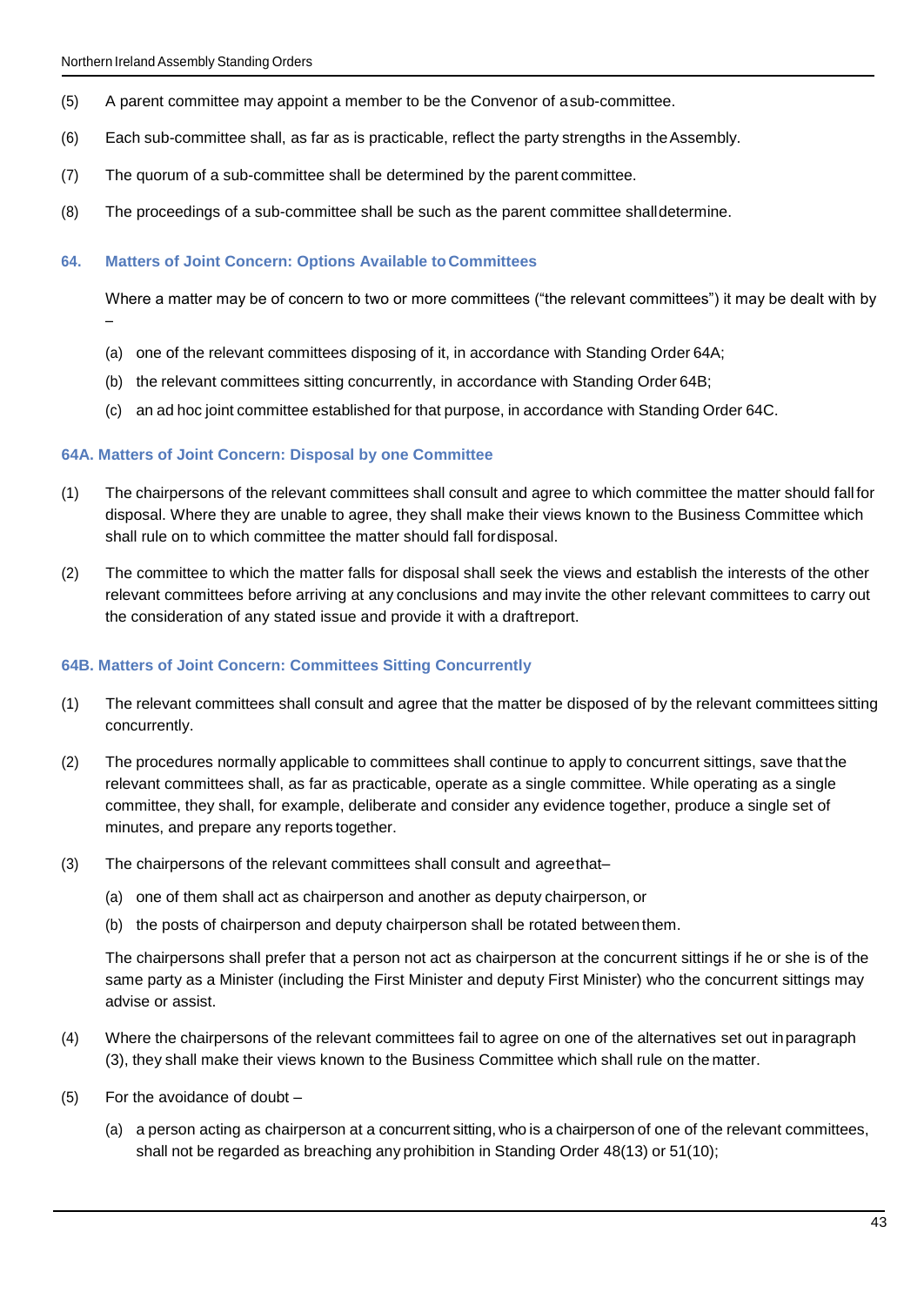(5) A parent committee may appoint a member to be the Convenor of a sub-committee.

(6) Each sub-committee shall, as far as is practicable, reflect the party strengths in the Assembly.

(7) The quorum of a sub-committee shall be determined by the parent committee.

(8) The proceedings of a sub-committee shall be such as the parent committee shall determine.

### 64. Matters of Joint Concern: Options Available to Committees

Where a matter may be of concern to two or more committees ("the relevant committees") it may be dealt with by –

(a) one of the relevant committees disposing of it, in accordance with Standing Order 64A;

(b) the relevant committees sitting concurrently, in accordance with Standing Order 64B;

(c) an ad hoc joint committee established for that purpose, in accordance with Standing Order 64C.

### 64A. Matters of Joint Concern: Disposal by one Committee

(1) The chairpersons of the relevant committees shall consult and agree to which committee the matter should fall for disposal. Where they are unable to agree, they shall make their views known to the Business Committee which shall rule on to which committee the matter should fall for disposal.

(2) The committee to which the matter falls for disposal shall seek the views and establish the interests of the other relevant committees before arriving at any conclusions and may invite the other relevant committees to carry out the consideration of any stated issue and provide it with a draft report.

### 64B. Matters of Joint Concern: Committees Sitting Concurrently

(1) The relevant committees shall consult and agree that the matter be disposed of by the relevant committees sitting concurrently.

(2) The procedures normally applicable to committees shall continue to apply to concurrent sittings, save that the relevant committees shall, as far as practicable, operate as a single committee. While operating as a single committee, they shall, for example, deliberate and consider any evidence together, produce a single set of minutes, and prepare any reports together.

(3) The chairpersons of the relevant committees shall consult and agree that–

(a) one of them shall act as chairperson and another as deputy chairperson, or

(b) the posts of chairperson and deputy chairperson shall be rotated between them.

The chairpersons shall prefer that a person not act as chairperson at the concurrent sittings if he or she is of the same party as a Minister (including the First Minister and deputy First Minister) who the concurrent sittings may advise or assist.

(4) Where the chairpersons of the relevant committees fail to agree on one of the alternatives set out in paragraph (3), they shall make their views known to the Business Committee which shall rule on the matter.

(5) For the avoidance of doubt –

(a) a person acting as chairperson at a concurrent sitting, who is a chairperson of one of the relevant committees, shall not be regarded as breaching any prohibition in Standing Order 48(13) or 51(10);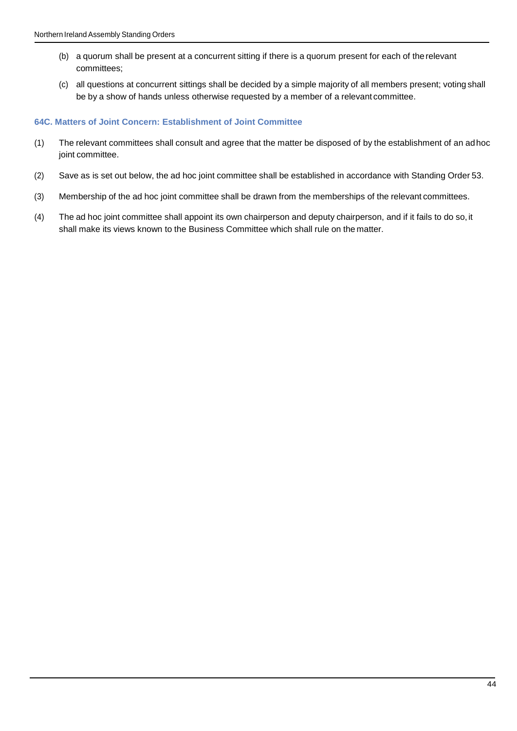(b) a quorum shall be present at a concurrent sitting if there is a quorum present for each of the relevant committees;

(c) all questions at concurrent sittings shall be decided by a simple majority of all members present; voting shall be by a show of hands unless otherwise requested by a member of a relevant committee.

### 64C. Matters of Joint Concern: Establishment of Joint Committee

(1) The relevant committees shall consult and agree that the matter be disposed of by the establishment of an ad hoc joint committee.

(2) Save as is set out below, the ad hoc joint committee shall be established in accordance with Standing Order 53.

(3) Membership of the ad hoc joint committee shall be drawn from the memberships of the relevant committees.

(4) The ad hoc joint committee shall appoint its own chairperson and deputy chairperson, and if it fails to do so, it shall make its views known to the Business Committee which shall rule on the matter.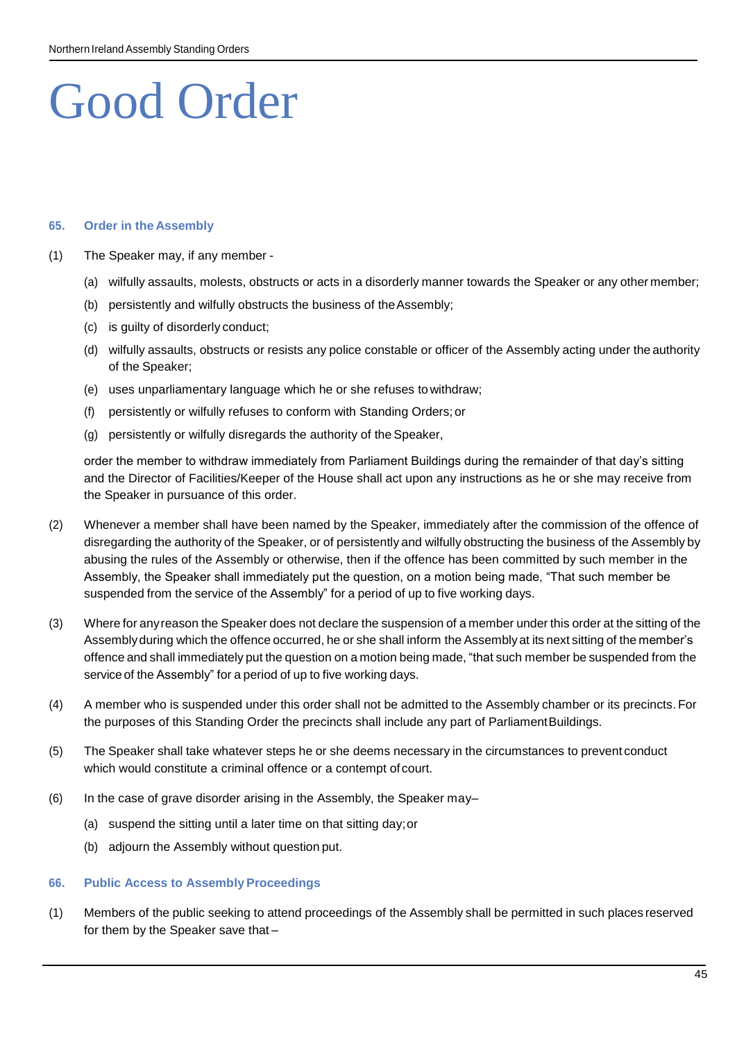# Good Order

### 65. Order in the Assembly

(1) The Speaker may, if any member -

(a) wilfully assaults, molests, obstructs or acts in a disorderly manner towards the Speaker or any other member;

(b) persistently and wilfully obstructs the business of the Assembly;

(c) is guilty of disorderly conduct;

(d) wilfully assaults, obstructs or resists any police constable or officer of the Assembly acting under the authority of the Speaker;

(e) uses unparliamentary language which he or she refuses to withdraw;

(f) persistently or wilfully refuses to conform with Standing Orders; or

(g) persistently or wilfully disregards the authority of the Speaker,

order the member to withdraw immediately from Parliament Buildings during the remainder of that day's sitting and the Director of Facilities/Keeper of the House shall act upon any instructions as he or she may receive from the Speaker in pursuance of this order.

(2) Whenever a member shall have been named by the Speaker, immediately after the commission of the offence of disregarding the authority of the Speaker, or of persistently and wilfully obstructing the business of the Assembly by abusing the rules of the Assembly or otherwise, then if the offence has been committed by such member in the Assembly, the Speaker shall immediately put the question, on a motion being made, "That such member be suspended from the service of the Assembly" for a period of up to five working days.

(3) Where for any reason the Speaker does not declare the suspension of a member under this order at the sitting of the Assembly during which the offence occurred, he or she shall inform the Assembly at its next sitting of the member's offence and shall immediately put the question on a motion being made, "that such member be suspended from the service of the Assembly" for a period of up to five working days.

(4) A member who is suspended under this order shall not be admitted to the Assembly chamber or its precincts. For the purposes of this Standing Order the precincts shall include any part of Parliament Buildings.

(5) The Speaker shall take whatever steps he or she deems necessary in the circumstances to prevent conduct which would constitute a criminal offence or a contempt of court.

(6) In the case of grave disorder arising in the Assembly, the Speaker may–

(a) suspend the sitting until a later time on that sitting day; or

(b) adjourn the Assembly without question put.

### 66. Public Access to Assembly Proceedings

(1) Members of the public seeking to attend proceedings of the Assembly shall be permitted in such places reserved for them by the Speaker save that –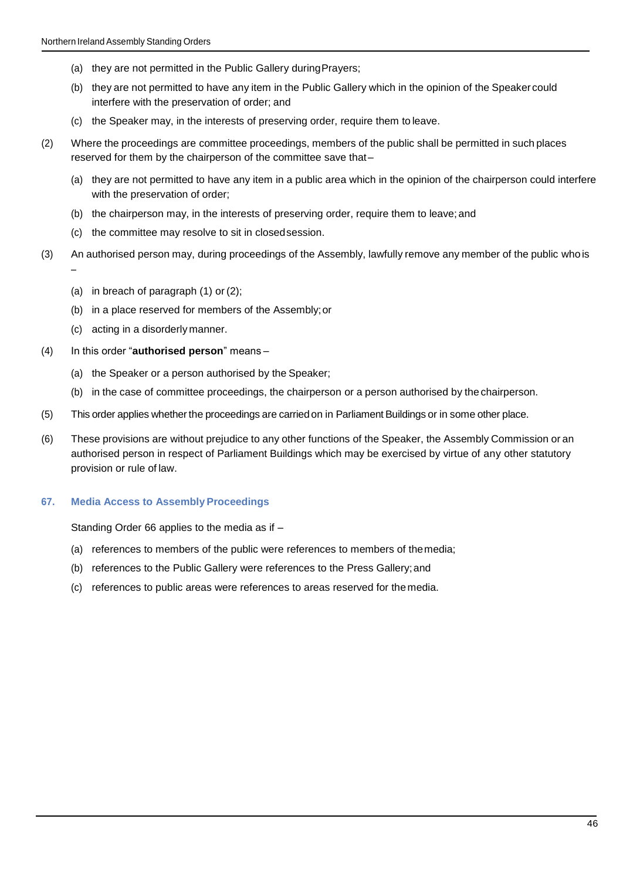(a) they are not permitted in the Public Gallery during Prayers;

(b) they are not permitted to have any item in the Public Gallery which in the opinion of the Speaker could interfere with the preservation of order; and

(c) the Speaker may, in the interests of preserving order, require them to leave.

(2) Where the proceedings are committee proceedings, members of the public shall be permitted in such places reserved for them by the chairperson of the committee save that –

(a) they are not permitted to have any item in a public area which in the opinion of the chairperson could interfere with the preservation of order;

(b) the chairperson may, in the interests of preserving order, require them to leave; and

(c) the committee may resolve to sit in closed session.

(3) An authorised person may, during proceedings of the Assembly, lawfully remove any member of the public who is –

(a) in breach of paragraph (1) or (2);

(b) in a place reserved for members of the Assembly; or

(c) acting in a disorderly manner.

(4) In this order "**authorised person**" means –

(a) the Speaker or a person authorised by the Speaker;

(b) in the case of committee proceedings, the chairperson or a person authorised by the chairperson.

(5) This order applies whether the proceedings are carried on in Parliament Buildings or in some other place.

(6) These provisions are without prejudice to any other functions of the Speaker, the Assembly Commission or an authorised person in respect of Parliament Buildings which may be exercised by virtue of any other statutory provision or rule of law.

### 67. Media Access to Assembly Proceedings

Standing Order 66 applies to the media as if –

(a) references to members of the public were references to members of the media;

(b) references to the Public Gallery were references to the Press Gallery; and

(c) references to public areas were references to areas reserved for the media.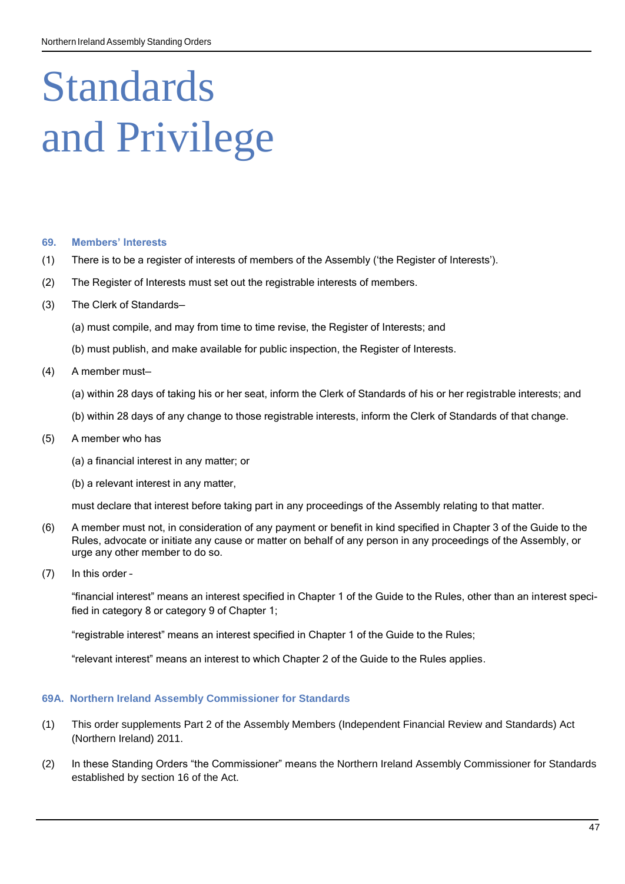# Standards and Privilege

### 69. Members' Interests

(1) There is to be a register of interests of members of the Assembly ('the Register of Interests').

(2) The Register of Interests must set out the registrable interests of members.

(3) The Clerk of Standards–

(a) must compile, and may from time to time revise, the Register of Interests; and

(b) must publish, and make available for public inspection, the Register of Interests.

(4) A member must–

(a) within 28 days of taking his or her seat, inform the Clerk of Standards of his or her registrable interests; and

(b) within 28 days of any change to those registrable interests, inform the Clerk of Standards of that change.

(5) A member who has

(a) a financial interest in any matter; or

(b) a relevant interest in any matter,

must declare that interest before taking part in any proceedings of the Assembly relating to that matter.

(6) A member must not, in consideration of any payment or benefit in kind specified in Chapter 3 of the Guide to the Rules, advocate or initiate any cause or matter on behalf of any person in any proceedings of the Assembly, or urge any other member to do so.

(7) In this order –

"financial interest" means an interest specified in Chapter 1 of the Guide to the Rules, other than an interest specified in category 8 or category 9 of Chapter 1;

"registrable interest" means an interest specified in Chapter 1 of the Guide to the Rules;

"relevant interest" means an interest to which Chapter 2 of the Guide to the Rules applies.

### 69A. Northern Ireland Assembly Commissioner for Standards

(1) This order supplements Part 2 of the Assembly Members (Independent Financial Review and Standards) Act (Northern Ireland) 2011.

(2) In these Standing Orders "the Commissioner" means the Northern Ireland Assembly Commissioner for Standards established by section 16 of the Act.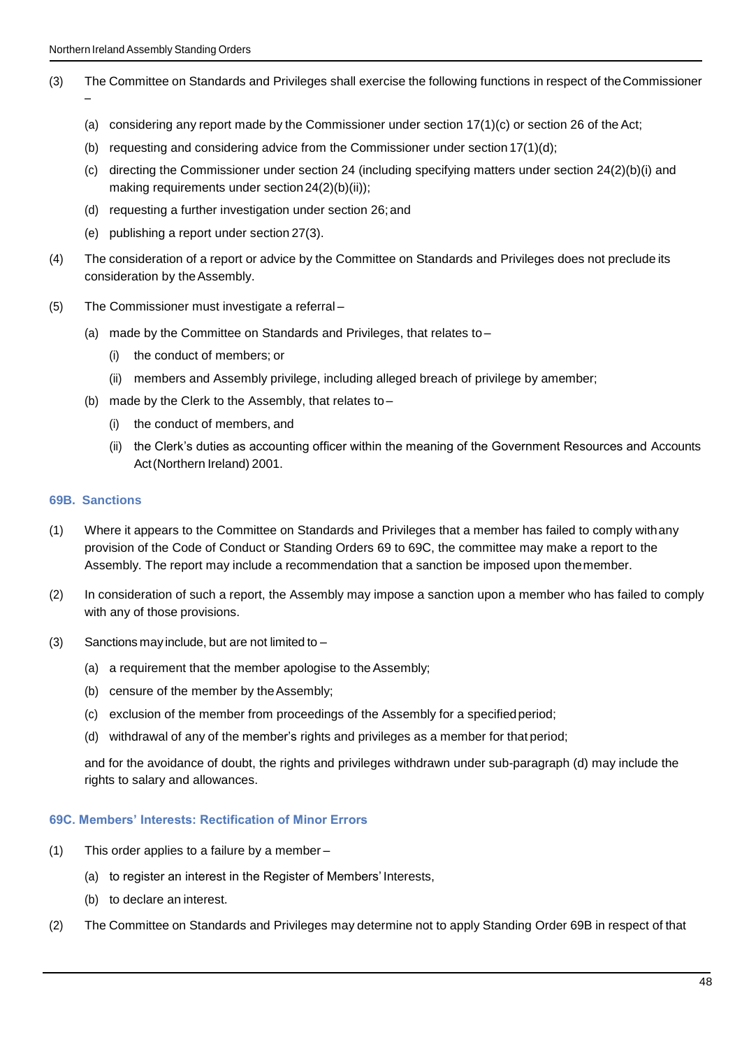(3) The Committee on Standards and Privileges shall exercise the following functions in respect of the Commissioner –

(a) considering any report made by the Commissioner under section 17(1)(c) or section 26 of the Act;

(b) requesting and considering advice from the Commissioner under section 17(1)(d);

(c) directing the Commissioner under section 24 (including specifying matters under section 24(2)(b)(i) and making requirements under section 24(2)(b)(ii));

(d) requesting a further investigation under section 26; and

(e) publishing a report under section 27(3).

(4) The consideration of a report or advice by the Committee on Standards and Privileges does not preclude its consideration by the Assembly.

(5) The Commissioner must investigate a referral –

(a) made by the Committee on Standards and Privileges, that relates to –

(i) the conduct of members; or

(ii) members and Assembly privilege, including alleged breach of privilege by a member;

(b) made by the Clerk to the Assembly, that relates to –

(i) the conduct of members, and

(ii) the Clerk's duties as accounting officer within the meaning of the Government Resources and Accounts Act (Northern Ireland) 2001.

### 69B. Sanctions

(1) Where it appears to the Committee on Standards and Privileges that a member has failed to comply with any provision of the Code of Conduct or Standing Orders 69 to 69C, the committee may make a report to the Assembly. The report may include a recommendation that a sanction be imposed upon the member.

(2) In consideration of such a report, the Assembly may impose a sanction upon a member who has failed to comply with any of those provisions.

(3) Sanctions may include, but are not limited to –

(a) a requirement that the member apologise to the Assembly;

(b) censure of the member by the Assembly;

(c) exclusion of the member from proceedings of the Assembly for a specified period;

(d) withdrawal of any of the member's rights and privileges as a member for that period;

and for the avoidance of doubt, the rights and privileges withdrawn under sub-paragraph (d) may include the rights to salary and allowances.

### 69C. Members' Interests: Rectification of Minor Errors

(1) This order applies to a failure by a member –

(a) to register an interest in the Register of Members' Interests,

(b) to declare an interest.

(2) The Committee on Standards and Privileges may determine not to apply Standing Order 69B in respect of that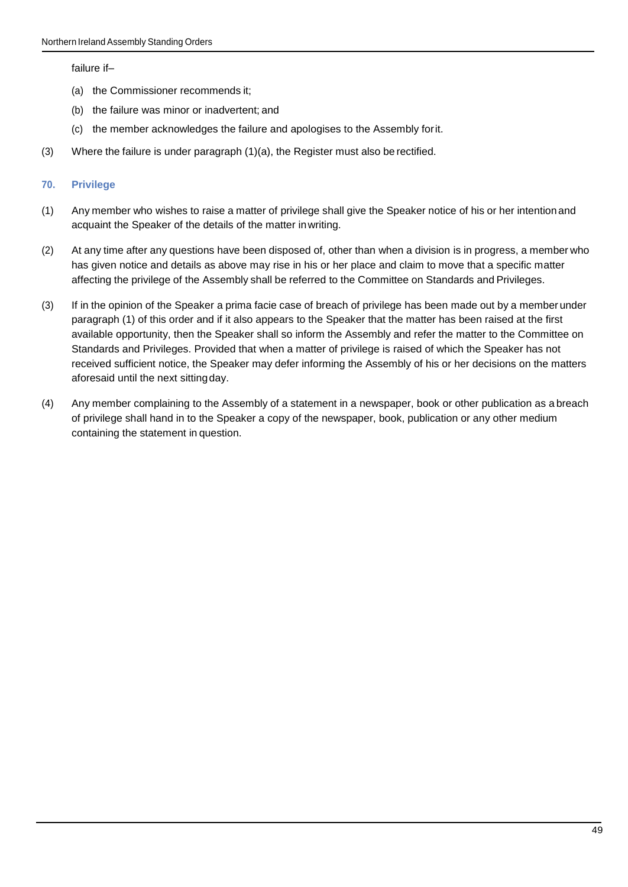failure if–

(a) the Commissioner recommends it;

(b) the failure was minor or inadvertent; and

(c) the member acknowledges the failure and apologises to the Assembly for it.

(3) Where the failure is under paragraph (1)(a), the Register must also be rectified.

### 70. Privilege

(1) Any member who wishes to raise a matter of privilege shall give the Speaker notice of his or her intention and acquaint the Speaker of the details of the matter in writing.

(2) At any time after any questions have been disposed of, other than when a division is in progress, a member who has given notice and details as above may rise in his or her place and claim to move that a specific matter affecting the privilege of the Assembly shall be referred to the Committee on Standards and Privileges.

(3) If in the opinion of the Speaker a prima facie case of breach of privilege has been made out by a member under paragraph (1) of this order and if it also appears to the Speaker that the matter has been raised at the first available opportunity, then the Speaker shall so inform the Assembly and refer the matter to the Committee on Standards and Privileges. Provided that when a matter of privilege is raised of which the Speaker has not received sufficient notice, the Speaker may defer informing the Assembly of his or her decisions on the matters aforesaid until the next sitting day.

(4) Any member complaining to the Assembly of a statement in a newspaper, book or other publication as a breach of privilege shall hand in to the Speaker a copy of the newspaper, book, publication or any other medium containing the statement in question.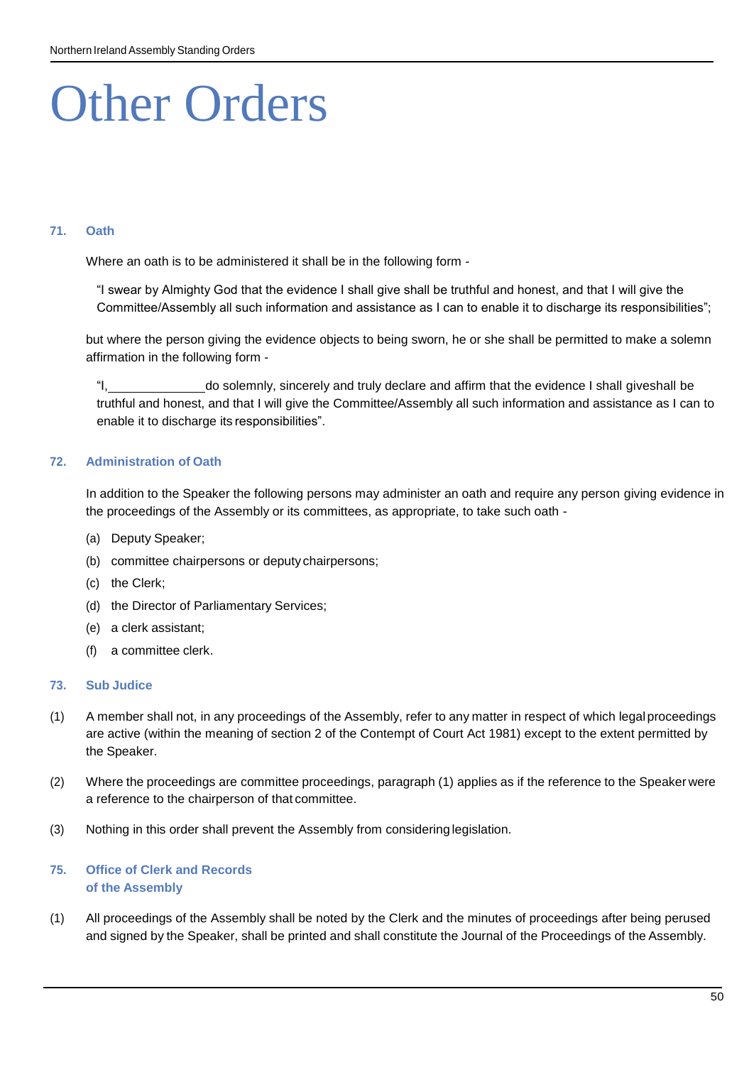# Other Orders

### 71. Oath

Where an oath is to be administered it shall be in the following form -

"I swear by Almighty God that the evidence I shall give shall be truthful and honest, and that I will give the Committee/Assembly all such information and assistance as I can to enable it to discharge its responsibilities";

but where the person giving the evidence objects to being sworn, he or she shall be permitted to make a solemn affirmation in the following form -

"I, ______________ do solemnly, sincerely and truly declare and affirm that the evidence I shall giveshall be truthful and honest, and that I will give the Committee/Assembly all such information and assistance as I can to enable it to discharge its responsibilities".

### 72. Administration of Oath

In addition to the Speaker the following persons may administer an oath and require any person giving evidence in the proceedings of the Assembly or its committees, as appropriate, to take such oath -

(a) Deputy Speaker;

(b) committee chairpersons or deputy chairpersons;

(c) the Clerk;

(d) the Director of Parliamentary Services;

(e) a clerk assistant;

(f) a committee clerk.

### 73. Sub Judice

(1) A member shall not, in any proceedings of the Assembly, refer to any matter in respect of which legal proceedings are active (within the meaning of section 2 of the Contempt of Court Act 1981) except to the extent permitted by the Speaker.

(2) Where the proceedings are committee proceedings, paragraph (1) applies as if the reference to the Speaker were a reference to the chairperson of that committee.

(3) Nothing in this order shall prevent the Assembly from considering legislation.

### 75. Office of Clerk and Records of the Assembly

(1) All proceedings of the Assembly shall be noted by the Clerk and the minutes of proceedings after being perused and signed by the Speaker, shall be printed and shall constitute the Journal of the Proceedings of the Assembly.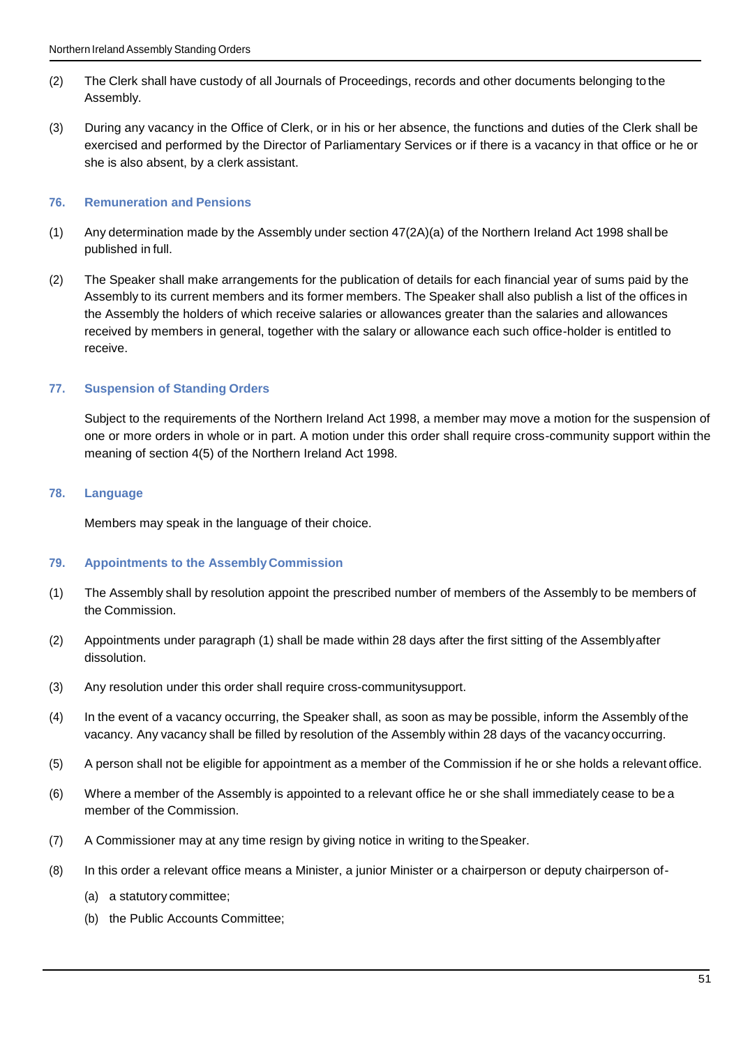(2) The Clerk shall have custody of all Journals of Proceedings, records and other documents belonging to the Assembly.

(3) During any vacancy in the Office of Clerk, or in his or her absence, the functions and duties of the Clerk shall be exercised and performed by the Director of Parliamentary Services or if there is a vacancy in that office or he or she is also absent, by a clerk assistant.

### 76. Remuneration and Pensions

(1) Any determination made by the Assembly under section 47(2A)(a) of the Northern Ireland Act 1998 shall be published in full.

(2) The Speaker shall make arrangements for the publication of details for each financial year of sums paid by the Assembly to its current members and its former members. The Speaker shall also publish a list of the offices in the Assembly the holders of which receive salaries or allowances greater than the salaries and allowances received by members in general, together with the salary or allowance each such office-holder is entitled to receive.

### 77. Suspension of Standing Orders

Subject to the requirements of the Northern Ireland Act 1998, a member may move a motion for the suspension of one or more orders in whole or in part. A motion under this order shall require cross-community support within the meaning of section 4(5) of the Northern Ireland Act 1998.

### 78. Language

Members may speak in the language of their choice.

### 79. Appointments to the Assembly Commission

(1) The Assembly shall by resolution appoint the prescribed number of members of the Assembly to be members of the Commission.

(2) Appointments under paragraph (1) shall be made within 28 days after the first sitting of the Assembly after dissolution.

(3) Any resolution under this order shall require cross-community support.

(4) In the event of a vacancy occurring, the Speaker shall, as soon as may be possible, inform the Assembly of the vacancy. Any vacancy shall be filled by resolution of the Assembly within 28 days of the vacancy occurring.

(5) A person shall not be eligible for appointment as a member of the Commission if he or she holds a relevant office.

(6) Where a member of the Assembly is appointed to a relevant office he or she shall immediately cease to be a member of the Commission.

(7) A Commissioner may at any time resign by giving notice in writing to the Speaker.

(8) In this order a relevant office means a Minister, a junior Minister or a chairperson or deputy chairperson of-

(a) a statutory committee;

(b) the Public Accounts Committee;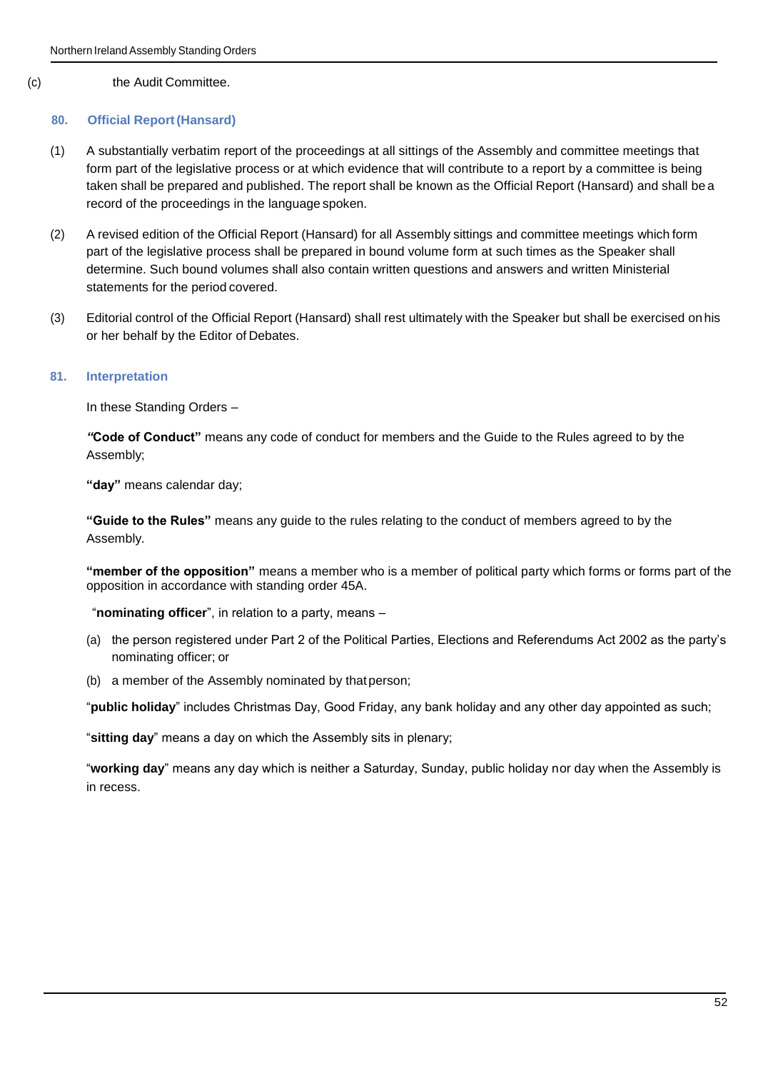(c) the Audit Committee.

### 80. Official Report (Hansard)

(1) A substantially verbatim report of the proceedings at all sittings of the Assembly and committee meetings that form part of the legislative process or at which evidence that will contribute to a report by a committee is being taken shall be prepared and published. The report shall be known as the Official Report (Hansard) and shall be a record of the proceedings in the language spoken.

(2) A revised edition of the Official Report (Hansard) for all Assembly sittings and committee meetings which form part of the legislative process shall be prepared in bound volume form at such times as the Speaker shall determine. Such bound volumes shall also contain written questions and answers and written Ministerial statements for the period covered.

(3) Editorial control of the Official Report (Hansard) shall rest ultimately with the Speaker but shall be exercised on his or her behalf by the Editor of Debates.

### 81. Interpretation

In these Standing Orders –

*"***Code of Conduct"** means any code of conduct for members and the Guide to the Rules agreed to by the Assembly;

**"day"** means calendar day;

**"Guide to the Rules"** means any guide to the rules relating to the conduct of members agreed to by the Assembly.

**"member of the opposition"** means a member who is a member of political party which forms or forms part of the opposition in accordance with standing order 45A.

"**nominating officer**", in relation to a party, means –

(a) the person registered under Part 2 of the Political Parties, Elections and Referendums Act 2002 as the party's nominating officer; or

(b) a member of the Assembly nominated by that person;

"**public holiday**" includes Christmas Day, Good Friday, any bank holiday and any other day appointed as such;

"**sitting day**" means a day on which the Assembly sits in plenary;

"**working day**" means any day which is neither a Saturday, Sunday, public holiday nor day when the Assembly is in recess.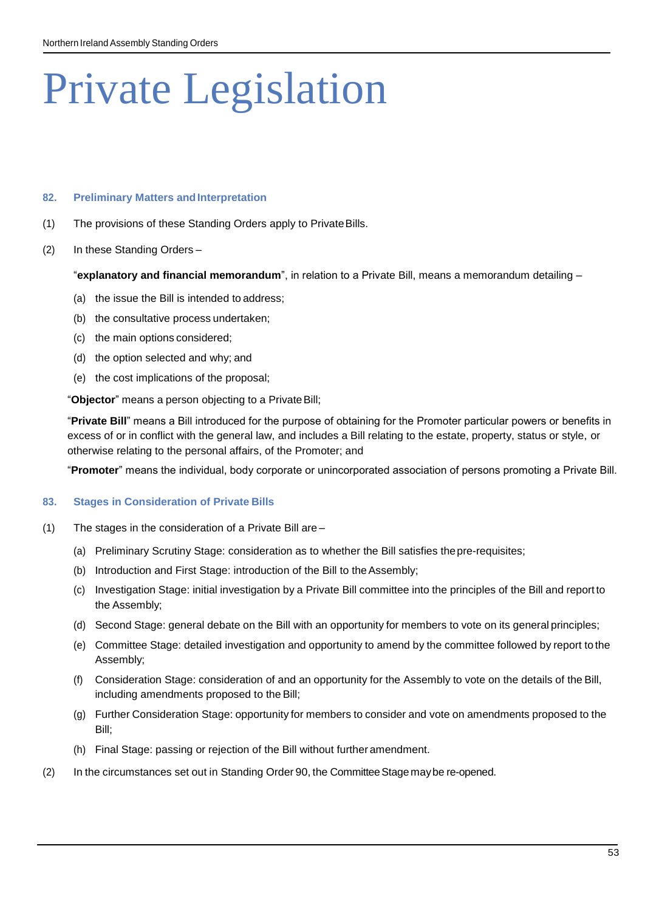# Private Legislation

### 82. Preliminary Matters and Interpretation

(1) The provisions of these Standing Orders apply to Private Bills.

(2) In these Standing Orders –

"**explanatory and financial memorandum**", in relation to a Private Bill, means a memorandum detailing –

- (a) the issue the Bill is intended to address;
- (b) the consultative process undertaken;
- (c) the main options considered;
- (d) the option selected and why; and
- (e) the cost implications of the proposal;

"**Objector**" means a person objecting to a Private Bill;

"**Private Bill**" means a Bill introduced for the purpose of obtaining for the Promoter particular powers or benefits in excess of or in conflict with the general law, and includes a Bill relating to the estate, property, status or style, or otherwise relating to the personal affairs, of the Promoter; and

"**Promoter**" means the individual, body corporate or unincorporated association of persons promoting a Private Bill.

### 83. Stages in Consideration of Private Bills

(1) The stages in the consideration of a Private Bill are –

- (a) Preliminary Scrutiny Stage: consideration as to whether the Bill satisfies the pre-requisites;
- (b) Introduction and First Stage: introduction of the Bill to the Assembly;
- (c) Investigation Stage: initial investigation by a Private Bill committee into the principles of the Bill and report to the Assembly;
- (d) Second Stage: general debate on the Bill with an opportunity for members to vote on its general principles;
- (e) Committee Stage: detailed investigation and opportunity to amend by the committee followed by report to the Assembly;
- (f) Consideration Stage: consideration of and an opportunity for the Assembly to vote on the details of the Bill, including amendments proposed to the Bill;
- (g) Further Consideration Stage: opportunity for members to consider and vote on amendments proposed to the Bill;
- (h) Final Stage: passing or rejection of the Bill without further amendment.

(2) In the circumstances set out in Standing Order 90, the Committee Stage may be re-opened.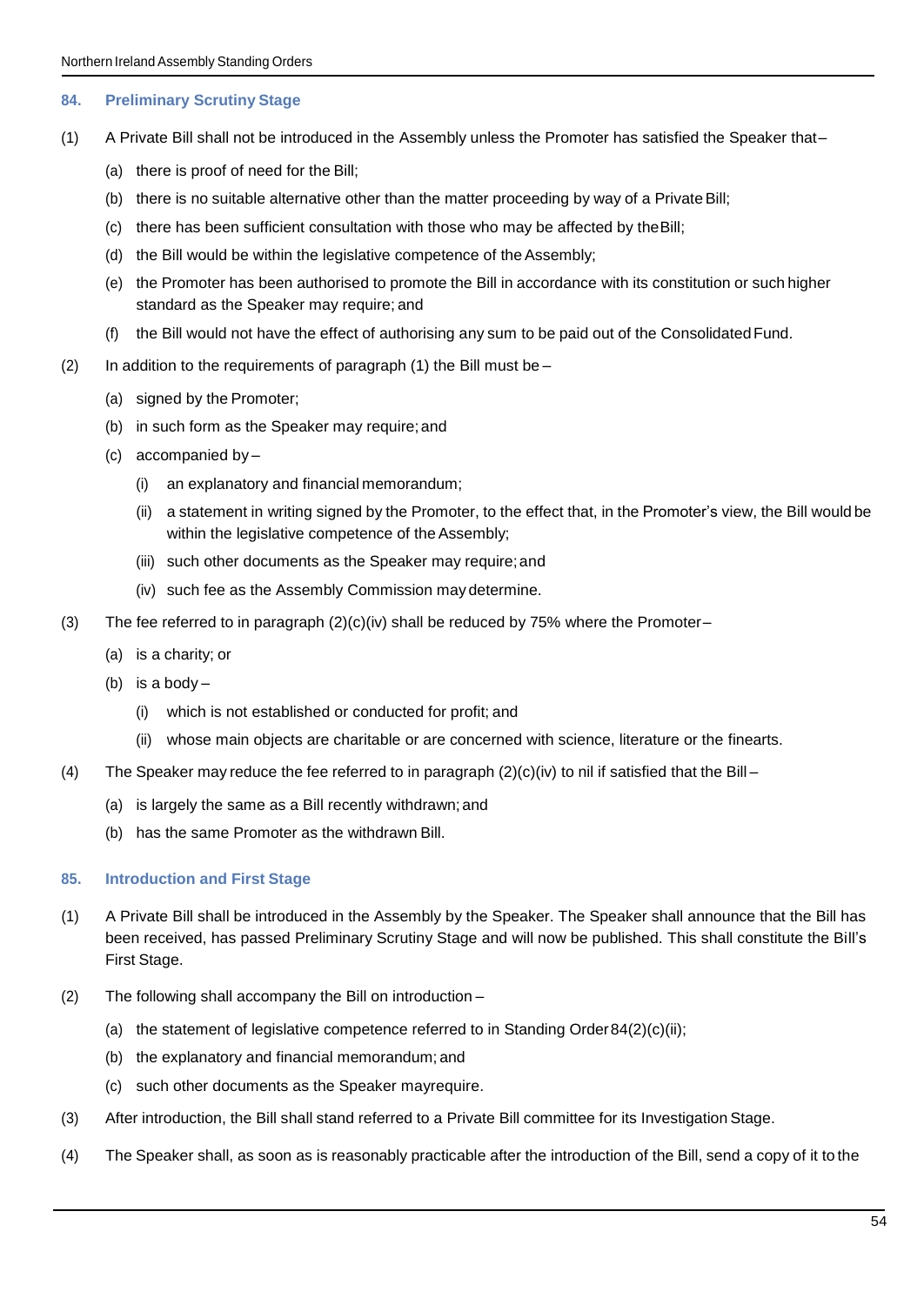### 84. Preliminary Scrutiny Stage

(1) A Private Bill shall not be introduced in the Assembly unless the Promoter has satisfied the Speaker that–

- (a) there is proof of need for the Bill;
- (b) there is no suitable alternative other than the matter proceeding by way of a Private Bill;
- (c) there has been sufficient consultation with those who may be affected by the Bill;
- (d) the Bill would be within the legislative competence of the Assembly;
- (e) the Promoter has been authorised to promote the Bill in accordance with its constitution or such higher standard as the Speaker may require; and
- (f) the Bill would not have the effect of authorising any sum to be paid out of the Consolidated Fund.

(2) In addition to the requirements of paragraph (1) the Bill must be –

- (a) signed by the Promoter;
- (b) in such form as the Speaker may require; and
- (c) accompanied by –
  - (i) an explanatory and financial memorandum;
  - (ii) a statement in writing signed by the Promoter, to the effect that, in the Promoter's view, the Bill would be within the legislative competence of the Assembly;
  - (iii) such other documents as the Speaker may require; and
  - (iv) such fee as the Assembly Commission may determine.

(3) The fee referred to in paragraph (2)(c)(iv) shall be reduced by 75% where the Promoter–

- (a) is a charity; or
- (b) is a body –
  - (i) which is not established or conducted for profit; and
  - (ii) whose main objects are charitable or are concerned with science, literature or the fine arts.

(4) The Speaker may reduce the fee referred to in paragraph (2)(c)(iv) to nil if satisfied that the Bill –

- (a) is largely the same as a Bill recently withdrawn; and
- (b) has the same Promoter as the withdrawn Bill.

### 85. Introduction and First Stage

(1) A Private Bill shall be introduced in the Assembly by the Speaker. The Speaker shall announce that the Bill has been received, has passed Preliminary Scrutiny Stage and will now be published. This shall constitute the Bill's First Stage.

(2) The following shall accompany the Bill on introduction –

- (a) the statement of legislative competence referred to in Standing Order 84(2)(c)(ii);
- (b) the explanatory and financial memorandum; and
- (c) such other documents as the Speaker may require.

(3) After introduction, the Bill shall stand referred to a Private Bill committee for its Investigation Stage.

(4) The Speaker shall, as soon as is reasonably practicable after the introduction of the Bill, send a copy of it to the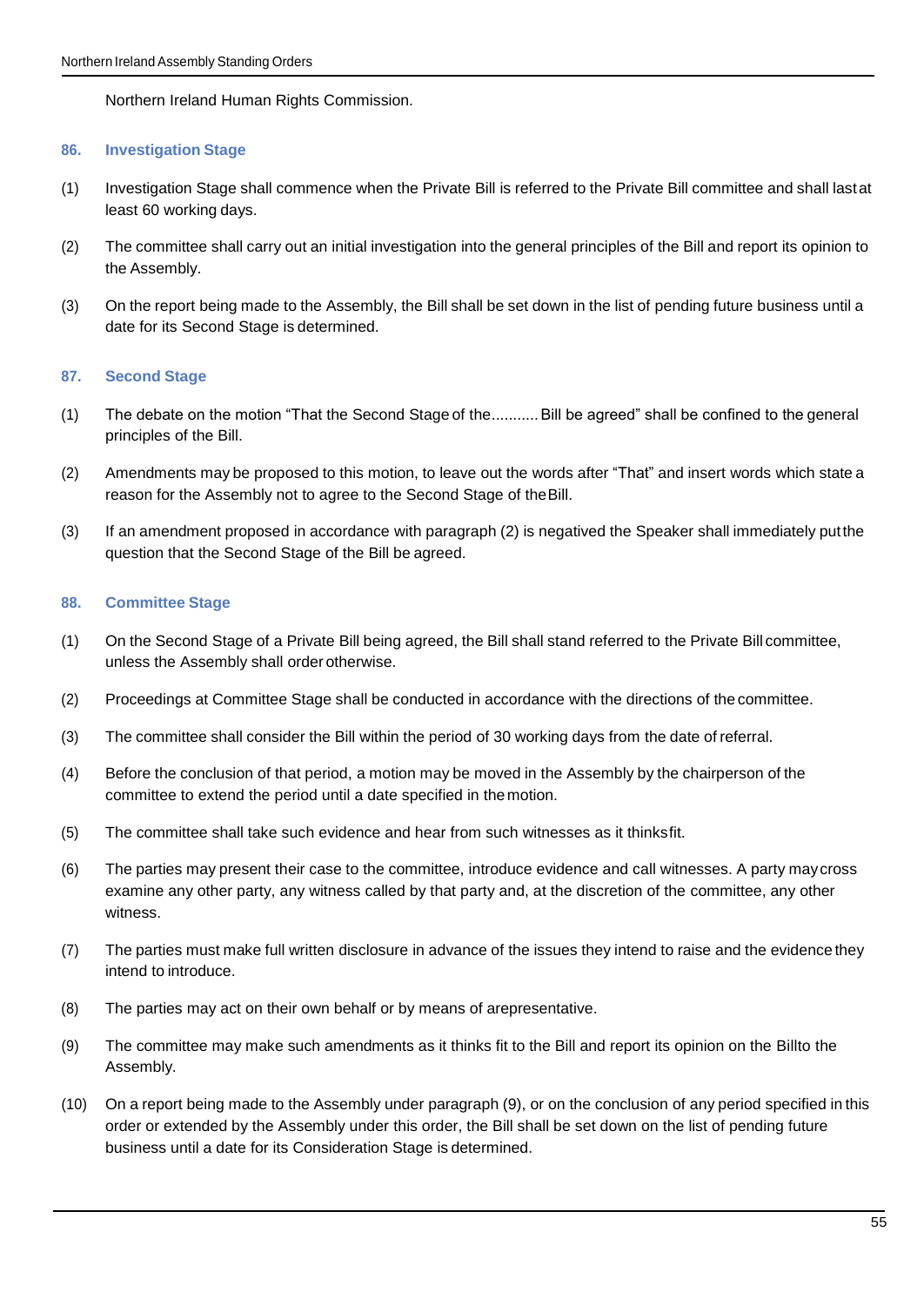Northern Ireland Human Rights Commission.

### 86. Investigation Stage

(1) Investigation Stage shall commence when the Private Bill is referred to the Private Bill committee and shall last at least 60 working days.

(2) The committee shall carry out an initial investigation into the general principles of the Bill and report its opinion to the Assembly.

(3) On the report being made to the Assembly, the Bill shall be set down in the list of pending future business until a date for its Second Stage is determined.

### 87. Second Stage

(1) The debate on the motion "That the Second Stage of the........... Bill be agreed" shall be confined to the general principles of the Bill.

(2) Amendments may be proposed to this motion, to leave out the words after "That" and insert words which state a reason for the Assembly not to agree to the Second Stage of the Bill.

(3) If an amendment proposed in accordance with paragraph (2) is negatived the Speaker shall immediately put the question that the Second Stage of the Bill be agreed.

### 88. Committee Stage

(1) On the Second Stage of a Private Bill being agreed, the Bill shall stand referred to the Private Bill committee, unless the Assembly shall order otherwise.

(2) Proceedings at Committee Stage shall be conducted in accordance with the directions of the committee.

(3) The committee shall consider the Bill within the period of 30 working days from the date of referral.

(4) Before the conclusion of that period, a motion may be moved in the Assembly by the chairperson of the committee to extend the period until a date specified in the motion.

(5) The committee shall take such evidence and hear from such witnesses as it thinks fit.

(6) The parties may present their case to the committee, introduce evidence and call witnesses. A party may cross examine any other party, any witness called by that party and, at the discretion of the committee, any other witness.

(7) The parties must make full written disclosure in advance of the issues they intend to raise and the evidence they intend to introduce.

(8) The parties may act on their own behalf or by means of a representative.

(9) The committee may make such amendments as it thinks fit to the Bill and report its opinion on the Bill to the Assembly.

(10) On a report being made to the Assembly under paragraph (9), or on the conclusion of any period specified in this order or extended by the Assembly under this order, the Bill shall be set down on the list of pending future business until a date for its Consideration Stage is determined.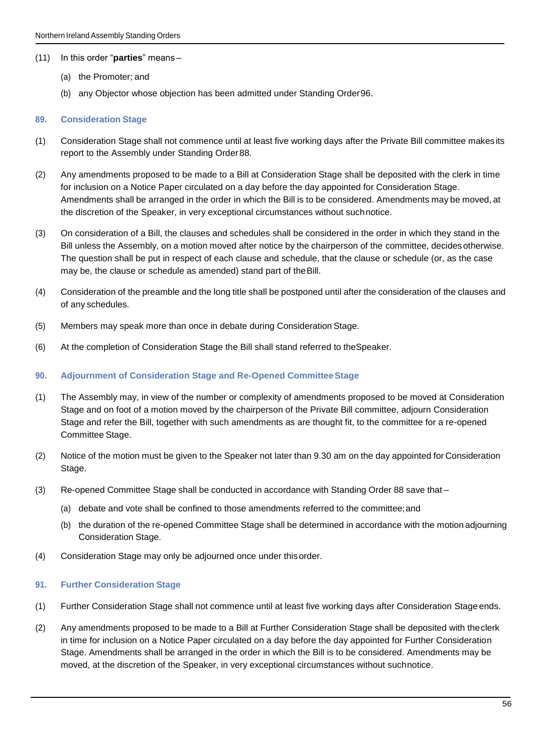(11) In this order "**parties**" means –

(a) the Promoter; and

(b) any Objector whose objection has been admitted under Standing Order 96.

### 89. Consideration Stage

(1) Consideration Stage shall not commence until at least five working days after the Private Bill committee makes its report to the Assembly under Standing Order 88.

(2) Any amendments proposed to be made to a Bill at Consideration Stage shall be deposited with the clerk in time for inclusion on a Notice Paper circulated on a day before the day appointed for Consideration Stage. Amendments shall be arranged in the order in which the Bill is to be considered. Amendments may be moved, at the discretion of the Speaker, in very exceptional circumstances without such notice.

(3) On consideration of a Bill, the clauses and schedules shall be considered in the order in which they stand in the Bill unless the Assembly, on a motion moved after notice by the chairperson of the committee, decides otherwise. The question shall be put in respect of each clause and schedule, that the clause or schedule (or, as the case may be, the clause or schedule as amended) stand part of the Bill.

(4) Consideration of the preamble and the long title shall be postponed until after the consideration of the clauses and of any schedules.

(5) Members may speak more than once in debate during Consideration Stage.

(6) At the completion of Consideration Stage the Bill shall stand referred to the Speaker.

### 90. Adjournment of Consideration Stage and Re-Opened Committee Stage

(1) The Assembly may, in view of the number or complexity of amendments proposed to be moved at Consideration Stage and on foot of a motion moved by the chairperson of the Private Bill committee, adjourn Consideration Stage and refer the Bill, together with such amendments as are thought fit, to the committee for a re-opened Committee Stage.

(2) Notice of the motion must be given to the Speaker not later than 9.30 am on the day appointed for Consideration Stage.

(3) Re-opened Committee Stage shall be conducted in accordance with Standing Order 88 save that –

(a) debate and vote shall be confined to those amendments referred to the committee; and

(b) the duration of the re-opened Committee Stage shall be determined in accordance with the motion adjourning Consideration Stage.

(4) Consideration Stage may only be adjourned once under this order.

### 91. Further Consideration Stage

(1) Further Consideration Stage shall not commence until at least five working days after Consideration Stage ends.

(2) Any amendments proposed to be made to a Bill at Further Consideration Stage shall be deposited with the clerk in time for inclusion on a Notice Paper circulated on a day before the day appointed for Further Consideration Stage. Amendments shall be arranged in the order in which the Bill is to be considered. Amendments may be moved, at the discretion of the Speaker, in very exceptional circumstances without such notice.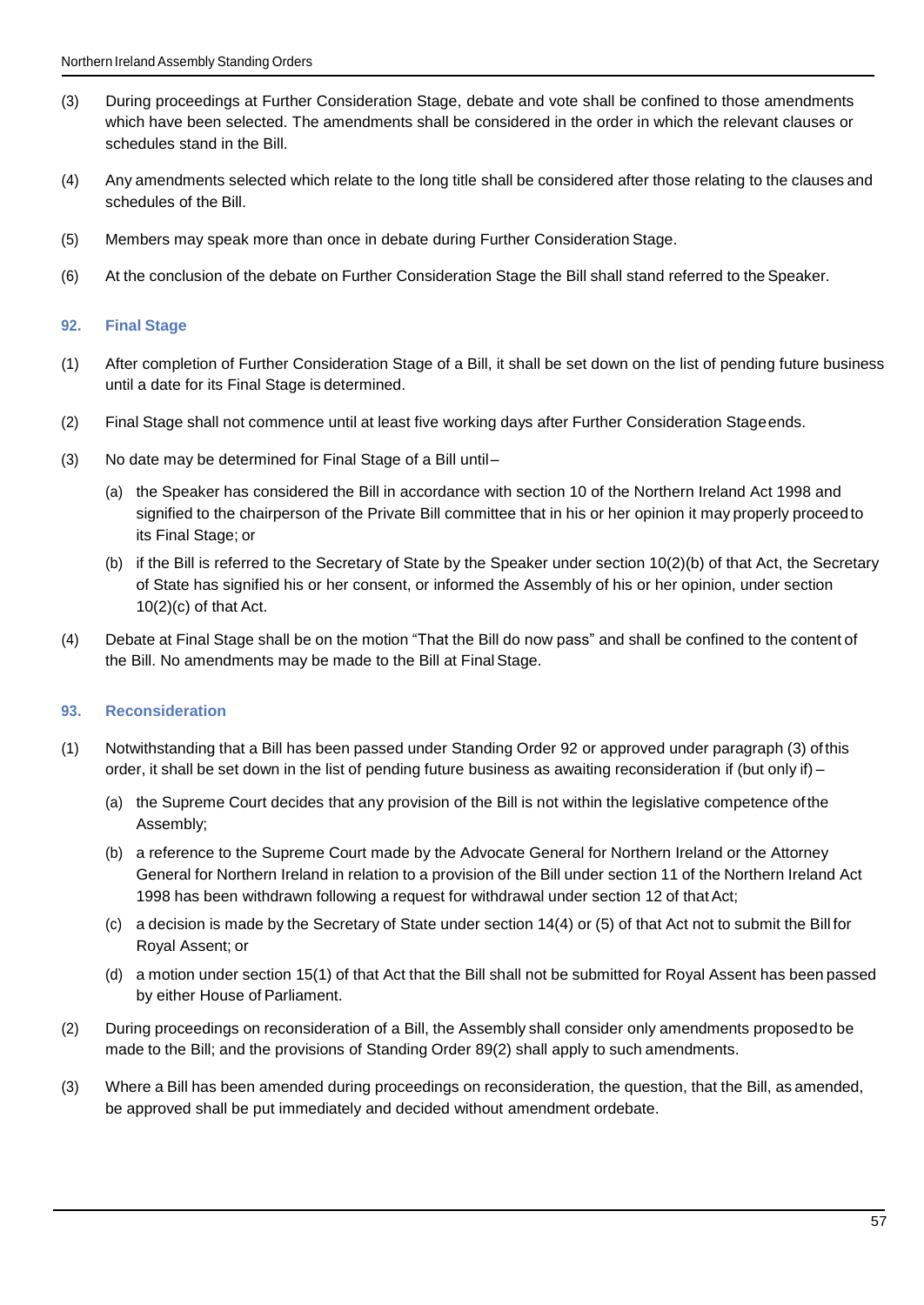(3) During proceedings at Further Consideration Stage, debate and vote shall be confined to those amendments which have been selected. The amendments shall be considered in the order in which the relevant clauses or schedules stand in the Bill.

(4) Any amendments selected which relate to the long title shall be considered after those relating to the clauses and schedules of the Bill.

(5) Members may speak more than once in debate during Further Consideration Stage.

(6) At the conclusion of the debate on Further Consideration Stage the Bill shall stand referred to the Speaker.

### 92. Final Stage

(1) After completion of Further Consideration Stage of a Bill, it shall be set down on the list of pending future business until a date for its Final Stage is determined.

(2) Final Stage shall not commence until at least five working days after Further Consideration Stage ends.

(3) No date may be determined for Final Stage of a Bill until –

(a) the Speaker has considered the Bill in accordance with section 10 of the Northern Ireland Act 1998 and signified to the chairperson of the Private Bill committee that in his or her opinion it may properly proceed to its Final Stage; or

(b) if the Bill is referred to the Secretary of State by the Speaker under section 10(2)(b) of that Act, the Secretary of State has signified his or her consent, or informed the Assembly of his or her opinion, under section 10(2)(c) of that Act.

(4) Debate at Final Stage shall be on the motion "That the Bill do now pass" and shall be confined to the content of the Bill. No amendments may be made to the Bill at Final Stage.

### 93. Reconsideration

(1) Notwithstanding that a Bill has been passed under Standing Order 92 or approved under paragraph (3) of this order, it shall be set down in the list of pending future business as awaiting reconsideration if (but only if) –

(a) the Supreme Court decides that any provision of the Bill is not within the legislative competence of the Assembly;

(b) a reference to the Supreme Court made by the Advocate General for Northern Ireland or the Attorney General for Northern Ireland in relation to a provision of the Bill under section 11 of the Northern Ireland Act 1998 has been withdrawn following a request for withdrawal under section 12 of that Act;

(c) a decision is made by the Secretary of State under section 14(4) or (5) of that Act not to submit the Bill for Royal Assent; or

(d) a motion under section 15(1) of that Act that the Bill shall not be submitted for Royal Assent has been passed by either House of Parliament.

(2) During proceedings on reconsideration of a Bill, the Assembly shall consider only amendments proposed to be made to the Bill; and the provisions of Standing Order 89(2) shall apply to such amendments.

(3) Where a Bill has been amended during proceedings on reconsideration, the question, that the Bill, as amended, be approved shall be put immediately and decided without amendment or debate.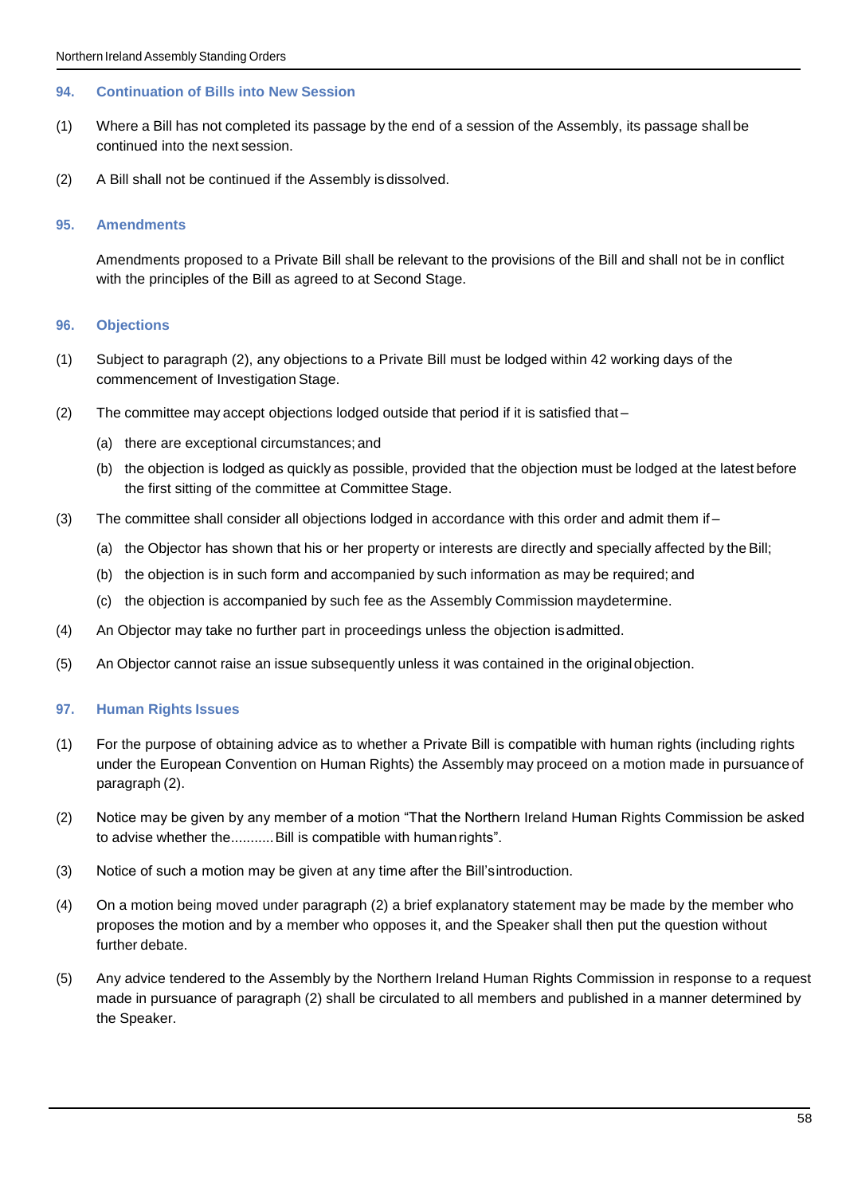### 94. Continuation of Bills into New Session

(1) Where a Bill has not completed its passage by the end of a session of the Assembly, its passage shall be continued into the next session.

(2) A Bill shall not be continued if the Assembly is dissolved.

### 95. Amendments

Amendments proposed to a Private Bill shall be relevant to the provisions of the Bill and shall not be in conflict with the principles of the Bill as agreed to at Second Stage.

### 96. Objections

(1) Subject to paragraph (2), any objections to a Private Bill must be lodged within 42 working days of the commencement of Investigation Stage.

(2) The committee may accept objections lodged outside that period if it is satisfied that –

- (a) there are exceptional circumstances; and
- (b) the objection is lodged as quickly as possible, provided that the objection must be lodged at the latest before the first sitting of the committee at Committee Stage.

(3) The committee shall consider all objections lodged in accordance with this order and admit them if –

- (a) the Objector has shown that his or her property or interests are directly and specially affected by the Bill;
- (b) the objection is in such form and accompanied by such information as may be required; and
- (c) the objection is accompanied by such fee as the Assembly Commission may determine.

(4) An Objector may take no further part in proceedings unless the objection is admitted.

(5) An Objector cannot raise an issue subsequently unless it was contained in the original objection.

### 97. Human Rights Issues

(1) For the purpose of obtaining advice as to whether a Private Bill is compatible with human rights (including rights under the European Convention on Human Rights) the Assembly may proceed on a motion made in pursuance of paragraph (2).

(2) Notice may be given by any member of a motion "That the Northern Ireland Human Rights Commission be asked to advise whether the........... Bill is compatible with human rights".

(3) Notice of such a motion may be given at any time after the Bill's introduction.

(4) On a motion being moved under paragraph (2) a brief explanatory statement may be made by the member who proposes the motion and by a member who opposes it, and the Speaker shall then put the question without further debate.

(5) Any advice tendered to the Assembly by the Northern Ireland Human Rights Commission in response to a request made in pursuance of paragraph (2) shall be circulated to all members and published in a manner determined by the Speaker.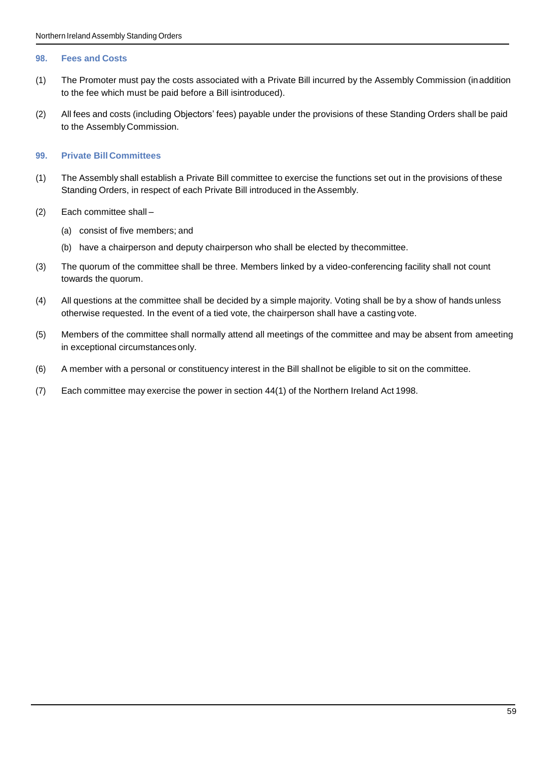### 98. Fees and Costs

(1) The Promoter must pay the costs associated with a Private Bill incurred by the Assembly Commission (in addition to the fee which must be paid before a Bill is introduced).

(2) All fees and costs (including Objectors' fees) payable under the provisions of these Standing Orders shall be paid to the Assembly Commission.

### 99. Private Bill Committees

(1) The Assembly shall establish a Private Bill committee to exercise the functions set out in the provisions of these Standing Orders, in respect of each Private Bill introduced in the Assembly.

(2) Each committee shall –

  (a) consist of five members; and

  (b) have a chairperson and deputy chairperson who shall be elected by the committee.

(3) The quorum of the committee shall be three. Members linked by a video-conferencing facility shall not count towards the quorum.

(4) All questions at the committee shall be decided by a simple majority. Voting shall be by a show of hands unless otherwise requested. In the event of a tied vote, the chairperson shall have a casting vote.

(5) Members of the committee shall normally attend all meetings of the committee and may be absent from a meeting in exceptional circumstances only.

(6) A member with a personal or constituency interest in the Bill shall not be eligible to sit on the committee.

(7) Each committee may exercise the power in section 44(1) of the Northern Ireland Act 1998.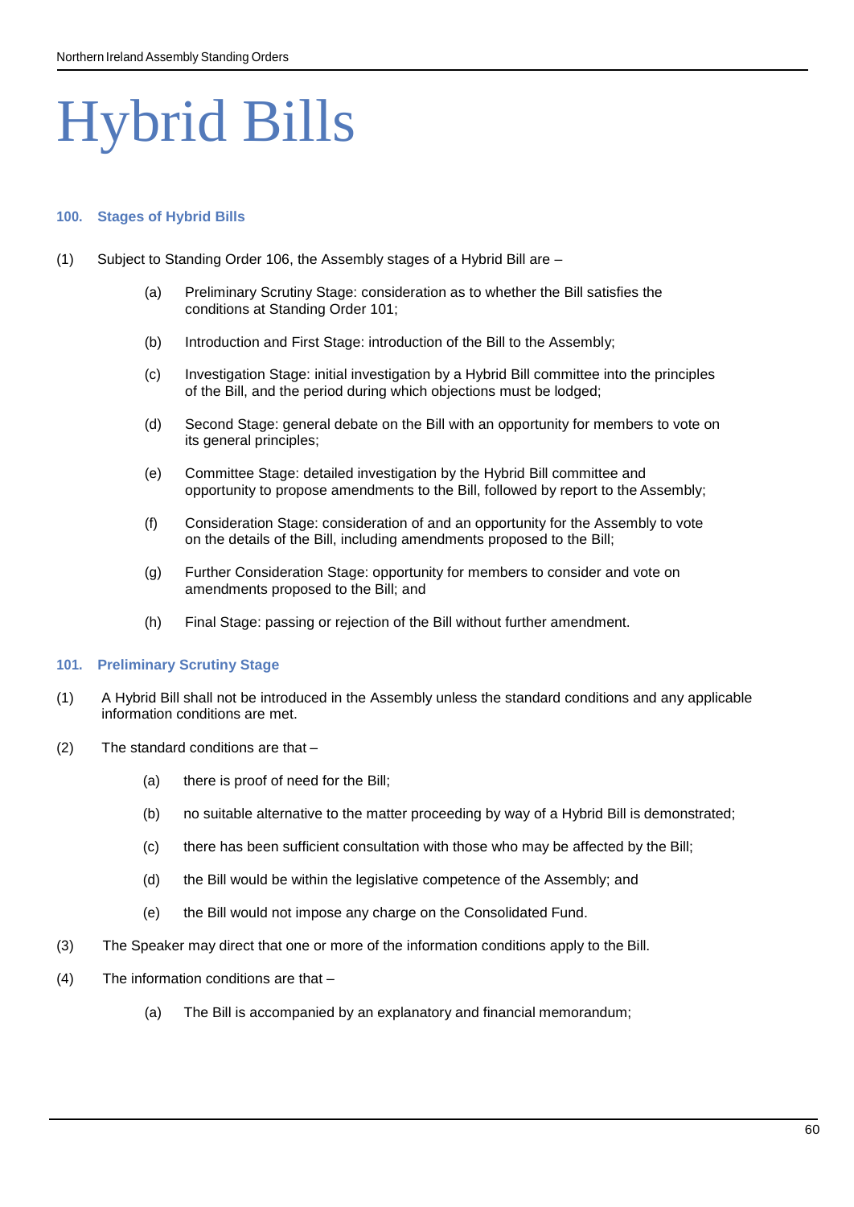# Hybrid Bills

### 100. Stages of Hybrid Bills

(1) Subject to Standing Order 106, the Assembly stages of a Hybrid Bill are –

- (a) Preliminary Scrutiny Stage: consideration as to whether the Bill satisfies the conditions at Standing Order 101;
- (b) Introduction and First Stage: introduction of the Bill to the Assembly;
- (c) Investigation Stage: initial investigation by a Hybrid Bill committee into the principles of the Bill, and the period during which objections must be lodged;
- (d) Second Stage: general debate on the Bill with an opportunity for members to vote on its general principles;
- (e) Committee Stage: detailed investigation by the Hybrid Bill committee and opportunity to propose amendments to the Bill, followed by report to the Assembly;
- (f) Consideration Stage: consideration of and an opportunity for the Assembly to vote on the details of the Bill, including amendments proposed to the Bill;
- (g) Further Consideration Stage: opportunity for members to consider and vote on amendments proposed to the Bill; and
- (h) Final Stage: passing or rejection of the Bill without further amendment.

### 101. Preliminary Scrutiny Stage

(1) A Hybrid Bill shall not be introduced in the Assembly unless the standard conditions and any applicable information conditions are met.

(2) The standard conditions are that –

- (a) there is proof of need for the Bill;
- (b) no suitable alternative to the matter proceeding by way of a Hybrid Bill is demonstrated;
- (c) there has been sufficient consultation with those who may be affected by the Bill;
- (d) the Bill would be within the legislative competence of the Assembly; and
- (e) the Bill would not impose any charge on the Consolidated Fund.

(3) The Speaker may direct that one or more of the information conditions apply to the Bill.

(4) The information conditions are that –

- (a) The Bill is accompanied by an explanatory and financial memorandum;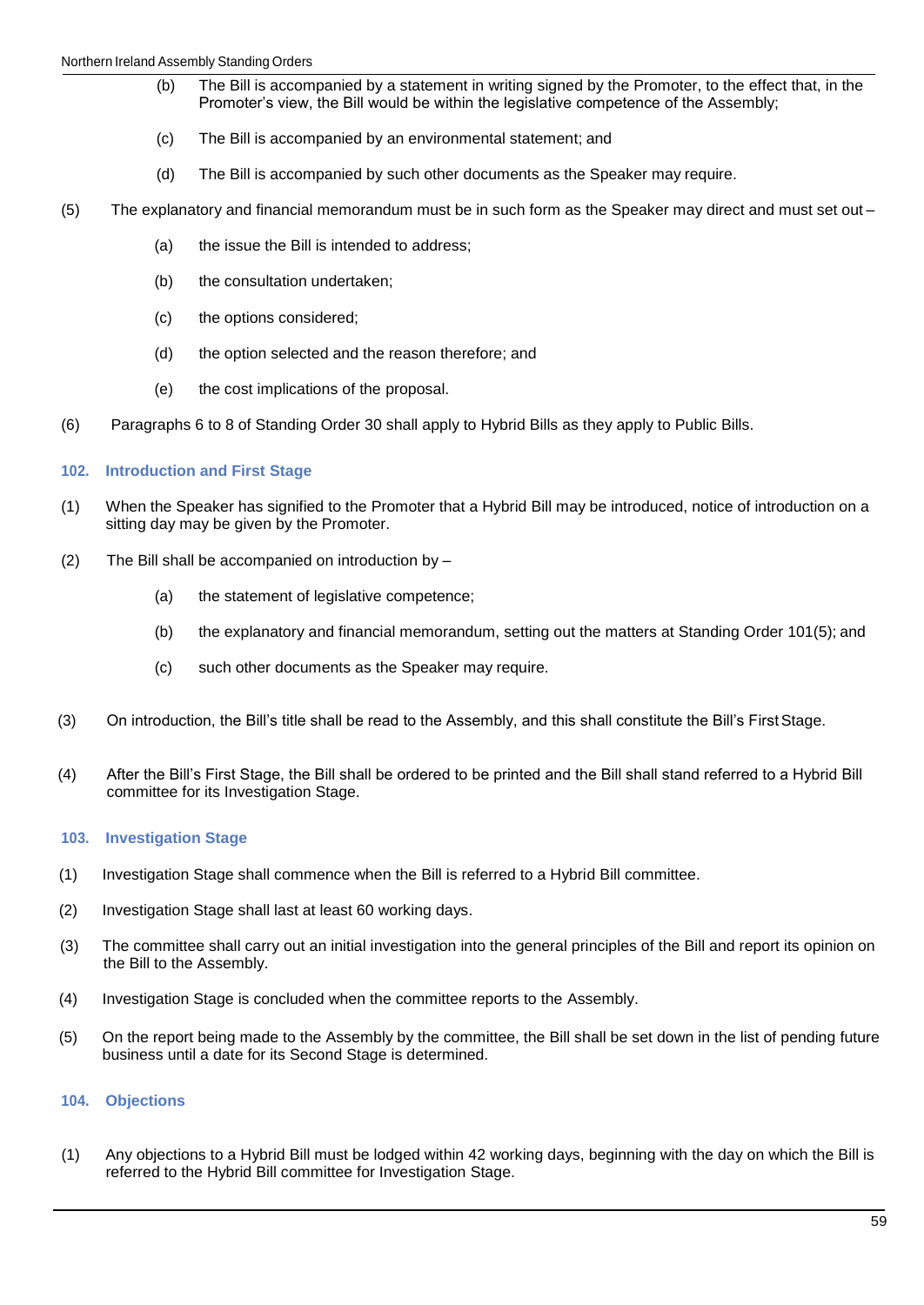(b) The Bill is accompanied by a statement in writing signed by the Promoter, to the effect that, in the Promoter's view, the Bill would be within the legislative competence of the Assembly;

(c) The Bill is accompanied by an environmental statement; and

(d) The Bill is accompanied by such other documents as the Speaker may require.

(5) The explanatory and financial memorandum must be in such form as the Speaker may direct and must set out –

(a) the issue the Bill is intended to address;

(b) the consultation undertaken;

(c) the options considered;

(d) the option selected and the reason therefore; and

(e) the cost implications of the proposal.

(6) Paragraphs 6 to 8 of Standing Order 30 shall apply to Hybrid Bills as they apply to Public Bills.

### 102. Introduction and First Stage

(1) When the Speaker has signified to the Promoter that a Hybrid Bill may be introduced, notice of introduction on a sitting day may be given by the Promoter.

(2) The Bill shall be accompanied on introduction by –

(a) the statement of legislative competence;

(b) the explanatory and financial memorandum, setting out the matters at Standing Order 101(5); and

(c) such other documents as the Speaker may require.

(3) On introduction, the Bill's title shall be read to the Assembly, and this shall constitute the Bill's First Stage.

(4) After the Bill's First Stage, the Bill shall be ordered to be printed and the Bill shall stand referred to a Hybrid Bill committee for its Investigation Stage.

### 103. Investigation Stage

(1) Investigation Stage shall commence when the Bill is referred to a Hybrid Bill committee.

(2) Investigation Stage shall last at least 60 working days.

(3) The committee shall carry out an initial investigation into the general principles of the Bill and report its opinion on the Bill to the Assembly.

(4) Investigation Stage is concluded when the committee reports to the Assembly.

(5) On the report being made to the Assembly by the committee, the Bill shall be set down in the list of pending future business until a date for its Second Stage is determined.

### 104. Objections

(1) Any objections to a Hybrid Bill must be lodged within 42 working days, beginning with the day on which the Bill is referred to the Hybrid Bill committee for Investigation Stage.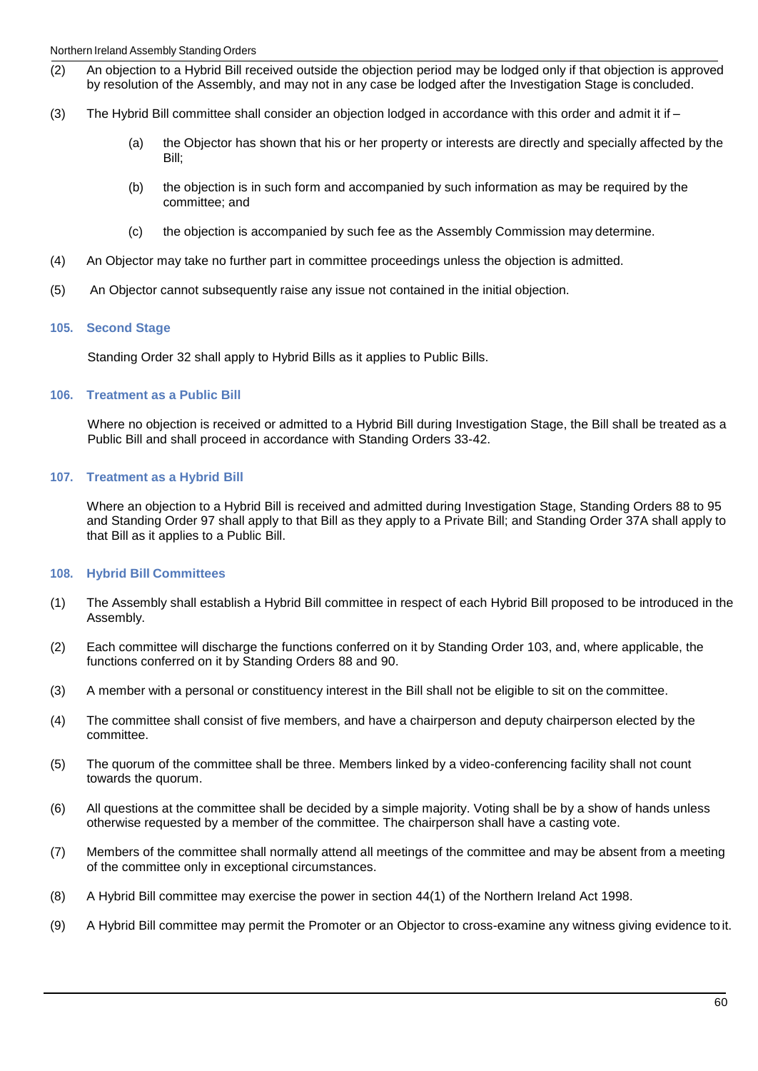(2) An objection to a Hybrid Bill received outside the objection period may be lodged only if that objection is approved by resolution of the Assembly, and may not in any case be lodged after the Investigation Stage is concluded.

(3) The Hybrid Bill committee shall consider an objection lodged in accordance with this order and admit it if –

  (a) the Objector has shown that his or her property or interests are directly and specially affected by the Bill;

  (b) the objection is in such form and accompanied by such information as may be required by the committee; and

  (c) the objection is accompanied by such fee as the Assembly Commission may determine.

(4) An Objector may take no further part in committee proceedings unless the objection is admitted.

(5) An Objector cannot subsequently raise any issue not contained in the initial objection.

### 105. Second Stage

Standing Order 32 shall apply to Hybrid Bills as it applies to Public Bills.

### 106. Treatment as a Public Bill

Where no objection is received or admitted to a Hybrid Bill during Investigation Stage, the Bill shall be treated as a Public Bill and shall proceed in accordance with Standing Orders 33-42.

### 107. Treatment as a Hybrid Bill

Where an objection to a Hybrid Bill is received and admitted during Investigation Stage, Standing Orders 88 to 95 and Standing Order 97 shall apply to that Bill as they apply to a Private Bill; and Standing Order 37A shall apply to that Bill as it applies to a Public Bill.

### 108. Hybrid Bill Committees

(1) The Assembly shall establish a Hybrid Bill committee in respect of each Hybrid Bill proposed to be introduced in the Assembly.

(2) Each committee will discharge the functions conferred on it by Standing Order 103, and, where applicable, the functions conferred on it by Standing Orders 88 and 90.

(3) A member with a personal or constituency interest in the Bill shall not be eligible to sit on the committee.

(4) The committee shall consist of five members, and have a chairperson and deputy chairperson elected by the committee.

(5) The quorum of the committee shall be three. Members linked by a video-conferencing facility shall not count towards the quorum.

(6) All questions at the committee shall be decided by a simple majority. Voting shall be by a show of hands unless otherwise requested by a member of the committee. The chairperson shall have a casting vote.

(7) Members of the committee shall normally attend all meetings of the committee and may be absent from a meeting of the committee only in exceptional circumstances.

(8) A Hybrid Bill committee may exercise the power in section 44(1) of the Northern Ireland Act 1998.

(9) A Hybrid Bill committee may permit the Promoter or an Objector to cross-examine any witness giving evidence to it.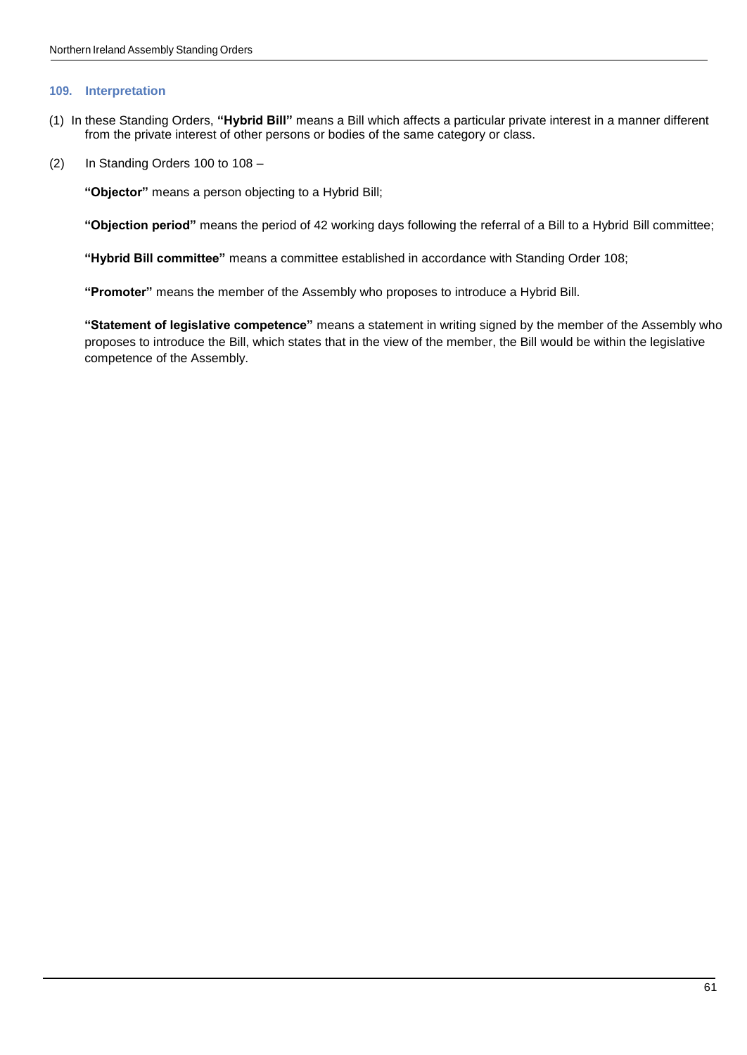### 109. Interpretation

(1) In these Standing Orders, **"Hybrid Bill"** means a Bill which affects a particular private interest in a manner different from the private interest of other persons or bodies of the same category or class.

(2) In Standing Orders 100 to 108 –

**"Objector"** means a person objecting to a Hybrid Bill;

**"Objection period"** means the period of 42 working days following the referral of a Bill to a Hybrid Bill committee;

**"Hybrid Bill committee"** means a committee established in accordance with Standing Order 108;

**"Promoter"** means the member of the Assembly who proposes to introduce a Hybrid Bill.

**"Statement of legislative competence"** means a statement in writing signed by the member of the Assembly who proposes to introduce the Bill, which states that in the view of the member, the Bill would be within the legislative competence of the Assembly.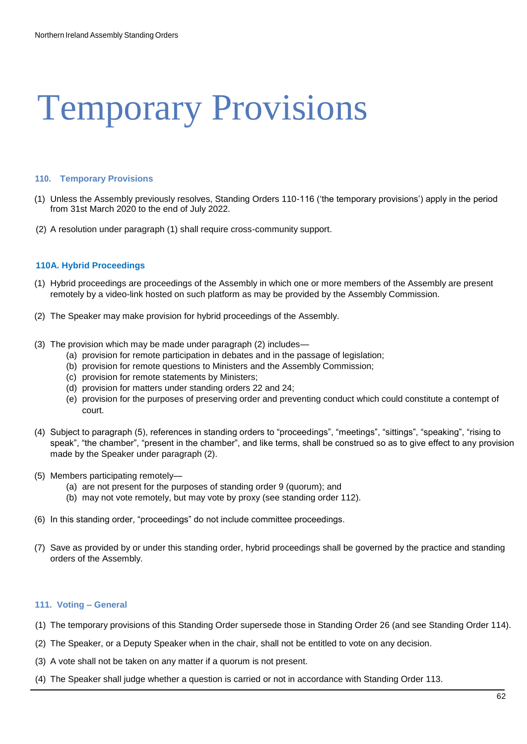# Temporary Provisions

### 110. Temporary Provisions

(1) Unless the Assembly previously resolves, Standing Orders 110-116 ('the temporary provisions') apply in the period from 31st March 2020 to the end of July 2022.

(2) A resolution under paragraph (1) shall require cross-community support.

### 110A. Hybrid Proceedings

(1) Hybrid proceedings are proceedings of the Assembly in which one or more members of the Assembly are present remotely by a video-link hosted on such platform as may be provided by the Assembly Commission.

(2) The Speaker may make provision for hybrid proceedings of the Assembly.

(3) The provision which may be made under paragraph (2) includes—
  - (a) provision for remote participation in debates and in the passage of legislation;
  - (b) provision for remote questions to Ministers and the Assembly Commission;
  - (c) provision for remote statements by Ministers;
  - (d) provision for matters under standing orders 22 and 24;
  - (e) provision for the purposes of preserving order and preventing conduct which could constitute a contempt of court.

(4) Subject to paragraph (5), references in standing orders to "proceedings", "meetings", "sittings", "speaking", "rising to speak", "the chamber", "present in the chamber", and like terms, shall be construed so as to give effect to any provision made by the Speaker under paragraph (2).

(5) Members participating remotely—
  - (a) are not present for the purposes of standing order 9 (quorum); and
  - (b) may not vote remotely, but may vote by proxy (see standing order 112).

(6) In this standing order, "proceedings" do not include committee proceedings.

(7) Save as provided by or under this standing order, hybrid proceedings shall be governed by the practice and standing orders of the Assembly.

### 111. Voting – General

(1) The temporary provisions of this Standing Order supersede those in Standing Order 26 (and see Standing Order 114).

(2) The Speaker, or a Deputy Speaker when in the chair, shall not be entitled to vote on any decision.

(3) A vote shall not be taken on any matter if a quorum is not present.

(4) The Speaker shall judge whether a question is carried or not in accordance with Standing Order 113.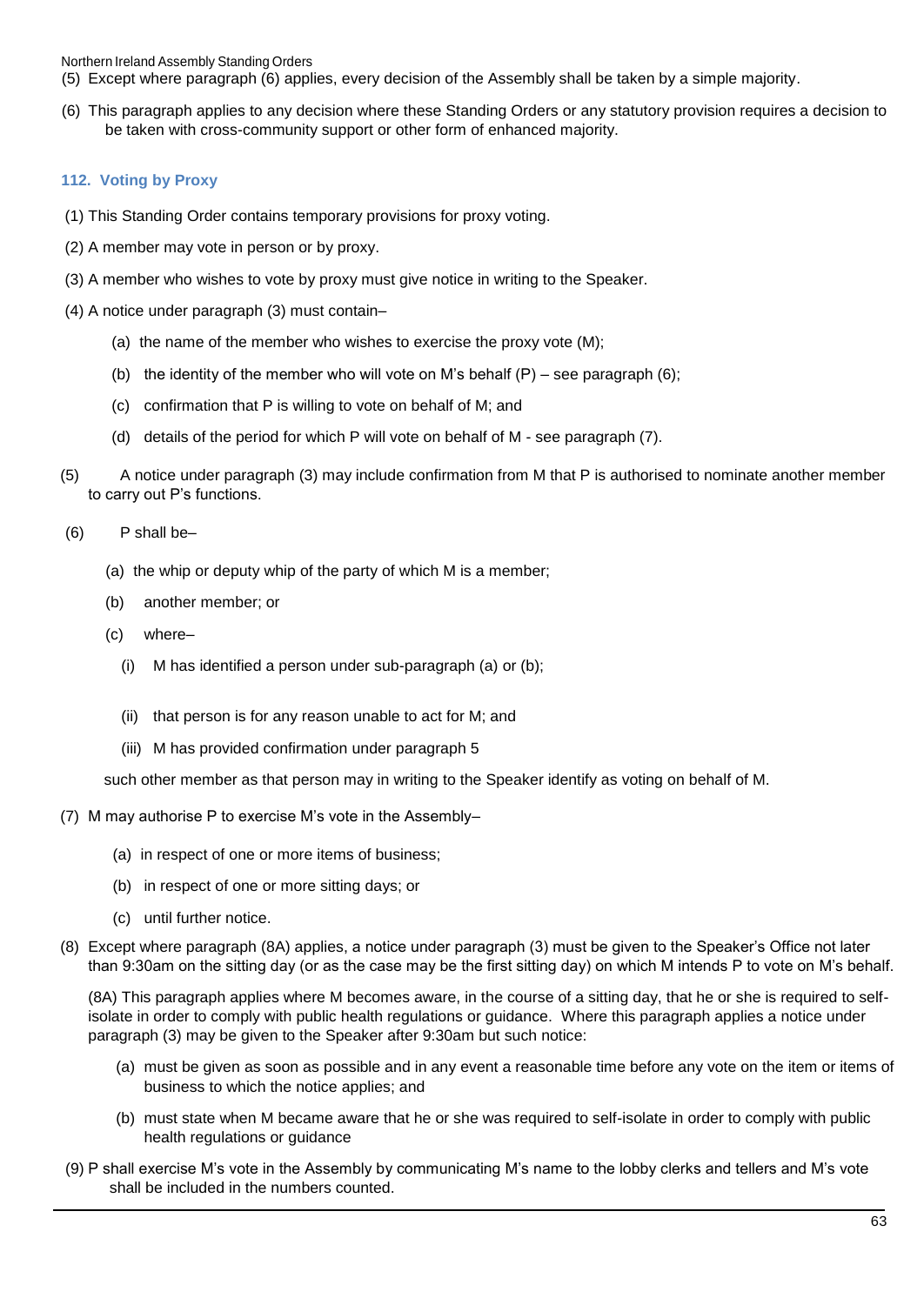(5) Except where paragraph (6) applies, every decision of the Assembly shall be taken by a simple majority.

(6) This paragraph applies to any decision where these Standing Orders or any statutory provision requires a decision to be taken with cross-community support or other form of enhanced majority.

### 112. Voting by Proxy

(1) This Standing Order contains temporary provisions for proxy voting.

(2) A member may vote in person or by proxy.

(3) A member who wishes to vote by proxy must give notice in writing to the Speaker.

(4) A notice under paragraph (3) must contain–

(a) the name of the member who wishes to exercise the proxy vote (M);

(b) the identity of the member who will vote on M's behalf (P) – see paragraph (6);

(c) confirmation that P is willing to vote on behalf of M; and

(d) details of the period for which P will vote on behalf of M - see paragraph (7).

(5) A notice under paragraph (3) may include confirmation from M that P is authorised to nominate another member to carry out P's functions.

(6) P shall be–

(a) the whip or deputy whip of the party of which M is a member;

(b) another member; or

(c) where–

(i) M has identified a person under sub-paragraph (a) or (b);

(ii) that person is for any reason unable to act for M; and

(iii) M has provided confirmation under paragraph 5

such other member as that person may in writing to the Speaker identify as voting on behalf of M.

(7) M may authorise P to exercise M's vote in the Assembly–

(a) in respect of one or more items of business;

(b) in respect of one or more sitting days; or

(c) until further notice.

(8) Except where paragraph (8A) applies, a notice under paragraph (3) must be given to the Speaker's Office not later than 9:30am on the sitting day (or as the case may be the first sitting day) on which M intends P to vote on M's behalf.

(8A) This paragraph applies where M becomes aware, in the course of a sitting day, that he or she is required to self-isolate in order to comply with public health regulations or guidance. Where this paragraph applies a notice under paragraph (3) may be given to the Speaker after 9:30am but such notice:

(a) must be given as soon as possible and in any event a reasonable time before any vote on the item or items of business to which the notice applies; and

(b) must state when M became aware that he or she was required to self-isolate in order to comply with public health regulations or guidance

(9) P shall exercise M's vote in the Assembly by communicating M's name to the lobby clerks and tellers and M's vote shall be included in the numbers counted.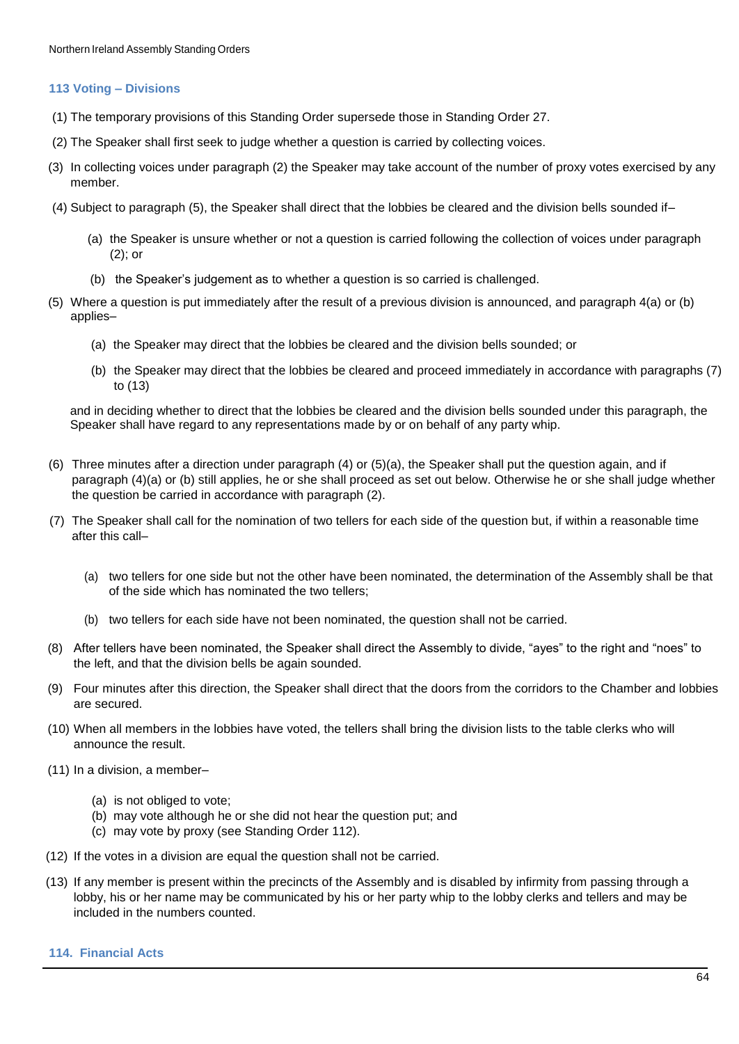### 113 Voting – Divisions

(1) The temporary provisions of this Standing Order supersede those in Standing Order 27.

(2) The Speaker shall first seek to judge whether a question is carried by collecting voices.

(3) In collecting voices under paragraph (2) the Speaker may take account of the number of proxy votes exercised by any member.

(4) Subject to paragraph (5), the Speaker shall direct that the lobbies be cleared and the division bells sounded if–

- (a) the Speaker is unsure whether or not a question is carried following the collection of voices under paragraph (2); or
- (b) the Speaker's judgement as to whether a question is so carried is challenged.

(5) Where a question is put immediately after the result of a previous division is announced, and paragraph 4(a) or (b) applies–

- (a) the Speaker may direct that the lobbies be cleared and the division bells sounded; or
- (b) the Speaker may direct that the lobbies be cleared and proceed immediately in accordance with paragraphs (7) to (13)

and in deciding whether to direct that the lobbies be cleared and the division bells sounded under this paragraph, the Speaker shall have regard to any representations made by or on behalf of any party whip.

(6) Three minutes after a direction under paragraph (4) or (5)(a), the Speaker shall put the question again, and if paragraph (4)(a) or (b) still applies, he or she shall proceed as set out below. Otherwise he or she shall judge whether the question be carried in accordance with paragraph (2).

(7) The Speaker shall call for the nomination of two tellers for each side of the question but, if within a reasonable time after this call–

- (a) two tellers for one side but not the other have been nominated, the determination of the Assembly shall be that of the side which has nominated the two tellers;
- (b) two tellers for each side have not been nominated, the question shall not be carried.

(8) After tellers have been nominated, the Speaker shall direct the Assembly to divide, "ayes" to the right and "noes" to the left, and that the division bells be again sounded.

(9) Four minutes after this direction, the Speaker shall direct that the doors from the corridors to the Chamber and lobbies are secured.

(10) When all members in the lobbies have voted, the tellers shall bring the division lists to the table clerks who will announce the result.

(11) In a division, a member–

- (a) is not obliged to vote;
- (b) may vote although he or she did not hear the question put; and
- (c) may vote by proxy (see Standing Order 112).

(12) If the votes in a division are equal the question shall not be carried.

(13) If any member is present within the precincts of the Assembly and is disabled by infirmity from passing through a lobby, his or her name may be communicated by his or her party whip to the lobby clerks and tellers and may be included in the numbers counted.

### 114. Financial Acts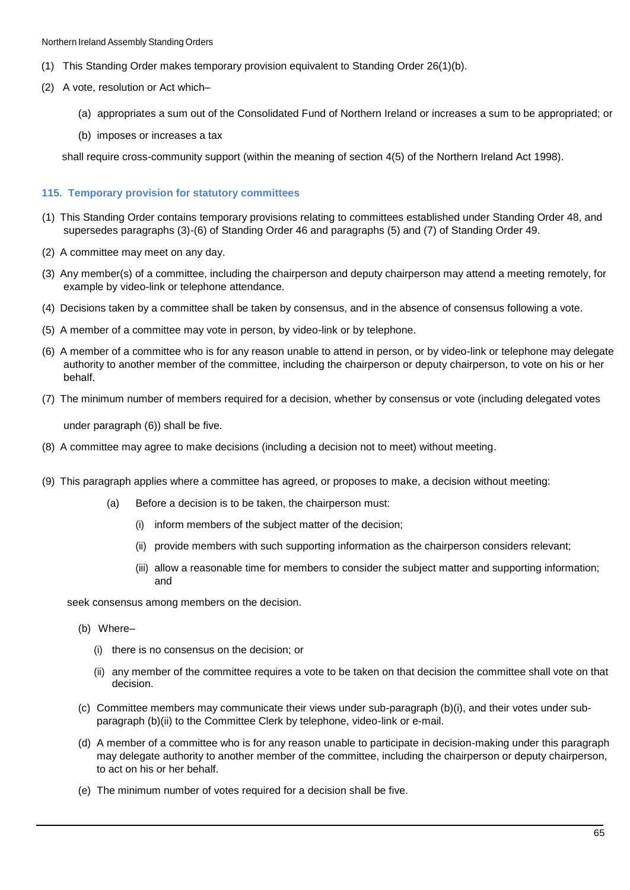(1) This Standing Order makes temporary provision equivalent to Standing Order 26(1)(b).

(2) A vote, resolution or Act which–

(a) appropriates a sum out of the Consolidated Fund of Northern Ireland or increases a sum to be appropriated; or

(b) imposes or increases a tax

shall require cross-community support (within the meaning of section 4(5) of the Northern Ireland Act 1998).

### 115. Temporary provision for statutory committees

(1) This Standing Order contains temporary provisions relating to committees established under Standing Order 48, and supersedes paragraphs (3)-(6) of Standing Order 46 and paragraphs (5) and (7) of Standing Order 49.

(2) A committee may meet on any day.

(3) Any member(s) of a committee, including the chairperson and deputy chairperson may attend a meeting remotely, for example by video-link or telephone attendance.

(4) Decisions taken by a committee shall be taken by consensus, and in the absence of consensus following a vote.

(5) A member of a committee may vote in person, by video-link or by telephone.

(6) A member of a committee who is for any reason unable to attend in person, or by video-link or telephone may delegate authority to another member of the committee, including the chairperson or deputy chairperson, to vote on his or her behalf.

(7) The minimum number of members required for a decision, whether by consensus or vote (including delegated votes under paragraph (6)) shall be five.

(8) A committee may agree to make decisions (including a decision not to meet) without meeting.

(9) This paragraph applies where a committee has agreed, or proposes to make, a decision without meeting:

(a) Before a decision is to be taken, the chairperson must:

(i) inform members of the subject matter of the decision;

(ii) provide members with such supporting information as the chairperson considers relevant;

(iii) allow a reasonable time for members to consider the subject matter and supporting information; and

seek consensus among members on the decision.

(b) Where–

(i) there is no consensus on the decision; or

(ii) any member of the committee requires a vote to be taken on that decision the committee shall vote on that decision.

(c) Committee members may communicate their views under sub-paragraph (b)(i), and their votes under sub-paragraph (b)(ii) to the Committee Clerk by telephone, video-link or e-mail.

(d) A member of a committee who is for any reason unable to participate in decision-making under this paragraph may delegate authority to another member of the committee, including the chairperson or deputy chairperson, to act on his or her behalf.

(e) The minimum number of votes required for a decision shall be five.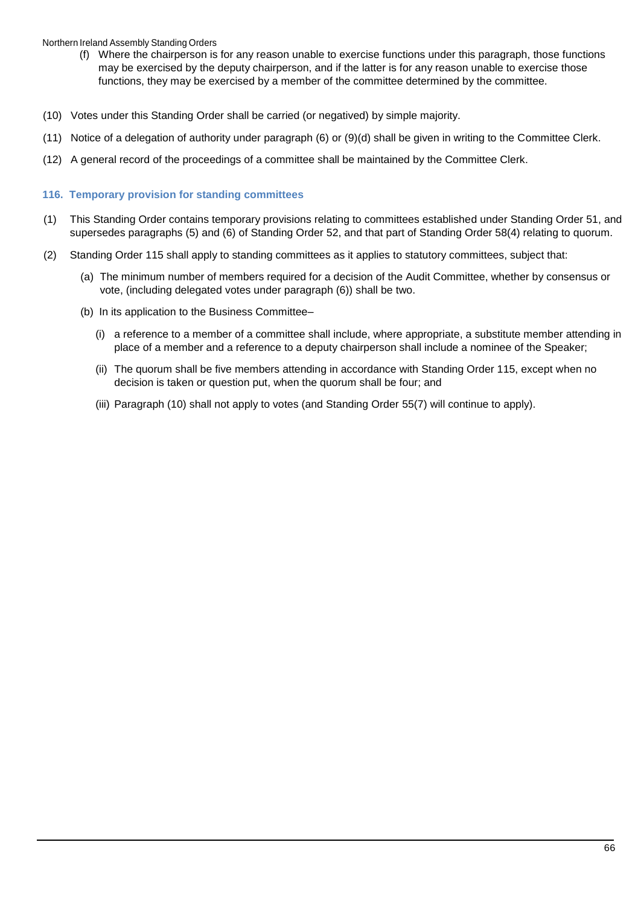(f) Where the chairperson is for any reason unable to exercise functions under this paragraph, those functions may be exercised by the deputy chairperson, and if the latter is for any reason unable to exercise those functions, they may be exercised by a member of the committee determined by the committee.

(10) Votes under this Standing Order shall be carried (or negatived) by simple majority.

(11) Notice of a delegation of authority under paragraph (6) or (9)(d) shall be given in writing to the Committee Clerk.

(12) A general record of the proceedings of a committee shall be maintained by the Committee Clerk.

### 116. Temporary provision for standing committees

(1) This Standing Order contains temporary provisions relating to committees established under Standing Order 51, and supersedes paragraphs (5) and (6) of Standing Order 52, and that part of Standing Order 58(4) relating to quorum.

(2) Standing Order 115 shall apply to standing committees as it applies to statutory committees, subject that:

(a) The minimum number of members required for a decision of the Audit Committee, whether by consensus or vote, (including delegated votes under paragraph (6)) shall be two.

(b) In its application to the Business Committee–

(i) a reference to a member of a committee shall include, where appropriate, a substitute member attending in place of a member and a reference to a deputy chairperson shall include a nominee of the Speaker;

(ii) The quorum shall be five members attending in accordance with Standing Order 115, except when no decision is taken or question put, when the quorum shall be four; and

(iii) Paragraph (10) shall not apply to votes (and Standing Order 55(7) will continue to apply).